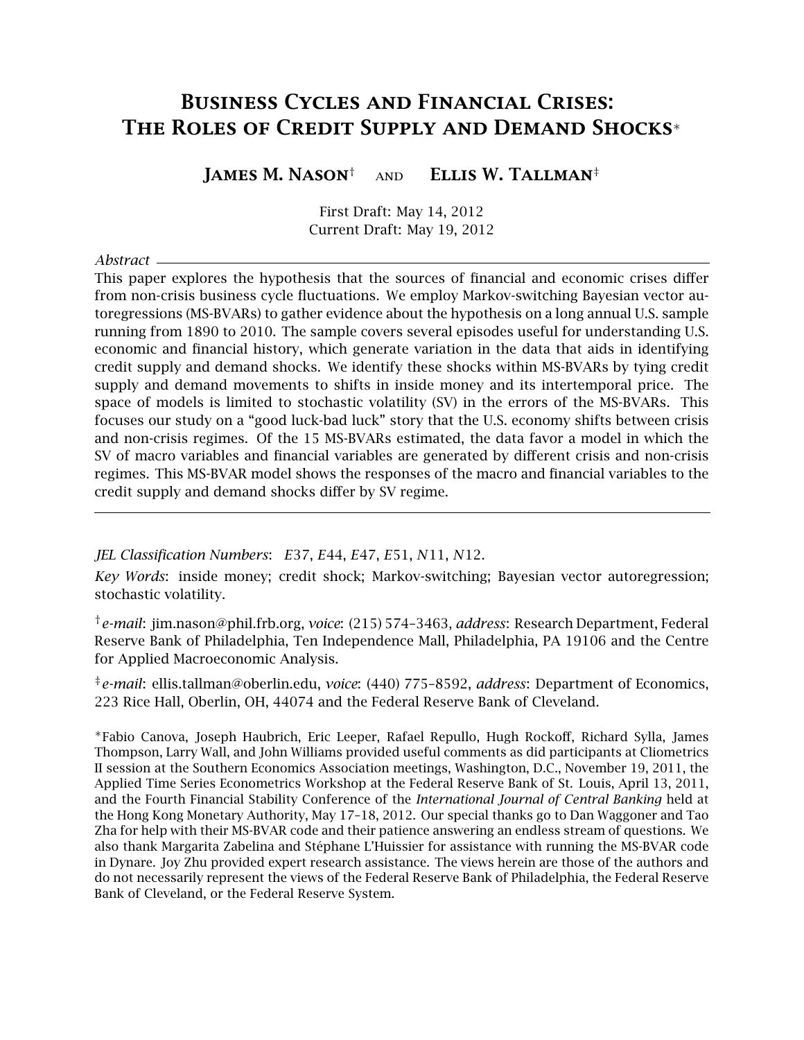# Business Cycles and Financial Crises: The Roles of Credit Supply and Demand Shocks*

**James M. Nason**[†] and **Ellis W. Tallman**[‡]

First Draft: May 14, 2012
Current Draft: May 19, 2012

*Abstract*

This paper explores the hypothesis that the sources of financial and economic crises differ from non-crisis business cycle fluctuations. We employ Markov-switching Bayesian vector autoregressions (MS-BVARs) to gather evidence about the hypothesis on a long annual U.S. sample running from 1890 to 2010. The sample covers several episodes useful for understanding U.S. economic and financial history, which generate variation in the data that aids in identifying credit supply and demand shocks. We identify these shocks within MS-BVARs by tying credit supply and demand movements to shifts in inside money and its intertemporal price. The space of models is limited to stochastic volatility (SV) in the errors of the MS-BVARs. This focuses our study on a "good luck-bad luck" story that the U.S. economy shifts between crisis and non-crisis regimes. Of the 15 MS-BVARs estimated, the data favor a model in which the SV of macro variables and financial variables are generated by different crisis and non-crisis regimes. This MS-BVAR model shows the responses of the macro and financial variables to the credit supply and demand shocks differ by SV regime.

---

*JEL Classification Numbers*: *E*37, *E*44, *E*47, *E*51, *N*11, *N*12.

*Key Words*: inside money; credit shock; Markov-switching; Bayesian vector autoregression; stochastic volatility.

[†] *e-mail*: jim.nason@phil.frb.org, *voice*: (215) 574–3463, *address*: Research Department, Federal Reserve Bank of Philadelphia, Ten Independence Mall, Philadelphia, PA 19106 and the Centre for Applied Macroeconomic Analysis.

[‡] *e-mail*: ellis.tallman@oberlin.edu, *voice*: (440) 775–8592, *address*: Department of Economics, 223 Rice Hall, Oberlin, OH, 44074 and the Federal Reserve Bank of Cleveland.

*Fabio Canova, Joseph Haubrich, Eric Leeper, Rafael Repullo, Hugh Rockoff, Richard Sylla, James Thompson, Larry Wall, and John Williams provided useful comments as did participants at Cliometrics II session at the Southern Economics Association meetings, Washington, D.C., November 19, 2011, the Applied Time Series Econometrics Workshop at the Federal Reserve Bank of St. Louis, April 13, 2011, and the Fourth Financial Stability Conference of the *International Journal of Central Banking* held at the Hong Kong Monetary Authority, May 17–18, 2012. Our special thanks go to Dan Waggoner and Tao Zha for help with their MS-BVAR code and their patience answering an endless stream of questions. We also thank Margarita Zabelina and Stéphane L'Huissier for assistance with running the MS-BVAR code in Dynare. Joy Zhu provided expert research assistance. The views herein are those of the authors and do not necessarily represent the views of the Federal Reserve Bank of Philadelphia, the Federal Reserve Bank of Cleveland, or the Federal Reserve System.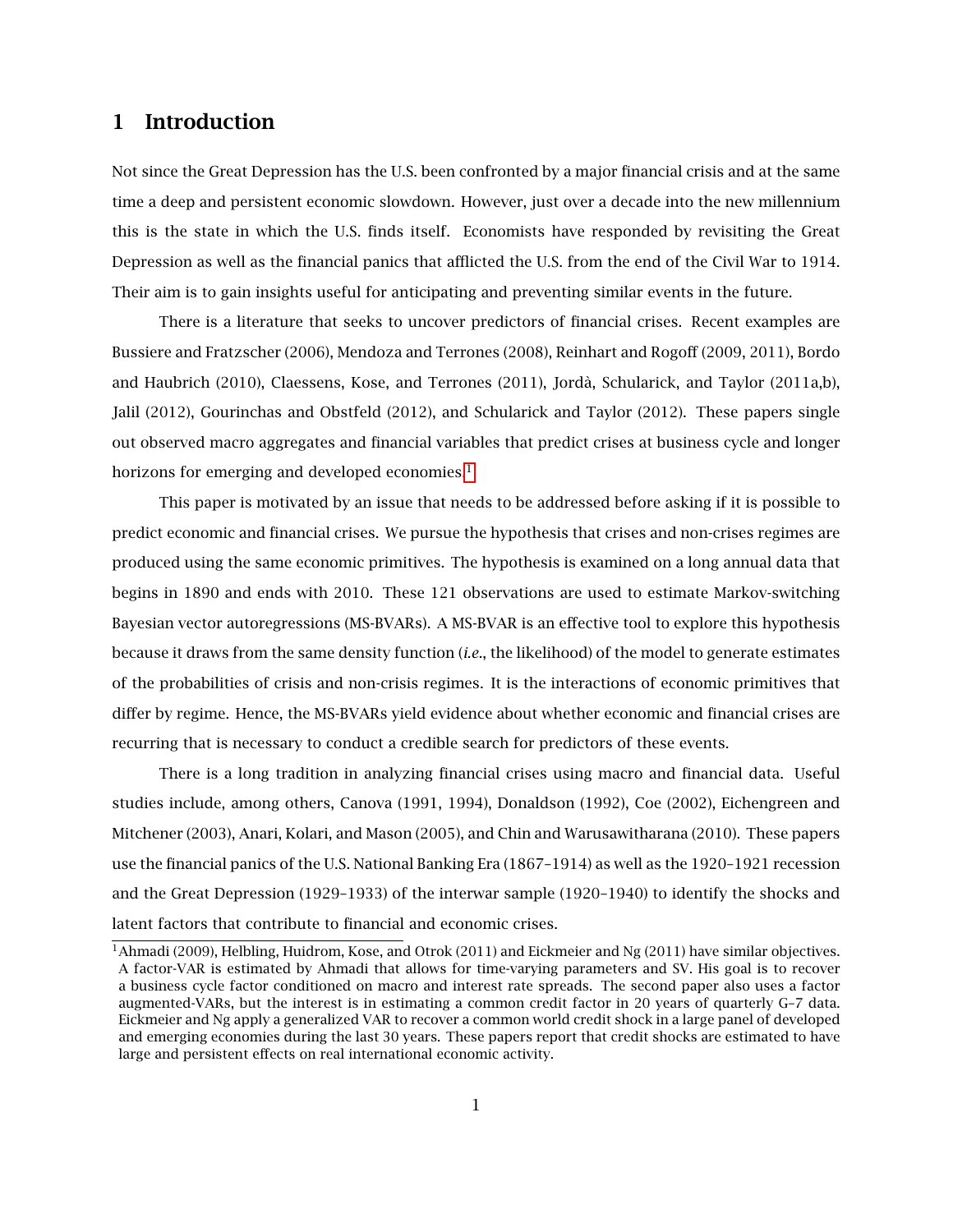# 1 Introduction

Not since the Great Depression has the U.S. been confronted by a major financial crisis and at the same time a deep and persistent economic slowdown. However, just over a decade into the new millennium this is the state in which the U.S. finds itself. Economists have responded by revisiting the Great Depression as well as the financial panics that afflicted the U.S. from the end of the Civil War to 1914. Their aim is to gain insights useful for anticipating and preventing similar events in the future.

There is a literature that seeks to uncover predictors of financial crises. Recent examples are Bussiere and Fratzscher (2006), Mendoza and Terrones (2008), Reinhart and Rogoff (2009, 2011), Bordo and Haubrich (2010), Claessens, Kose, and Terrones (2011), Jordà, Schularick, and Taylor (2011a,b), Jalil (2012), Gourinchas and Obstfeld (2012), and Schularick and Taylor (2012). These papers single out observed macro aggregates and financial variables that predict crises at business cycle and longer horizons for emerging and developed economies.[1]

This paper is motivated by an issue that needs to be addressed before asking if it is possible to predict economic and financial crises. We pursue the hypothesis that crises and non-crises regimes are produced using the same economic primitives. The hypothesis is examined on a long annual data that begins in 1890 and ends with 2010. These 121 observations are used to estimate Markov-switching Bayesian vector autoregressions (MS-BVARs). A MS-BVAR is an effective tool to explore this hypothesis because it draws from the same density function (*i.e.*, the likelihood) of the model to generate estimates of the probabilities of crisis and non-crisis regimes. It is the interactions of economic primitives that differ by regime. Hence, the MS-BVARs yield evidence about whether economic and financial crises are recurring that is necessary to conduct a credible search for predictors of these events.

There is a long tradition in analyzing financial crises using macro and financial data. Useful studies include, among others, Canova (1991, 1994), Donaldson (1992), Coe (2002), Eichengreen and Mitchener (2003), Anari, Kolari, and Mason (2005), and Chin and Warusawitharana (2010). These papers use the financial panics of the U.S. National Banking Era (1867–1914) as well as the 1920–1921 recession and the Great Depression (1929–1933) of the interwar sample (1920–1940) to identify the shocks and latent factors that contribute to financial and economic crises.

[1] Ahmadi (2009), Helbling, Huidrom, Kose, and Otrok (2011) and Eickmeier and Ng (2011) have similar objectives. A factor-VAR is estimated by Ahmadi that allows for time-varying parameters and SV. His goal is to recover a business cycle factor conditioned on macro and interest rate spreads. The second paper also uses a factor augmented-VARs, but the interest is in estimating a common credit factor in 20 years of quarterly G–7 data. Eickmeier and Ng apply a generalized VAR to recover a common world credit shock in a large panel of developed and emerging economies during the last 30 years. These papers report that credit shocks are estimated to have large and persistent effects on real international economic activity.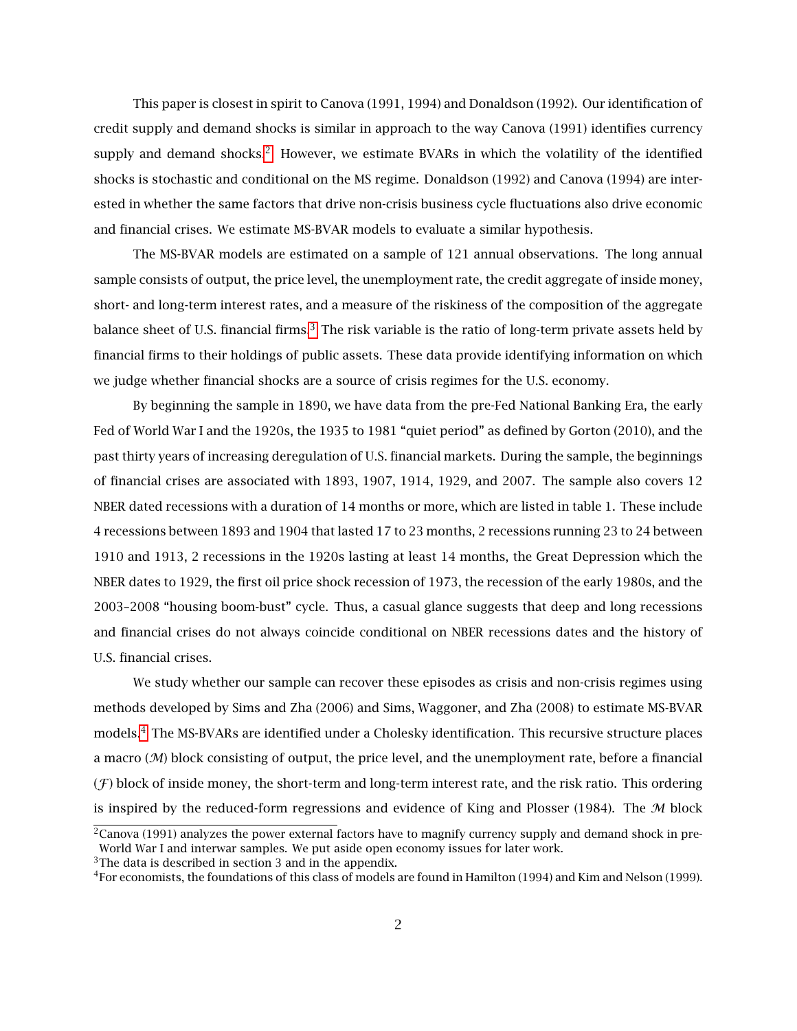This paper is closest in spirit to Canova (1991, 1994) and Donaldson (1992). Our identification of credit supply and demand shocks is similar in approach to the way Canova (1991) identifies currency supply and demand shocks.[2] However, we estimate BVARs in which the volatility of the identified shocks is stochastic and conditional on the MS regime. Donaldson (1992) and Canova (1994) are interested in whether the same factors that drive non-crisis business cycle fluctuations also drive economic and financial crises. We estimate MS-BVAR models to evaluate a similar hypothesis.

The MS-BVAR models are estimated on a sample of 121 annual observations. The long annual sample consists of output, the price level, the unemployment rate, the credit aggregate of inside money, short- and long-term interest rates, and a measure of the riskiness of the composition of the aggregate balance sheet of U.S. financial firms.[3] The risk variable is the ratio of long-term private assets held by financial firms to their holdings of public assets. These data provide identifying information on which we judge whether financial shocks are a source of crisis regimes for the U.S. economy.

By beginning the sample in 1890, we have data from the pre-Fed National Banking Era, the early Fed of World War I and the 1920s, the 1935 to 1981 "quiet period" as defined by Gorton (2010), and the past thirty years of increasing deregulation of U.S. financial markets. During the sample, the beginnings of financial crises are associated with 1893, 1907, 1914, 1929, and 2007. The sample also covers 12 NBER dated recessions with a duration of 14 months or more, which are listed in table 1. These include 4 recessions between 1893 and 1904 that lasted 17 to 23 months, 2 recessions running 23 to 24 between 1910 and 1913, 2 recessions in the 1920s lasting at least 14 months, the Great Depression which the NBER dates to 1929, the first oil price shock recession of 1973, the recession of the early 1980s, and the 2003–2008 "housing boom-bust" cycle. Thus, a casual glance suggests that deep and long recessions and financial crises do not always coincide conditional on NBER recessions dates and the history of U.S. financial crises.

We study whether our sample can recover these episodes as crisis and non-crisis regimes using methods developed by Sims and Zha (2006) and Sims, Waggoner, and Zha (2008) to estimate MS-BVAR models.[4] The MS-BVARs are identified under a Cholesky identification. This recursive structure places a macro ($\mathcal{M}$) block consisting of output, the price level, and the unemployment rate, before a financial ($\mathcal{F}$) block of inside money, the short-term and long-term interest rate, and the risk ratio. This ordering is inspired by the reduced-form regressions and evidence of King and Plosser (1984). The $\mathcal{M}$ block

[2] Canova (1991) analyzes the power external factors have to magnify currency supply and demand shock in pre-World War I and interwar samples. We put aside open economy issues for later work.

[3] The data is described in section 3 and in the appendix.

[4] For economists, the foundations of this class of models are found in Hamilton (1994) and Kim and Nelson (1999).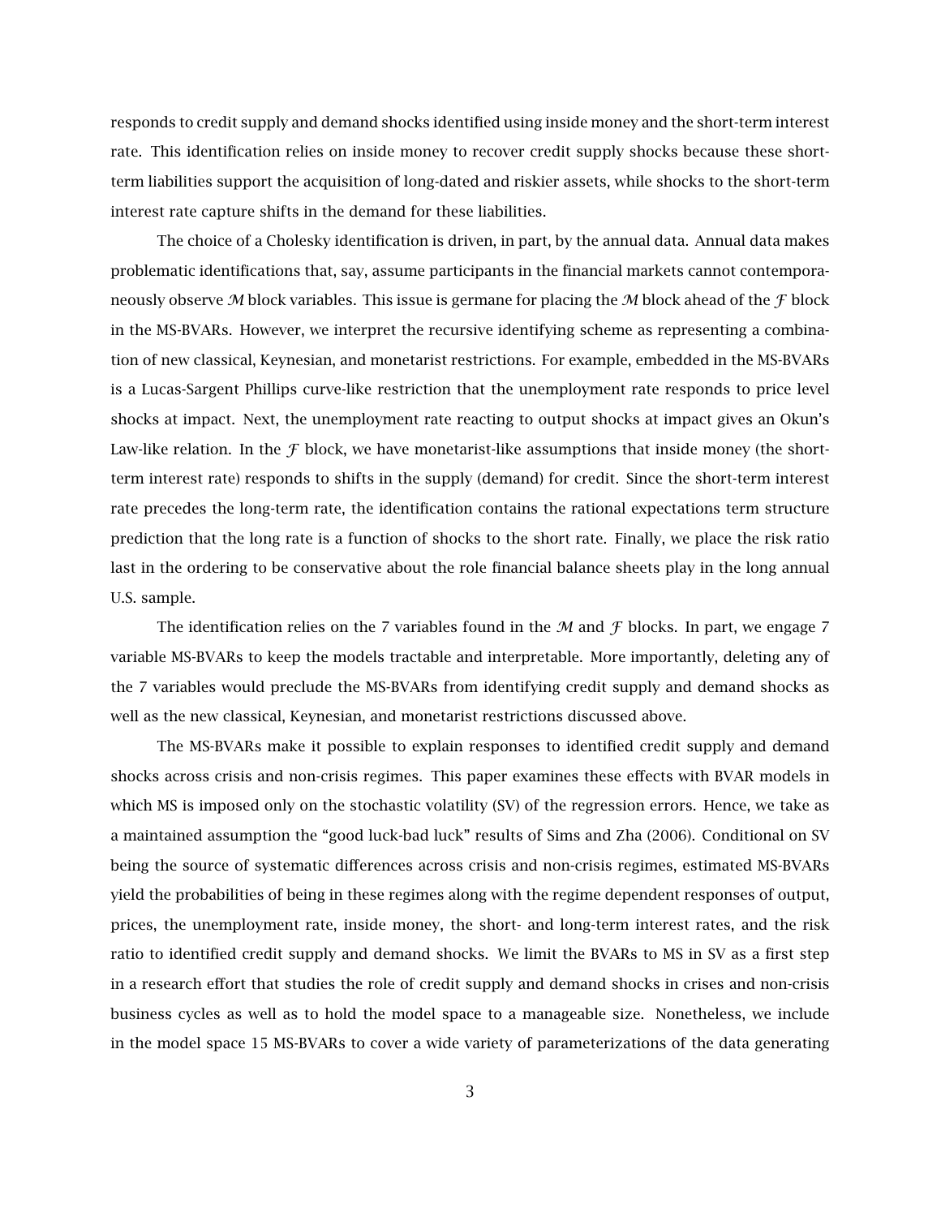responds to credit supply and demand shocks identified using inside money and the short-term interest rate. This identification relies on inside money to recover credit supply shocks because these short-term liabilities support the acquisition of long-dated and riskier assets, while shocks to the short-term interest rate capture shifts in the demand for these liabilities.

The choice of a Cholesky identification is driven, in part, by the annual data. Annual data makes problematic identifications that, say, assume participants in the financial markets cannot contemporaneously observe $\mathcal{M}$ block variables. This issue is germane for placing the $\mathcal{M}$ block ahead of the $\mathcal{F}$ block in the MS-BVARs. However, we interpret the recursive identifying scheme as representing a combination of new classical, Keynesian, and monetarist restrictions. For example, embedded in the MS-BVARs is a Lucas-Sargent Phillips curve-like restriction that the unemployment rate responds to price level shocks at impact. Next, the unemployment rate reacting to output shocks at impact gives an Okun's Law-like relation. In the $\mathcal{F}$ block, we have monetarist-like assumptions that inside money (the short-term interest rate) responds to shifts in the supply (demand) for credit. Since the short-term interest rate precedes the long-term rate, the identification contains the rational expectations term structure prediction that the long rate is a function of shocks to the short rate. Finally, we place the risk ratio last in the ordering to be conservative about the role financial balance sheets play in the long annual U.S. sample.

The identification relies on the 7 variables found in the $\mathcal{M}$ and $\mathcal{F}$ blocks. In part, we engage 7 variable MS-BVARs to keep the models tractable and interpretable. More importantly, deleting any of the 7 variables would preclude the MS-BVARs from identifying credit supply and demand shocks as well as the new classical, Keynesian, and monetarist restrictions discussed above.

The MS-BVARs make it possible to explain responses to identified credit supply and demand shocks across crisis and non-crisis regimes. This paper examines these effects with BVAR models in which MS is imposed only on the stochastic volatility (SV) of the regression errors. Hence, we take as a maintained assumption the "good luck-bad luck" results of Sims and Zha (2006). Conditional on SV being the source of systematic differences across crisis and non-crisis regimes, estimated MS-BVARs yield the probabilities of being in these regimes along with the regime dependent responses of output, prices, the unemployment rate, inside money, the short- and long-term interest rates, and the risk ratio to identified credit supply and demand shocks. We limit the BVARs to MS in SV as a first step in a research effort that studies the role of credit supply and demand shocks in crises and non-crisis business cycles as well as to hold the model space to a manageable size. Nonetheless, we include in the model space 15 MS-BVARs to cover a wide variety of parameterizations of the data generating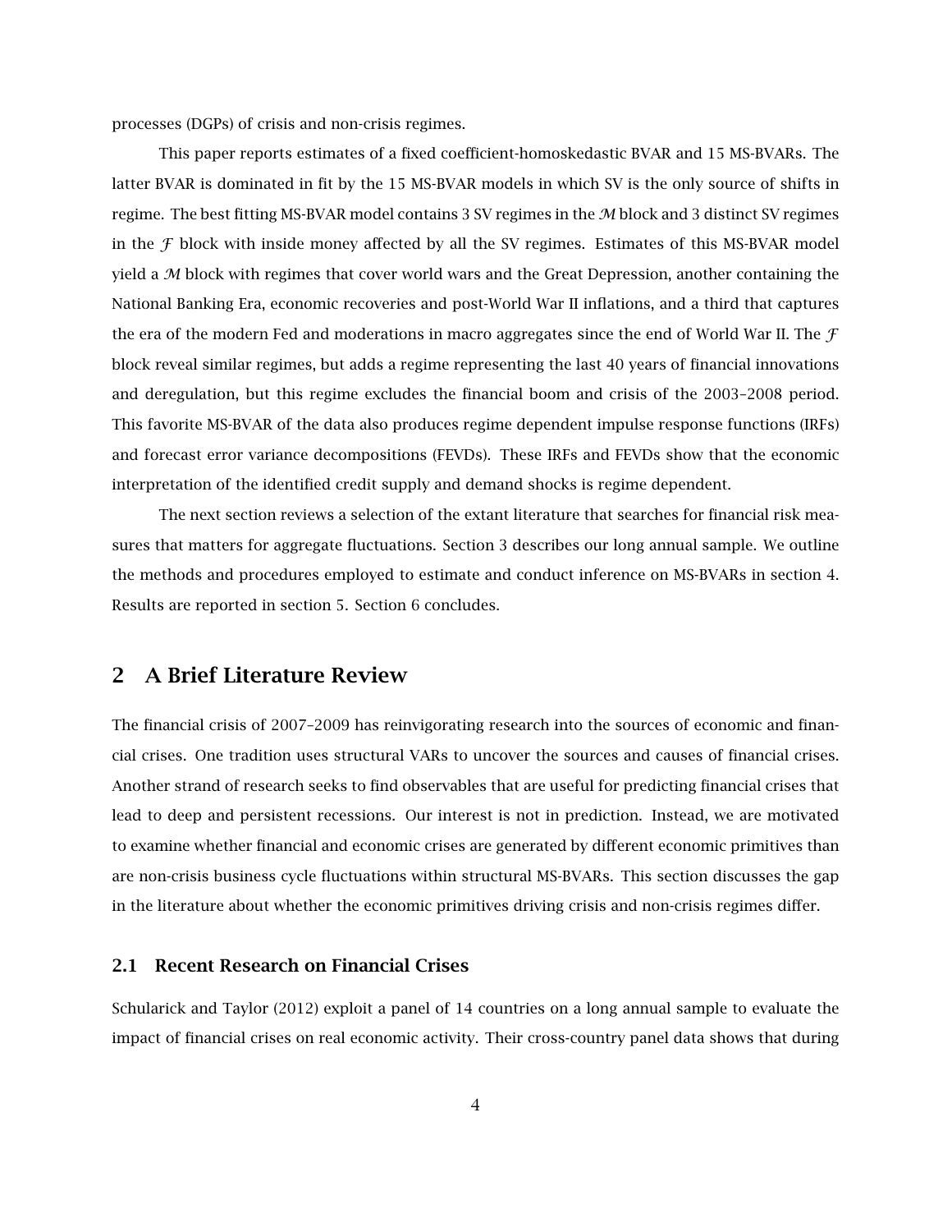processes (DGPs) of crisis and non-crisis regimes.

This paper reports estimates of a fixed coefficient-homoskedastic BVAR and 15 MS-BVARs. The latter BVAR is dominated in fit by the 15 MS-BVAR models in which SV is the only source of shifts in regime. The best fitting MS-BVAR model contains 3 SV regimes in the $\mathcal{M}$ block and 3 distinct SV regimes in the $\mathcal{F}$ block with inside money affected by all the SV regimes. Estimates of this MS-BVAR model yield a $\mathcal{M}$ block with regimes that cover world wars and the Great Depression, another containing the National Banking Era, economic recoveries and post-World War II inflations, and a third that captures the era of the modern Fed and moderations in macro aggregates since the end of World War II. The $\mathcal{F}$ block reveal similar regimes, but adds a regime representing the last 40 years of financial innovations and deregulation, but this regime excludes the financial boom and crisis of the 2003–2008 period. This favorite MS-BVAR of the data also produces regime dependent impulse response functions (IRFs) and forecast error variance decompositions (FEVDs). These IRFs and FEVDs show that the economic interpretation of the identified credit supply and demand shocks is regime dependent.

The next section reviews a selection of the extant literature that searches for financial risk measures that matters for aggregate fluctuations. Section 3 describes our long annual sample. We outline the methods and procedures employed to estimate and conduct inference on MS-BVARs in section 4. Results are reported in section 5. Section 6 concludes.

## 2 A Brief Literature Review

The financial crisis of 2007–2009 has reinvigorating research into the sources of economic and financial crises. One tradition uses structural VARs to uncover the sources and causes of financial crises. Another strand of research seeks to find observables that are useful for predicting financial crises that lead to deep and persistent recessions. Our interest is not in prediction. Instead, we are motivated to examine whether financial and economic crises are generated by different economic primitives than are non-crisis business cycle fluctuations within structural MS-BVARs. This section discusses the gap in the literature about whether the economic primitives driving crisis and non-crisis regimes differ.

### 2.1 Recent Research on Financial Crises

Schularick and Taylor (2012) exploit a panel of 14 countries on a long annual sample to evaluate the impact of financial crises on real economic activity. Their cross-country panel data shows that during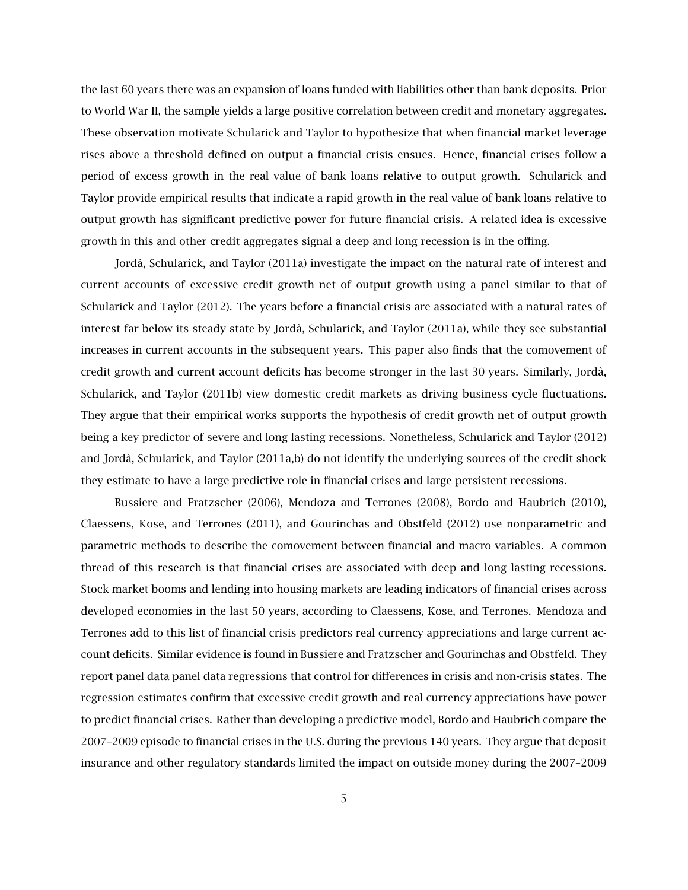the last 60 years there was an expansion of loans funded with liabilities other than bank deposits. Prior to World War II, the sample yields a large positive correlation between credit and monetary aggregates. These observation motivate Schularick and Taylor to hypothesize that when financial market leverage rises above a threshold defined on output a financial crisis ensues. Hence, financial crises follow a period of excess growth in the real value of bank loans relative to output growth. Schularick and Taylor provide empirical results that indicate a rapid growth in the real value of bank loans relative to output growth has significant predictive power for future financial crisis. A related idea is excessive growth in this and other credit aggregates signal a deep and long recession is in the offing.

Jordà, Schularick, and Taylor (2011a) investigate the impact on the natural rate of interest and current accounts of excessive credit growth net of output growth using a panel similar to that of Schularick and Taylor (2012). The years before a financial crisis are associated with a natural rates of interest far below its steady state by Jordà, Schularick, and Taylor (2011a), while they see substantial increases in current accounts in the subsequent years. This paper also finds that the comovement of credit growth and current account deficits has become stronger in the last 30 years. Similarly, Jordà, Schularick, and Taylor (2011b) view domestic credit markets as driving business cycle fluctuations. They argue that their empirical works supports the hypothesis of credit growth net of output growth being a key predictor of severe and long lasting recessions. Nonetheless, Schularick and Taylor (2012) and Jordà, Schularick, and Taylor (2011a,b) do not identify the underlying sources of the credit shock they estimate to have a large predictive role in financial crises and large persistent recessions.

Bussiere and Fratzscher (2006), Mendoza and Terrones (2008), Bordo and Haubrich (2010), Claessens, Kose, and Terrones (2011), and Gourinchas and Obstfeld (2012) use nonparametric and parametric methods to describe the comovement between financial and macro variables. A common thread of this research is that financial crises are associated with deep and long lasting recessions. Stock market booms and lending into housing markets are leading indicators of financial crises across developed economies in the last 50 years, according to Claessens, Kose, and Terrones. Mendoza and Terrones add to this list of financial crisis predictors real currency appreciations and large current account deficits. Similar evidence is found in Bussiere and Fratzscher and Gourinchas and Obstfeld. They report panel data panel data regressions that control for differences in crisis and non-crisis states. The regression estimates confirm that excessive credit growth and real currency appreciations have power to predict financial crises. Rather than developing a predictive model, Bordo and Haubrich compare the 2007–2009 episode to financial crises in the U.S. during the previous 140 years. They argue that deposit insurance and other regulatory standards limited the impact on outside money during the 2007–2009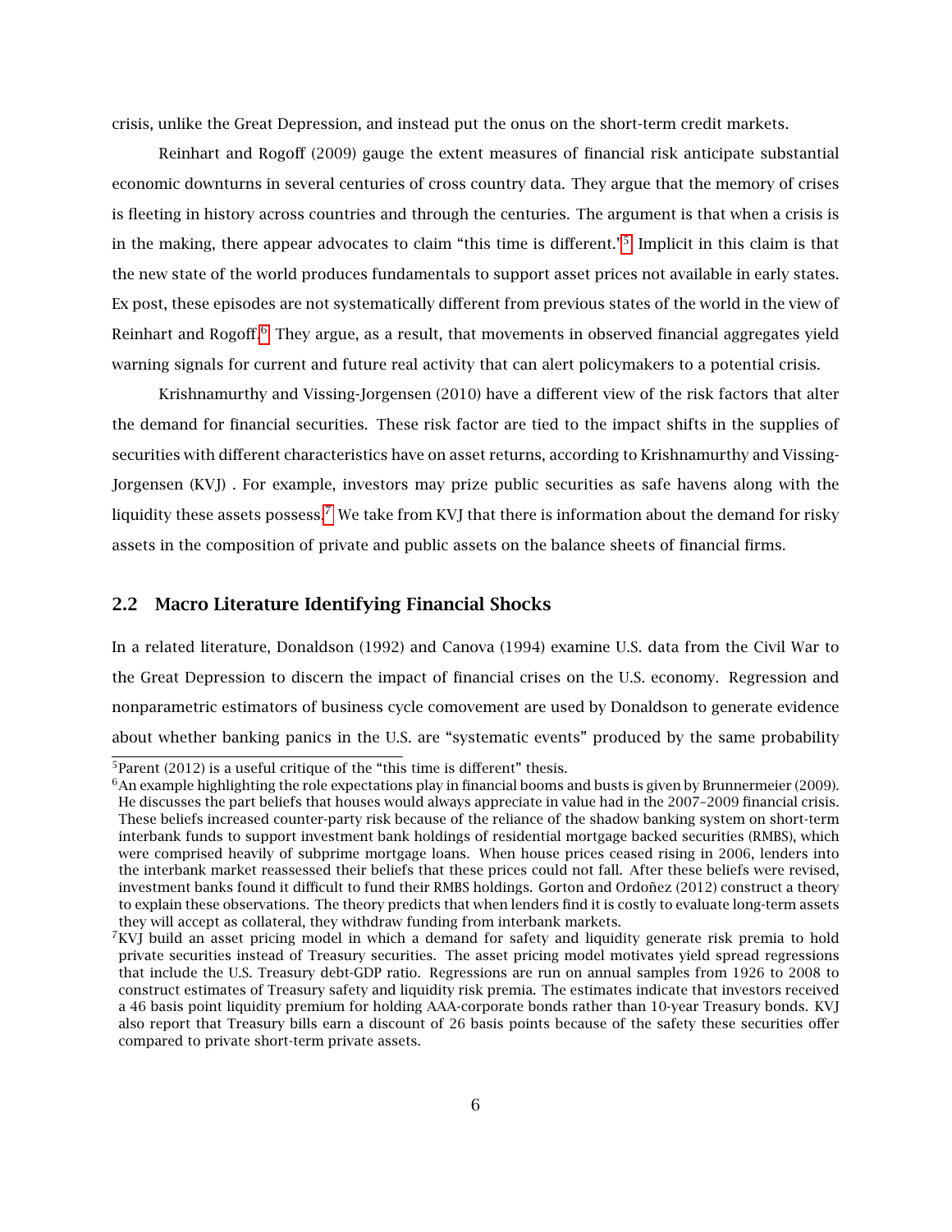crisis, unlike the Great Depression, and instead put the onus on the short-term credit markets.

Reinhart and Rogoff (2009) gauge the extent measures of financial risk anticipate substantial economic downturns in several centuries of cross country data. They argue that the memory of crises is fleeting in history across countries and through the centuries. The argument is that when a crisis is in the making, there appear advocates to claim "this time is different."[5] Implicit in this claim is that the new state of the world produces fundamentals to support asset prices not available in early states. Ex post, these episodes are not systematically different from previous states of the world in the view of Reinhart and Rogoff.[6] They argue, as a result, that movements in observed financial aggregates yield warning signals for current and future real activity that can alert policymakers to a potential crisis.

Krishnamurthy and Vissing-Jorgensen (2010) have a different view of the risk factors that alter the demand for financial securities. These risk factor are tied to the impact shifts in the supplies of securities with different characteristics have on asset returns, according to Krishnamurthy and Vissing-Jorgensen (KVJ) . For example, investors may prize public securities as safe havens along with the liquidity these assets possess.[7] We take from KVJ that there is information about the demand for risky assets in the composition of private and public assets on the balance sheets of financial firms.

## 2.2 Macro Literature Identifying Financial Shocks

In a related literature, Donaldson (1992) and Canova (1994) examine U.S. data from the Civil War to the Great Depression to discern the impact of financial crises on the U.S. economy. Regression and nonparametric estimators of business cycle comovement are used by Donaldson to generate evidence about whether banking panics in the U.S. are "systematic events" produced by the same probability

[5] Parent (2012) is a useful critique of the "this time is different" thesis.

[6] An example highlighting the role expectations play in financial booms and busts is given by Brunnermeier (2009). He discusses the part beliefs that houses would always appreciate in value had in the 2007–2009 financial crisis. These beliefs increased counter-party risk because of the reliance of the shadow banking system on short-term interbank funds to support investment bank holdings of residential mortgage backed securities (RMBS), which were comprised heavily of subprime mortgage loans. When house prices ceased rising in 2006, lenders into the interbank market reassessed their beliefs that these prices could not fall. After these beliefs were revised, investment banks found it difficult to fund their RMBS holdings. Gorton and Ordoñez (2012) construct a theory to explain these observations. The theory predicts that when lenders find it is costly to evaluate long-term assets they will accept as collateral, they withdraw funding from interbank markets.

[7] KVJ build an asset pricing model in which a demand for safety and liquidity generate risk premia to hold private securities instead of Treasury securities. The asset pricing model motivates yield spread regressions that include the U.S. Treasury debt-GDP ratio. Regressions are run on annual samples from 1926 to 2008 to construct estimates of Treasury safety and liquidity risk premia. The estimates indicate that investors received a 46 basis point liquidity premium for holding AAA-corporate bonds rather than 10-year Treasury bonds. KVJ also report that Treasury bills earn a discount of 26 basis points because of the safety these securities offer compared to private short-term private assets.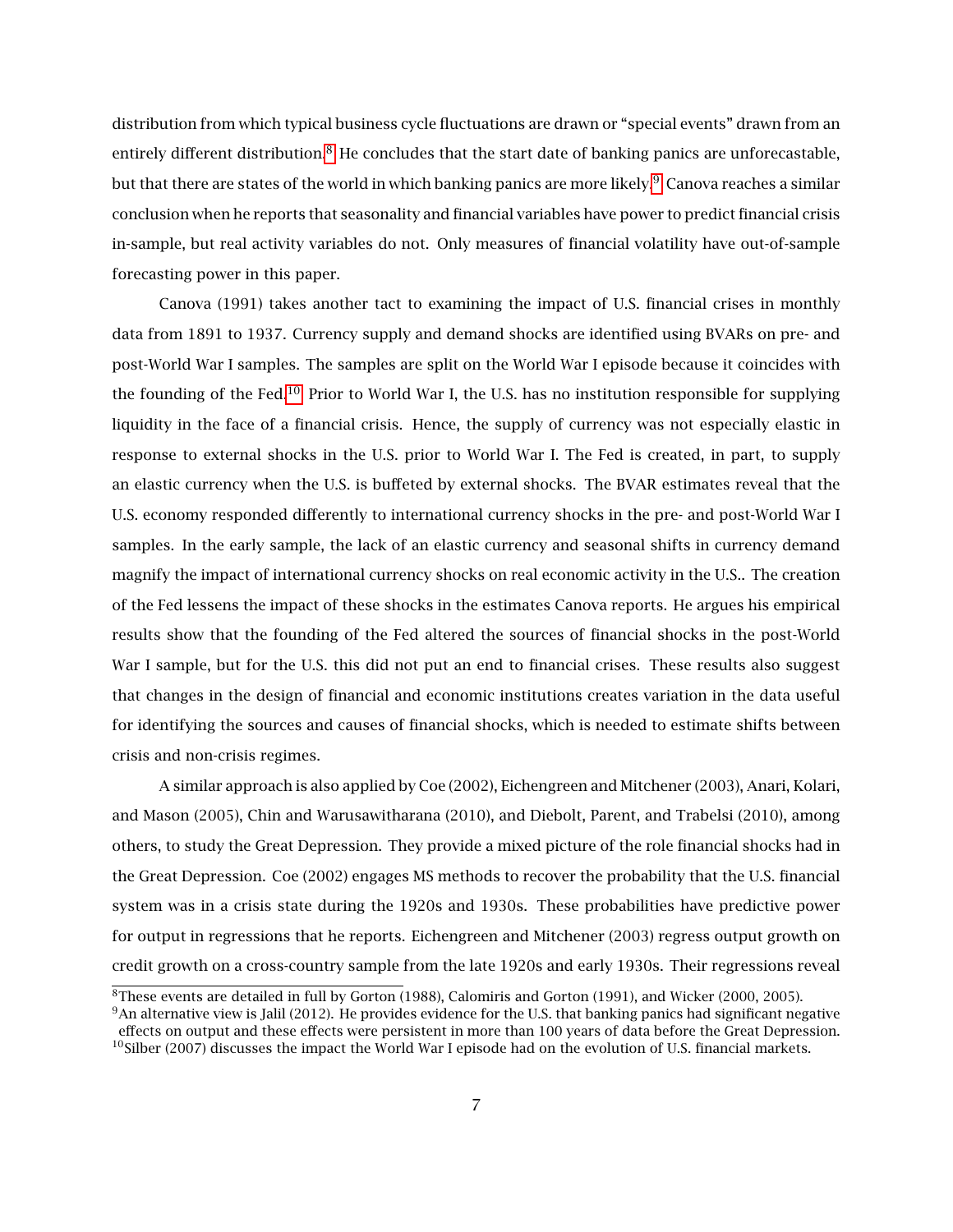distribution from which typical business cycle fluctuations are drawn or "special events" drawn from an entirely different distribution.[8] He concludes that the start date of banking panics are unforecastable, but that there are states of the world in which banking panics are more likely.[9] Canova reaches a similar conclusion when he reports that seasonality and financial variables have power to predict financial crisis in-sample, but real activity variables do not. Only measures of financial volatility have out-of-sample forecasting power in this paper.

Canova (1991) takes another tact to examining the impact of U.S. financial crises in monthly data from 1891 to 1937. Currency supply and demand shocks are identified using BVARs on pre- and post-World War I samples. The samples are split on the World War I episode because it coincides with the founding of the Fed.[10] Prior to World War I, the U.S. has no institution responsible for supplying liquidity in the face of a financial crisis. Hence, the supply of currency was not especially elastic in response to external shocks in the U.S. prior to World War I. The Fed is created, in part, to supply an elastic currency when the U.S. is buffeted by external shocks. The BVAR estimates reveal that the U.S. economy responded differently to international currency shocks in the pre- and post-World War I samples. In the early sample, the lack of an elastic currency and seasonal shifts in currency demand magnify the impact of international currency shocks on real economic activity in the U.S.. The creation of the Fed lessens the impact of these shocks in the estimates Canova reports. He argues his empirical results show that the founding of the Fed altered the sources of financial shocks in the post-World War I sample, but for the U.S. this did not put an end to financial crises. These results also suggest that changes in the design of financial and economic institutions creates variation in the data useful for identifying the sources and causes of financial shocks, which is needed to estimate shifts between crisis and non-crisis regimes.

A similar approach is also applied by Coe (2002), Eichengreen and Mitchener (2003), Anari, Kolari, and Mason (2005), Chin and Warusawitharana (2010), and Diebolt, Parent, and Trabelsi (2010), among others, to study the Great Depression. They provide a mixed picture of the role financial shocks had in the Great Depression. Coe (2002) engages MS methods to recover the probability that the U.S. financial system was in a crisis state during the 1920s and 1930s. These probabilities have predictive power for output in regressions that he reports. Eichengreen and Mitchener (2003) regress output growth on credit growth on a cross-country sample from the late 1920s and early 1930s. Their regressions reveal

[8]These events are detailed in full by Gorton (1988), Calomiris and Gorton (1991), and Wicker (2000, 2005).

[9]An alternative view is Jalil (2012). He provides evidence for the U.S. that banking panics had significant negative effects on output and these effects were persistent in more than 100 years of data before the Great Depression.

[10]Silber (2007) discusses the impact the World War I episode had on the evolution of U.S. financial markets.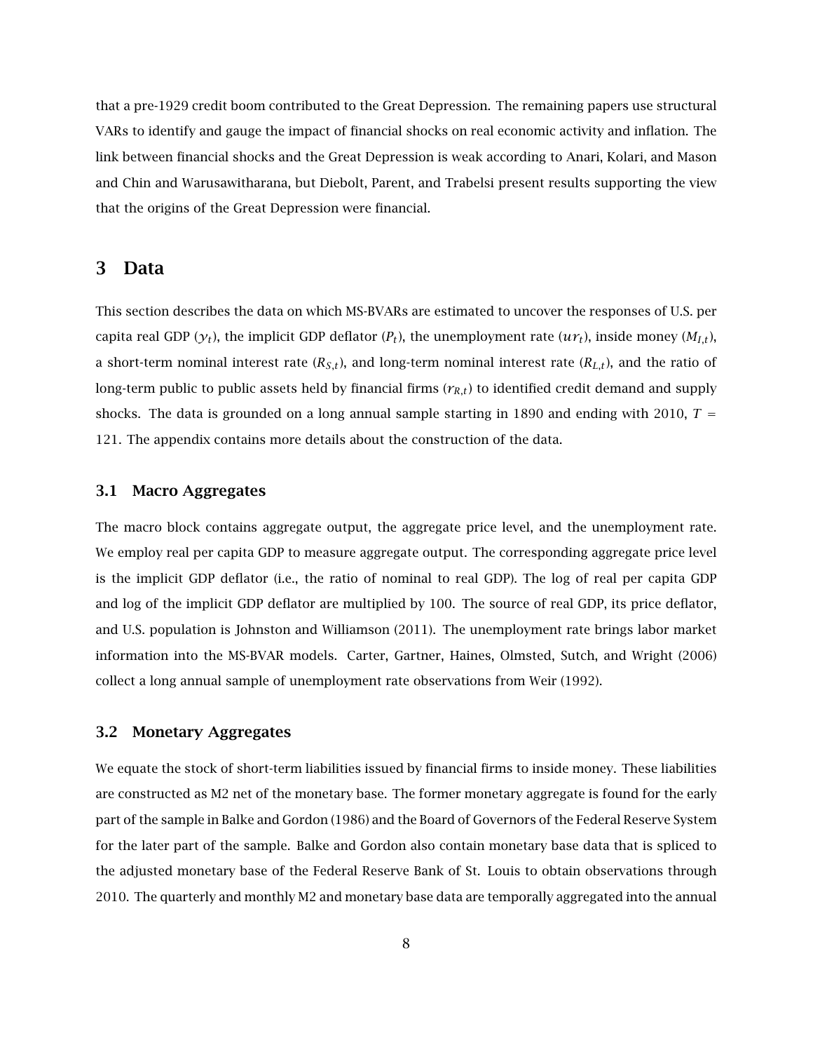that a pre-1929 credit boom contributed to the Great Depression. The remaining papers use structural VARs to identify and gauge the impact of financial shocks on real economic activity and inflation. The link between financial shocks and the Great Depression is weak according to Anari, Kolari, and Mason and Chin and Warusawitharana, but Diebolt, Parent, and Trabelsi present results supporting the view that the origins of the Great Depression were financial.

## 3 Data

This section describes the data on which MS-BVARs are estimated to uncover the responses of U.S. per capita real GDP ($y_t$), the implicit GDP deflator ($P_t$), the unemployment rate ($ur_t$), inside money ($M_{I,t}$), a short-term nominal interest rate ($R_{S,t}$), and long-term nominal interest rate ($R_{L,t}$), and the ratio of long-term public to public assets held by financial firms ($r_{R,t}$) to identified credit demand and supply shocks. The data is grounded on a long annual sample starting in 1890 and ending with 2010, $T = 121$. The appendix contains more details about the construction of the data.

### 3.1 Macro Aggregates

The macro block contains aggregate output, the aggregate price level, and the unemployment rate. We employ real per capita GDP to measure aggregate output. The corresponding aggregate price level is the implicit GDP deflator (i.e., the ratio of nominal to real GDP). The log of real per capita GDP and log of the implicit GDP deflator are multiplied by 100. The source of real GDP, its price deflator, and U.S. population is Johnston and Williamson (2011). The unemployment rate brings labor market information into the MS-BVAR models. Carter, Gartner, Haines, Olmsted, Sutch, and Wright (2006) collect a long annual sample of unemployment rate observations from Weir (1992).

### 3.2 Monetary Aggregates

We equate the stock of short-term liabilities issued by financial firms to inside money. These liabilities are constructed as M2 net of the monetary base. The former monetary aggregate is found for the early part of the sample in Balke and Gordon (1986) and the Board of Governors of the Federal Reserve System for the later part of the sample. Balke and Gordon also contain monetary base data that is spliced to the adjusted monetary base of the Federal Reserve Bank of St. Louis to obtain observations through 2010. The quarterly and monthly M2 and monetary base data are temporally aggregated into the annual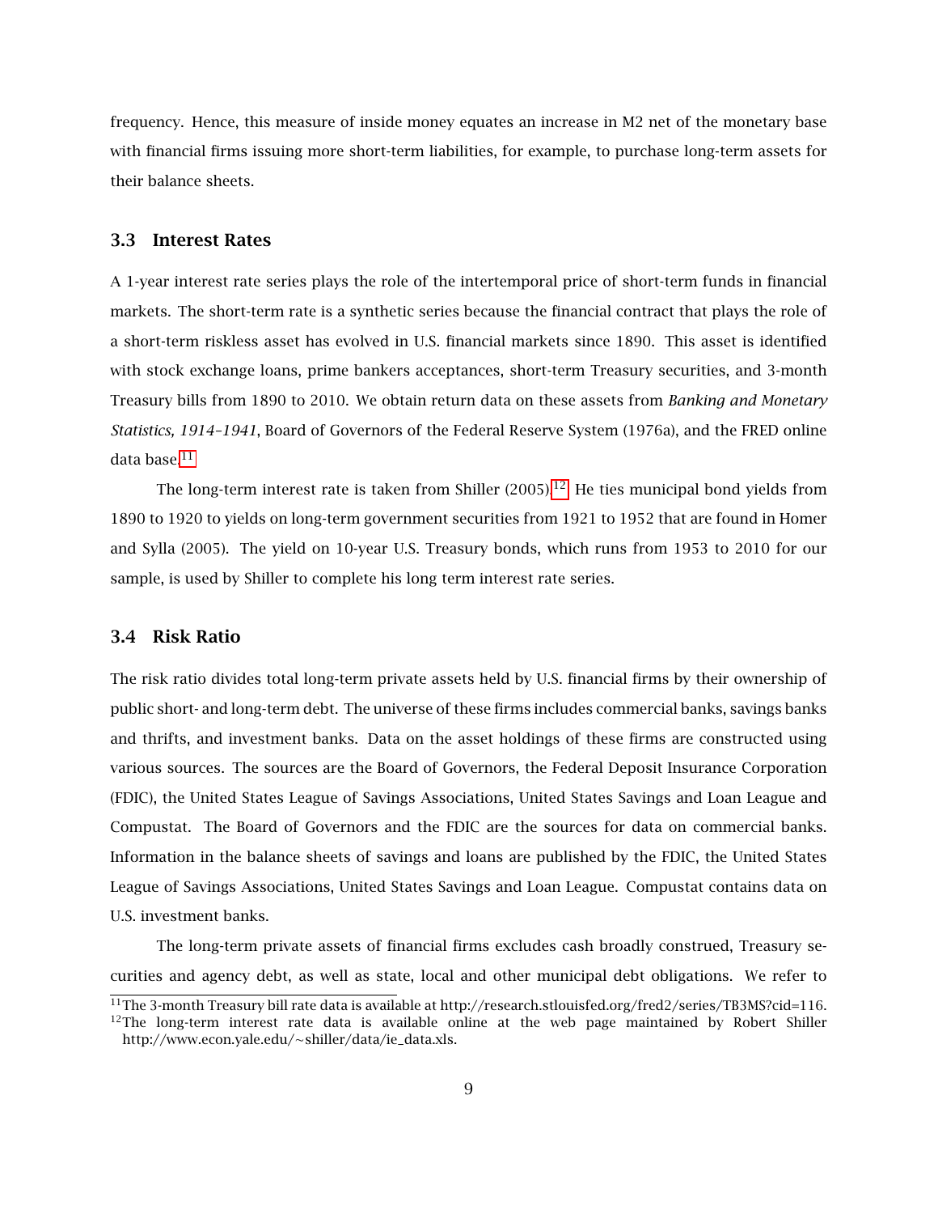frequency. Hence, this measure of inside money equates an increase in M2 net of the monetary base with financial firms issuing more short-term liabilities, for example, to purchase long-term assets for their balance sheets.

### 3.3 Interest Rates

A 1-year interest rate series plays the role of the intertemporal price of short-term funds in financial markets. The short-term rate is a synthetic series because the financial contract that plays the role of a short-term riskless asset has evolved in U.S. financial markets since 1890. This asset is identified with stock exchange loans, prime bankers acceptances, short-term Treasury securities, and 3-month Treasury bills from 1890 to 2010. We obtain return data on these assets from *Banking and Monetary Statistics, 1914–1941*, Board of Governors of the Federal Reserve System (1976a), and the FRED online data base.[11]

The long-term interest rate is taken from Shiller (2005).[12] He ties municipal bond yields from 1890 to 1920 to yields on long-term government securities from 1921 to 1952 that are found in Homer and Sylla (2005). The yield on 10-year U.S. Treasury bonds, which runs from 1953 to 2010 for our sample, is used by Shiller to complete his long term interest rate series.

### 3.4 Risk Ratio

The risk ratio divides total long-term private assets held by U.S. financial firms by their ownership of public short- and long-term debt. The universe of these firms includes commercial banks, savings banks and thrifts, and investment banks. Data on the asset holdings of these firms are constructed using various sources. The sources are the Board of Governors, the Federal Deposit Insurance Corporation (FDIC), the United States League of Savings Associations, United States Savings and Loan League and Compustat. The Board of Governors and the FDIC are the sources for data on commercial banks. Information in the balance sheets of savings and loans are published by the FDIC, the United States League of Savings Associations, United States Savings and Loan League. Compustat contains data on U.S. investment banks.

The long-term private assets of financial firms excludes cash broadly construed, Treasury securities and agency debt, as well as state, local and other municipal debt obligations. We refer to

[11] The 3-month Treasury bill rate data is available at http://research.stlouisfed.org/fred2/series/TB3MS?cid=116.

[12] The long-term interest rate data is available online at the web page maintained by Robert Shiller http://www.econ.yale.edu/~shiller/data/ie_data.xls.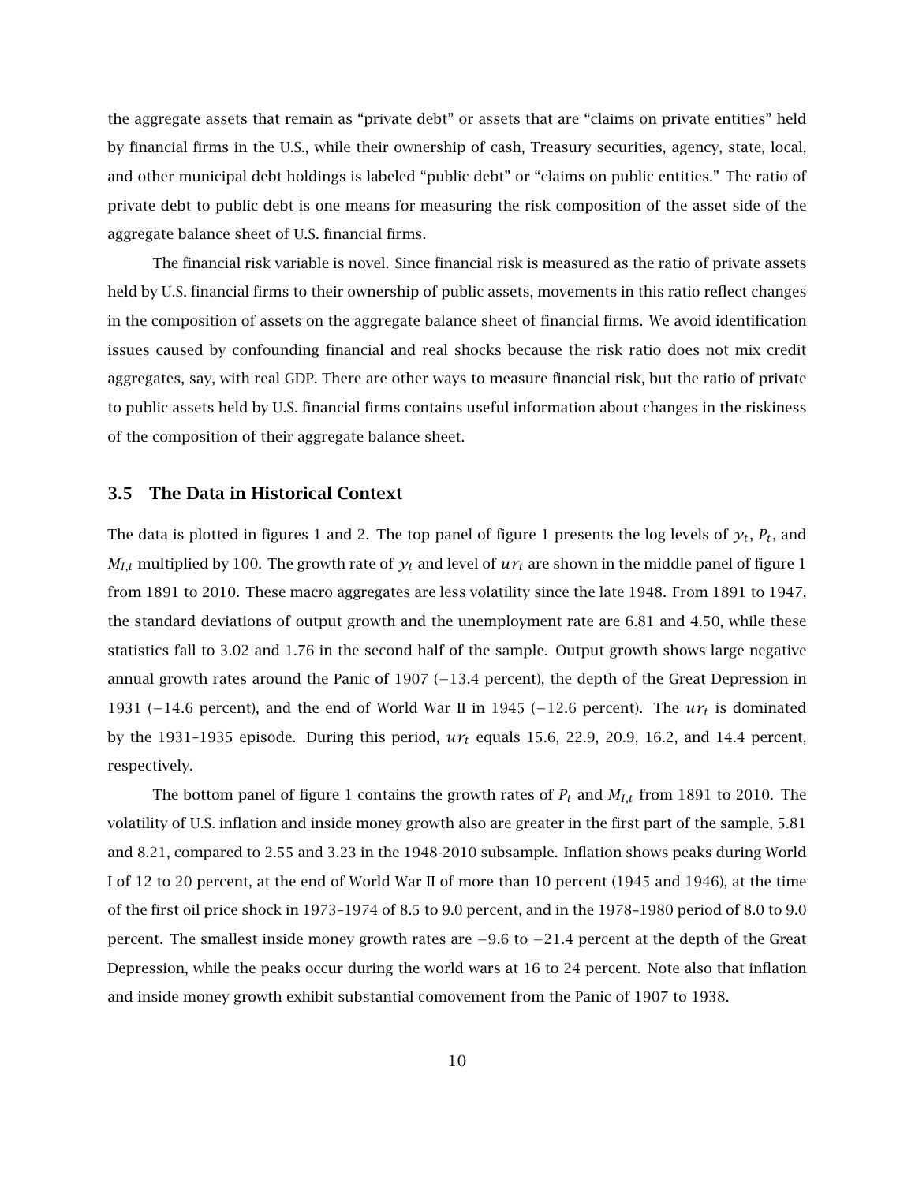the aggregate assets that remain as "private debt" or assets that are "claims on private entities" held by financial firms in the U.S., while their ownership of cash, Treasury securities, agency, state, local, and other municipal debt holdings is labeled "public debt" or "claims on public entities." The ratio of private debt to public debt is one means for measuring the risk composition of the asset side of the aggregate balance sheet of U.S. financial firms.

The financial risk variable is novel. Since financial risk is measured as the ratio of private assets held by U.S. financial firms to their ownership of public assets, movements in this ratio reflect changes in the composition of assets on the aggregate balance sheet of financial firms. We avoid identification issues caused by confounding financial and real shocks because the risk ratio does not mix credit aggregates, say, with real GDP. There are other ways to measure financial risk, but the ratio of private to public assets held by U.S. financial firms contains useful information about changes in the riskiness of the composition of their aggregate balance sheet.

## 3.5 The Data in Historical Context

The data is plotted in figures 1 and 2. The top panel of figure 1 presents the log levels of $y_t$, $P_t$, and $M_{I,t}$ multiplied by 100. The growth rate of $y_t$ and level of $ur_t$ are shown in the middle panel of figure 1 from 1891 to 2010. These macro aggregates are less volatility since the late 1948. From 1891 to 1947, the standard deviations of output growth and the unemployment rate are 6.81 and 4.50, while these statistics fall to 3.02 and 1.76 in the second half of the sample. Output growth shows large negative annual growth rates around the Panic of 1907 ($-13.4$ percent), the depth of the Great Depression in 1931 ($-14.6$ percent), and the end of World War II in 1945 ($-12.6$ percent). The $ur_t$ is dominated by the 1931–1935 episode. During this period, $ur_t$ equals 15.6, 22.9, 20.9, 16.2, and 14.4 percent, respectively.

The bottom panel of figure 1 contains the growth rates of $P_t$ and $M_{I,t}$ from 1891 to 2010. The volatility of U.S. inflation and inside money growth also are greater in the first part of the sample, 5.81 and 8.21, compared to 2.55 and 3.23 in the 1948-2010 subsample. Inflation shows peaks during World I of 12 to 20 percent, at the end of World War II of more than 10 percent (1945 and 1946), at the time of the first oil price shock in 1973–1974 of 8.5 to 9.0 percent, and in the 1978–1980 period of 8.0 to 9.0 percent. The smallest inside money growth rates are $-9.6$ to $-21.4$ percent at the depth of the Great Depression, while the peaks occur during the world wars at 16 to 24 percent. Note also that inflation and inside money growth exhibit substantial comovement from the Panic of 1907 to 1938.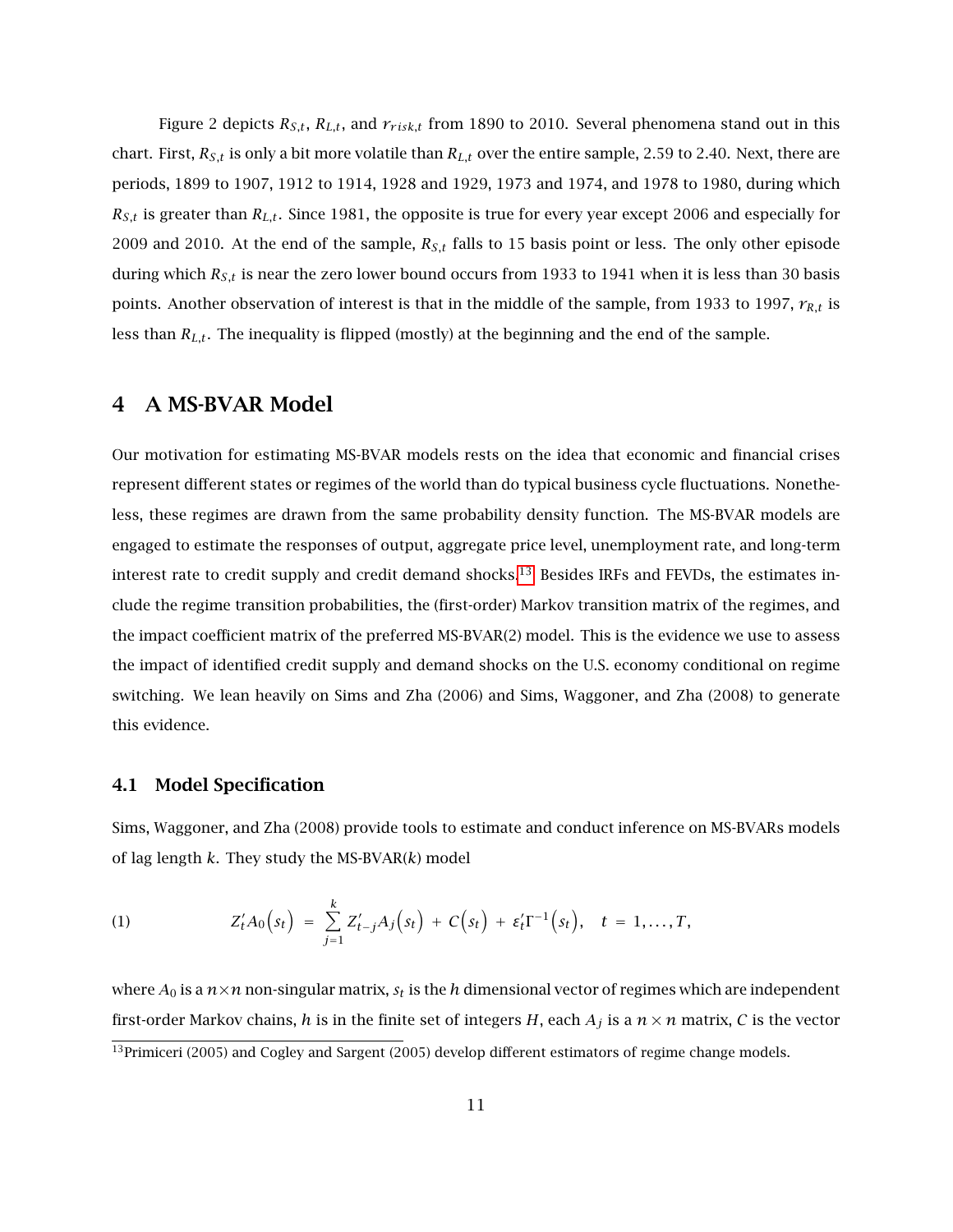Figure 2 depicts $R_{S,t}$, $R_{L,t}$, and $r_{risk,t}$ from 1890 to 2010. Several phenomena stand out in this chart. First, $R_{S,t}$ is only a bit more volatile than $R_{L,t}$ over the entire sample, 2.59 to 2.40. Next, there are periods, 1899 to 1907, 1912 to 1914, 1928 and 1929, 1973 and 1974, and 1978 to 1980, during which $R_{S,t}$ is greater than $R_{L,t}$. Since 1981, the opposite is true for every year except 2006 and especially for 2009 and 2010. At the end of the sample, $R_{S,t}$ falls to 15 basis point or less. The only other episode during which $R_{S,t}$ is near the zero lower bound occurs from 1933 to 1941 when it is less than 30 basis points. Another observation of interest is that in the middle of the sample, from 1933 to 1997, $r_{R,t}$ is less than $R_{L,t}$. The inequality is flipped (mostly) at the beginning and the end of the sample.

## 4 A MS-BVAR Model

Our motivation for estimating MS-BVAR models rests on the idea that economic and financial crises represent different states or regimes of the world than do typical business cycle fluctuations. Nonetheless, these regimes are drawn from the same probability density function. The MS-BVAR models are engaged to estimate the responses of output, aggregate price level, unemployment rate, and long-term interest rate to credit supply and credit demand shocks.[13] Besides IRFs and FEVDs, the estimates include the regime transition probabilities, the (first-order) Markov transition matrix of the regimes, and the impact coefficient matrix of the preferred MS-BVAR(2) model. This is the evidence we use to assess the impact of identified credit supply and demand shocks on the U.S. economy conditional on regime switching. We lean heavily on Sims and Zha (2006) and Sims, Waggoner, and Zha (2008) to generate this evidence.

### 4.1 Model Specification

Sims, Waggoner, and Zha (2008) provide tools to estimate and conduct inference on MS-BVARs models of lag length $k$. They study the MS-BVAR($k$) model

$$Z_t' A_0\big(s_t\big) \; = \; \sum_{j=1}^{k} Z_{t-j}' A_j\big(s_t\big) \; + \; C\big(s_t\big) \; + \; \varepsilon_t' \Gamma^{-1}\big(s_t\big), \quad t \; = \; 1, \ldots, T, \tag{1}$$

where $A_0$ is a $n \times n$ non-singular matrix, $s_t$ is the $h$ dimensional vector of regimes which are independent first-order Markov chains, $h$ is in the finite set of integers $H$, each $A_j$ is a $n \times n$ matrix, $C$ is the vector

[13] Primiceri (2005) and Cogley and Sargent (2005) develop different estimators of regime change models.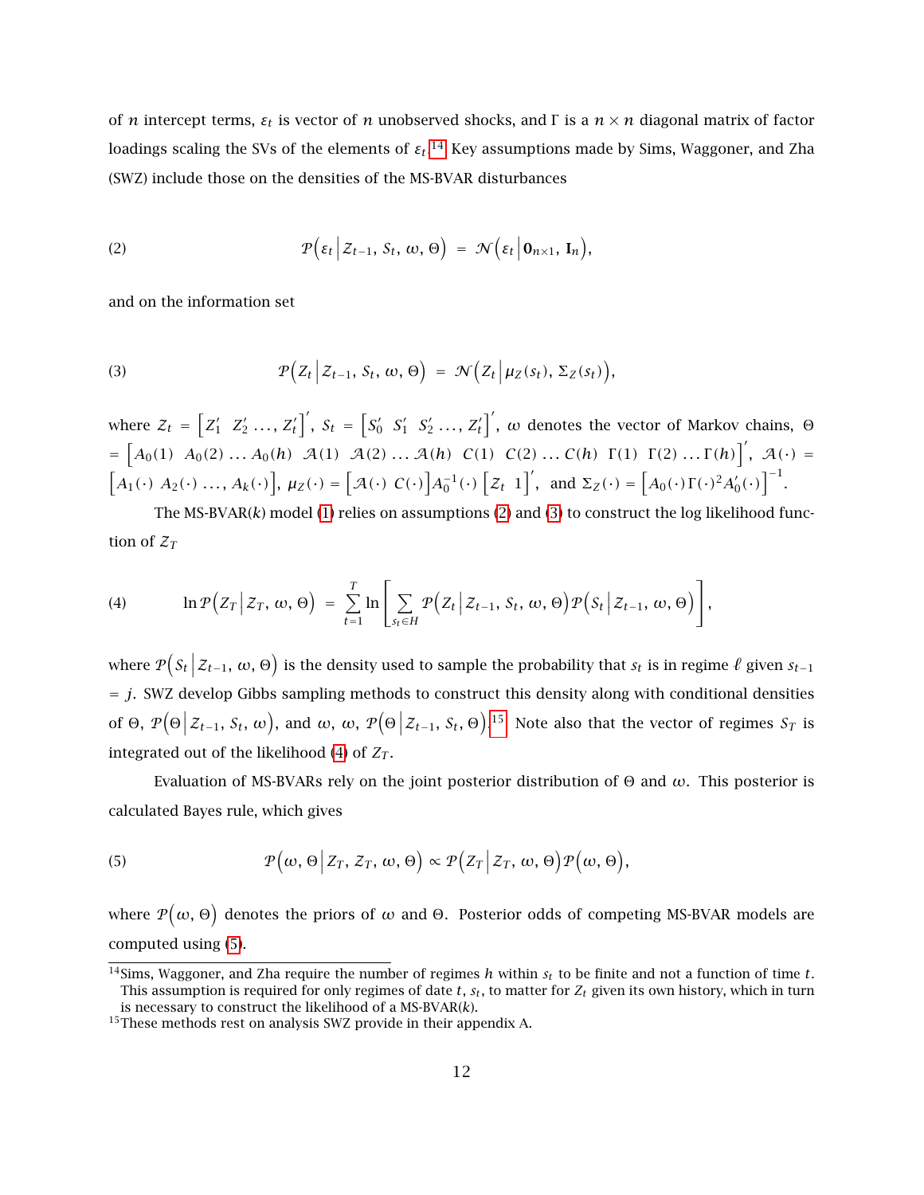of $n$ intercept terms, $\varepsilon_t$ is vector of $n$ unobserved shocks, and $\Gamma$ is a $n \times n$ diagonal matrix of factor loadings scaling the SVs of the elements of $\varepsilon_t$.[14] Key assumptions made by Sims, Waggoner, and Zha (SWZ) include those on the densities of the MS-BVAR disturbances

$$
\mathcal{P}\Big(\varepsilon_t \,\Big|\, \mathcal{Z}_{t-1},\, \mathcal{S}_t,\, \omega,\, \Theta\Big) \;=\; \mathcal{N}\Big(\varepsilon_t \,\Big|\, \mathbf{0}_{n\times 1},\, \mathbf{I}_n\Big), \tag{2}
$$

and on the information set

$$
\mathcal{P}\Big(Z_t \,\Big|\, \mathcal{Z}_{t-1},\, \mathcal{S}_t,\, \omega,\, \Theta\Big) \;=\; \mathcal{N}\Big(Z_t \,\Big|\, \mu_Z(s_t),\, \Sigma_Z(s_t)\Big), \tag{3}
$$

where $\mathcal{Z}_t = \Big[Z_1' \;\; Z_2' \ldots,\, Z_t'\Big]'$, $\mathcal{S}_t = \Big[S_0' \;\; S_1' \;\; S_2' \ldots,\, Z_t'\Big]'$, $\omega$ denotes the vector of Markov chains, $\Theta$ $= \Big[A_0(1) \;\; A_0(2) \ldots A_0(h) \;\; \mathcal{A}(1) \;\; \mathcal{A}(2) \ldots \mathcal{A}(h) \;\; C(1) \;\; C(2) \ldots C(h) \;\; \Gamma(1) \;\; \Gamma(2) \ldots \Gamma(h)\Big]'$, $\mathcal{A}(\cdot) = \Big[A_1(\cdot) \;\; A_2(\cdot) \ldots,\, A_k(\cdot)\Big]$, $\mu_Z(\cdot) = \Big[\mathcal{A}(\cdot) \;\; C(\cdot)\Big]A_0^{-1}(\cdot)\,\Big[\mathcal{Z}_t \;\; 1\Big]'$, and $\Sigma_Z(\cdot) = \Big[A_0(\cdot)\Gamma(\cdot)^2 A_0'(\cdot)\Big]^{-1}$.

The MS-BVAR($k$) model (1) relies on assumptions (2) and (3) to construct the log likelihood function of $\mathcal{Z}_T$

$$
\ln \mathcal{P}\Big(Z_T \,\Big|\, \mathcal{Z}_T,\, \omega,\, \Theta\Big) \;=\; \sum_{t=1}^{T} \ln\left[\sum_{s_t \in H} \mathcal{P}\Big(Z_t \,\Big|\, \mathcal{Z}_{t-1},\, \mathcal{S}_t,\, \omega,\, \Theta\Big)\mathcal{P}\Big(\mathcal{S}_t \,\Big|\, \mathcal{Z}_{t-1},\, \omega,\, \Theta\Big)\right], \tag{4}
$$

where $\mathcal{P}\Big(\mathcal{S}_t \,\Big|\, \mathcal{Z}_{t-1},\, \omega,\, \Theta\Big)$ is the density used to sample the probability that $s_t$ is in regime $\ell$ given $s_{t-1}$ $= j$. SWZ develop Gibbs sampling methods to construct this density along with conditional densities of $\Theta$, $\mathcal{P}\Big(\Theta \,\Big|\, \mathcal{Z}_{t-1},\, \mathcal{S}_t,\, \omega\Big)$, and $\omega$, $\omega$, $\mathcal{P}\Big(\Theta \,\Big|\, \mathcal{Z}_{t-1},\, \mathcal{S}_t,\, \Theta\Big)$.[15] Note also that the vector of regimes $\mathcal{S}_T$ is integrated out of the likelihood (4) of $Z_T$.

Evaluation of MS-BVARs rely on the joint posterior distribution of $\Theta$ and $\omega$. This posterior is calculated Bayes rule, which gives

$$
\mathcal{P}\Big(\omega,\, \Theta \,\Big|\, Z_T,\, \mathcal{Z}_T,\, \omega,\, \Theta\Big) \propto \mathcal{P}\Big(Z_T \,\Big|\, \mathcal{Z}_T,\, \omega,\, \Theta\Big)\mathcal{P}\Big(\omega,\, \Theta\Big), \tag{5}
$$

where $\mathcal{P}\Big(\omega,\, \Theta\Big)$ denotes the priors of $\omega$ and $\Theta$. Posterior odds of competing MS-BVAR models are computed using (5).

---

[14] Sims, Waggoner, and Zha require the number of regimes $h$ within $s_t$ to be finite and not a function of time $t$. This assumption is required for only regimes of date $t$, $s_t$, to matter for $Z_t$ given its own history, which in turn is necessary to construct the likelihood of a MS-BVAR($k$).

[15] These methods rest on analysis SWZ provide in their appendix A.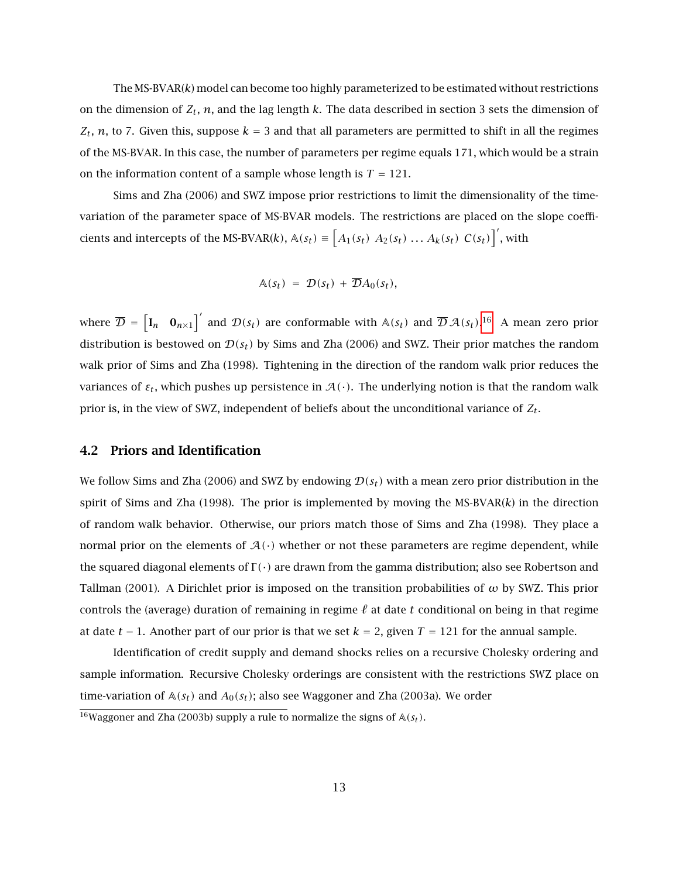The MS-BVAR($k$) model can become too highly parameterized to be estimated without restrictions on the dimension of $Z_t$, $n$, and the lag length $k$. The data described in section 3 sets the dimension of $Z_t$, $n$, to 7. Given this, suppose $k = 3$ and that all parameters are permitted to shift in all the regimes of the MS-BVAR. In this case, the number of parameters per regime equals 171, which would be a strain on the information content of a sample whose length is $T = 121$.

Sims and Zha (2006) and SWZ impose prior restrictions to limit the dimensionality of the time-variation of the parameter space of MS-BVAR models. The restrictions are placed on the slope coefficients and intercepts of the MS-BVAR($k$), $\mathbb{A}(s_t) \equiv \left[A_1(s_t)\;\, A_2(s_t)\;\, \ldots\; A_k(s_t)\;\, C(s_t)\right]'$, with

$$\mathbb{A}(s_t) \;=\; \mathcal{D}(s_t) \;+\; \overline{\mathcal{D}}A_0(s_t),$$

where $\overline{\mathcal{D}} = \left[\mathbf{I}_n \quad \mathbf{0}_{n\times 1}\right]'$ and $\mathcal{D}(s_t)$ are conformable with $\mathbb{A}(s_t)$ and $\overline{\mathcal{D}}\,\mathcal{A}(s_t)$.[16] A mean zero prior distribution is bestowed on $\mathcal{D}(s_t)$ by Sims and Zha (2006) and SWZ. Their prior matches the random walk prior of Sims and Zha (1998). Tightening in the direction of the random walk prior reduces the variances of $\varepsilon_t$, which pushes up persistence in $\mathcal{A}(\cdot)$. The underlying notion is that the random walk prior is, in the view of SWZ, independent of beliefs about the unconditional variance of $Z_t$.

## 4.2 Priors and Identification

We follow Sims and Zha (2006) and SWZ by endowing $\mathcal{D}(s_t)$ with a mean zero prior distribution in the spirit of Sims and Zha (1998). The prior is implemented by moving the MS-BVAR($k$) in the direction of random walk behavior. Otherwise, our priors match those of Sims and Zha (1998). They place a normal prior on the elements of $\mathcal{A}(\cdot)$ whether or not these parameters are regime dependent, while the squared diagonal elements of $\Gamma(\cdot)$ are drawn from the gamma distribution; also see Robertson and Tallman (2001). A Dirichlet prior is imposed on the transition probabilities of $\omega$ by SWZ. This prior controls the (average) duration of remaining in regime $\ell$ at date $t$ conditional on being in that regime at date $t-1$. Another part of our prior is that we set $k = 2$, given $T = 121$ for the annual sample.

Identification of credit supply and demand shocks relies on a recursive Cholesky ordering and sample information. Recursive Cholesky orderings are consistent with the restrictions SWZ place on time-variation of $\mathbb{A}(s_t)$ and $A_0(s_t)$; also see Waggoner and Zha (2003a). We order

[16] Waggoner and Zha (2003b) supply a rule to normalize the signs of $\mathbb{A}(s_t)$.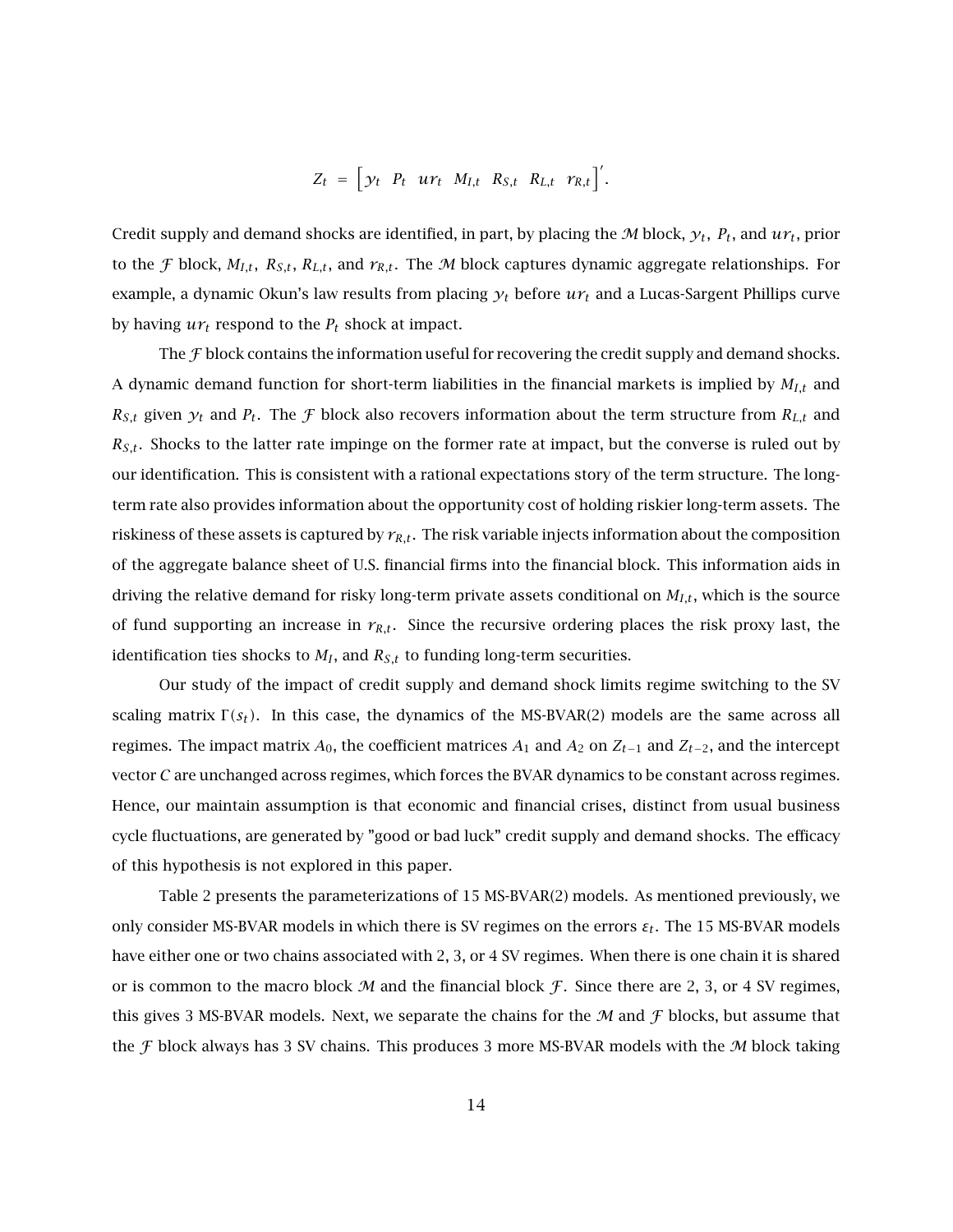$$Z_t = \begin{bmatrix} y_t & P_t & ur_t & M_{I,t} & R_{S,t} & R_{L,t} & r_{R,t} \end{bmatrix}'.$$

Credit supply and demand shocks are identified, in part, by placing the $\mathcal{M}$ block, $y_t$, $P_t$, and $ur_t$, prior to the $\mathcal{F}$ block, $M_{I,t}$, $R_{S,t}$, $R_{L,t}$, and $r_{R,t}$. The $\mathcal{M}$ block captures dynamic aggregate relationships. For example, a dynamic Okun's law results from placing $y_t$ before $ur_t$ and a Lucas-Sargent Phillips curve by having $ur_t$ respond to the $P_t$ shock at impact.

The $\mathcal{F}$ block contains the information useful for recovering the credit supply and demand shocks. A dynamic demand function for short-term liabilities in the financial markets is implied by $M_{I,t}$ and $R_{S,t}$ given $y_t$ and $P_t$. The $\mathcal{F}$ block also recovers information about the term structure from $R_{L,t}$ and $R_{S,t}$. Shocks to the latter rate impinge on the former rate at impact, but the converse is ruled out by our identification. This is consistent with a rational expectations story of the term structure. The long-term rate also provides information about the opportunity cost of holding riskier long-term assets. The riskiness of these assets is captured by $r_{R,t}$. The risk variable injects information about the composition of the aggregate balance sheet of U.S. financial firms into the financial block. This information aids in driving the relative demand for risky long-term private assets conditional on $M_{I,t}$, which is the source of fund supporting an increase in $r_{R,t}$. Since the recursive ordering places the risk proxy last, the identification ties shocks to $M_I$, and $R_{S,t}$ to funding long-term securities.

Our study of the impact of credit supply and demand shock limits regime switching to the SV scaling matrix $\Gamma(s_t)$. In this case, the dynamics of the MS-BVAR(2) models are the same across all regimes. The impact matrix $A_0$, the coefficient matrices $A_1$ and $A_2$ on $Z_{t-1}$ and $Z_{t-2}$, and the intercept vector $C$ are unchanged across regimes, which forces the BVAR dynamics to be constant across regimes. Hence, our maintain assumption is that economic and financial crises, distinct from usual business cycle fluctuations, are generated by "good or bad luck" credit supply and demand shocks. The efficacy of this hypothesis is not explored in this paper.

Table 2 presents the parameterizations of 15 MS-BVAR(2) models. As mentioned previously, we only consider MS-BVAR models in which there is SV regimes on the errors $\varepsilon_t$. The 15 MS-BVAR models have either one or two chains associated with 2, 3, or 4 SV regimes. When there is one chain it is shared or is common to the macro block $\mathcal{M}$ and the financial block $\mathcal{F}$. Since there are 2, 3, or 4 SV regimes, this gives 3 MS-BVAR models. Next, we separate the chains for the $\mathcal{M}$ and $\mathcal{F}$ blocks, but assume that the $\mathcal{F}$ block always has 3 SV chains. This produces 3 more MS-BVAR models with the $\mathcal{M}$ block taking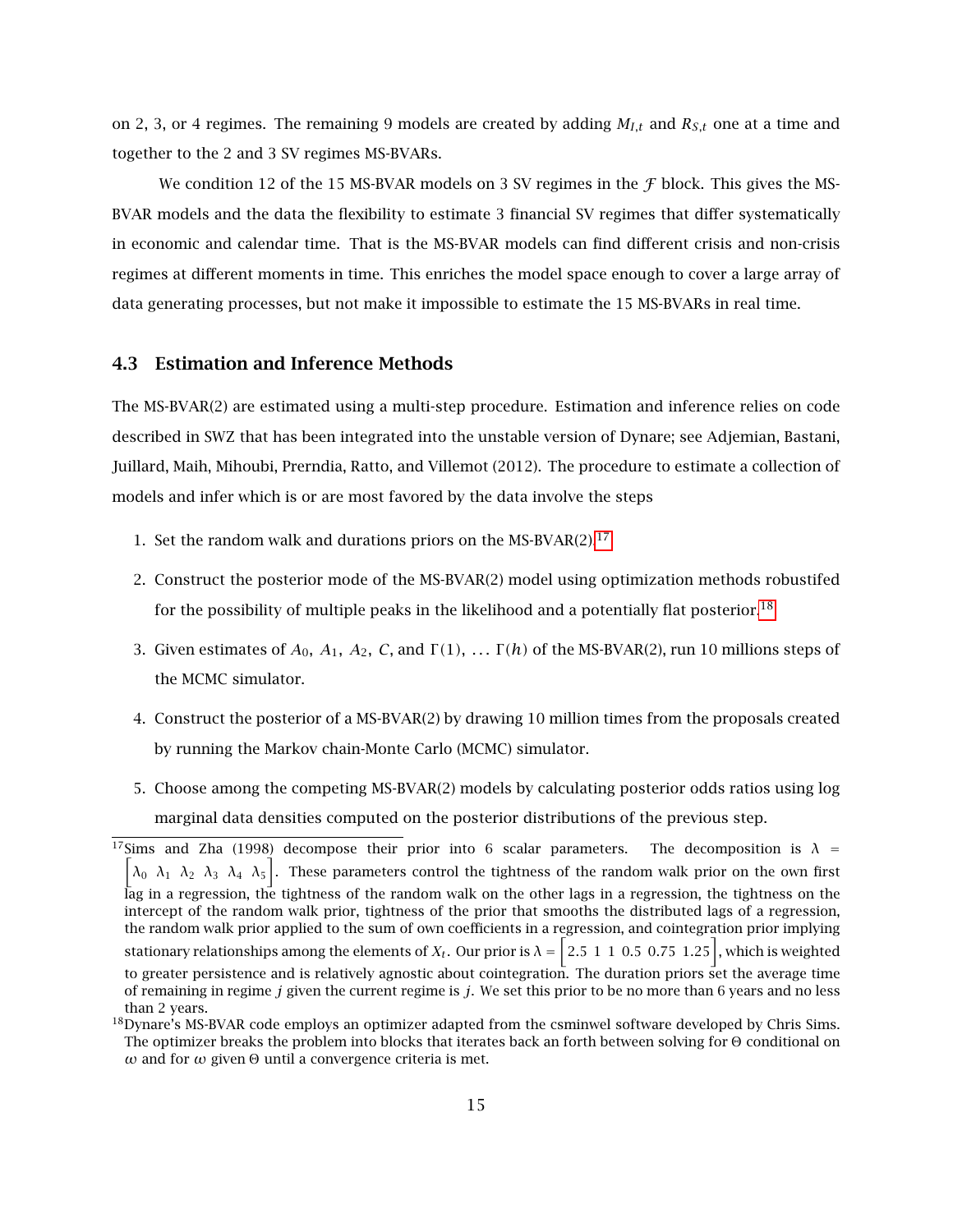on 2, 3, or 4 regimes. The remaining 9 models are created by adding $M_{I,t}$ and $R_{S,t}$ one at a time and together to the 2 and 3 SV regimes MS-BVARs.

We condition 12 of the 15 MS-BVAR models on 3 SV regimes in the $\mathcal{F}$ block. This gives the MS-BVAR models and the data the flexibility to estimate 3 financial SV regimes that differ systematically in economic and calendar time. That is the MS-BVAR models can find different crisis and non-crisis regimes at different moments in time. This enriches the model space enough to cover a large array of data generating processes, but not make it impossible to estimate the 15 MS-BVARs in real time.

### 4.3 Estimation and Inference Methods

The MS-BVAR(2) are estimated using a multi-step procedure. Estimation and inference relies on code described in SWZ that has been integrated into the unstable version of Dynare; see Adjemian, Bastani, Juillard, Maih, Mihoubi, Perndia, Ratto, and Villemot (2012). The procedure to estimate a collection of models and infer which is or are most favored by the data involve the steps

1. Set the random walk and durations priors on the MS-BVAR(2).[17]
2. Construct the posterior mode of the MS-BVAR(2) model using optimization methods robustifed for the possibility of multiple peaks in the likelihood and a potentially flat posterior.[18]
3. Given estimates of $A_0$, $A_1$, $A_2$, $C$, and $\Gamma(1)$, $\ldots$ $\Gamma(h)$ of the MS-BVAR(2), run 10 millions steps of the MCMC simulator.
4. Construct the posterior of a MS-BVAR(2) by drawing 10 million times from the proposals created by running the Markov chain-Monte Carlo (MCMC) simulator.
5. Choose among the competing MS-BVAR(2) models by calculating posterior odds ratios using log marginal data densities computed on the posterior distributions of the previous step.

[17] Sims and Zha (1998) decompose their prior into 6 scalar parameters. The decomposition is $\lambda = \begin{bmatrix} \lambda_0 & \lambda_1 & \lambda_2 & \lambda_3 & \lambda_4 & \lambda_5 \end{bmatrix}$. These parameters control the tightness of the random walk prior on the own first lag in a regression, the tightness of the random walk on the other lags in a regression, the tightness on the intercept of the random walk prior, tightness of the prior that smooths the distributed lags of a regression, the random walk prior applied to the sum of own coefficients in a regression, and cointegration prior implying stationary relationships among the elements of $X_t$. Our prior is $\lambda = \begin{bmatrix} 2.5 & 1 & 1 & 0.5 & 0.75 & 1.25 \end{bmatrix}$, which is weighted to greater persistence and is relatively agnostic about cointegration. The duration priors set the average time of remaining in regime $j$ given the current regime is $j$. We set this prior to be no more than 6 years and no less than 2 years.

[18] Dynare's MS-BVAR code employs an optimizer adapted from the csminwel software developed by Chris Sims. The optimizer breaks the problem into blocks that iterates back an forth between solving for $\Theta$ conditional on $\omega$ and for $\omega$ given $\Theta$ until a convergence criteria is met.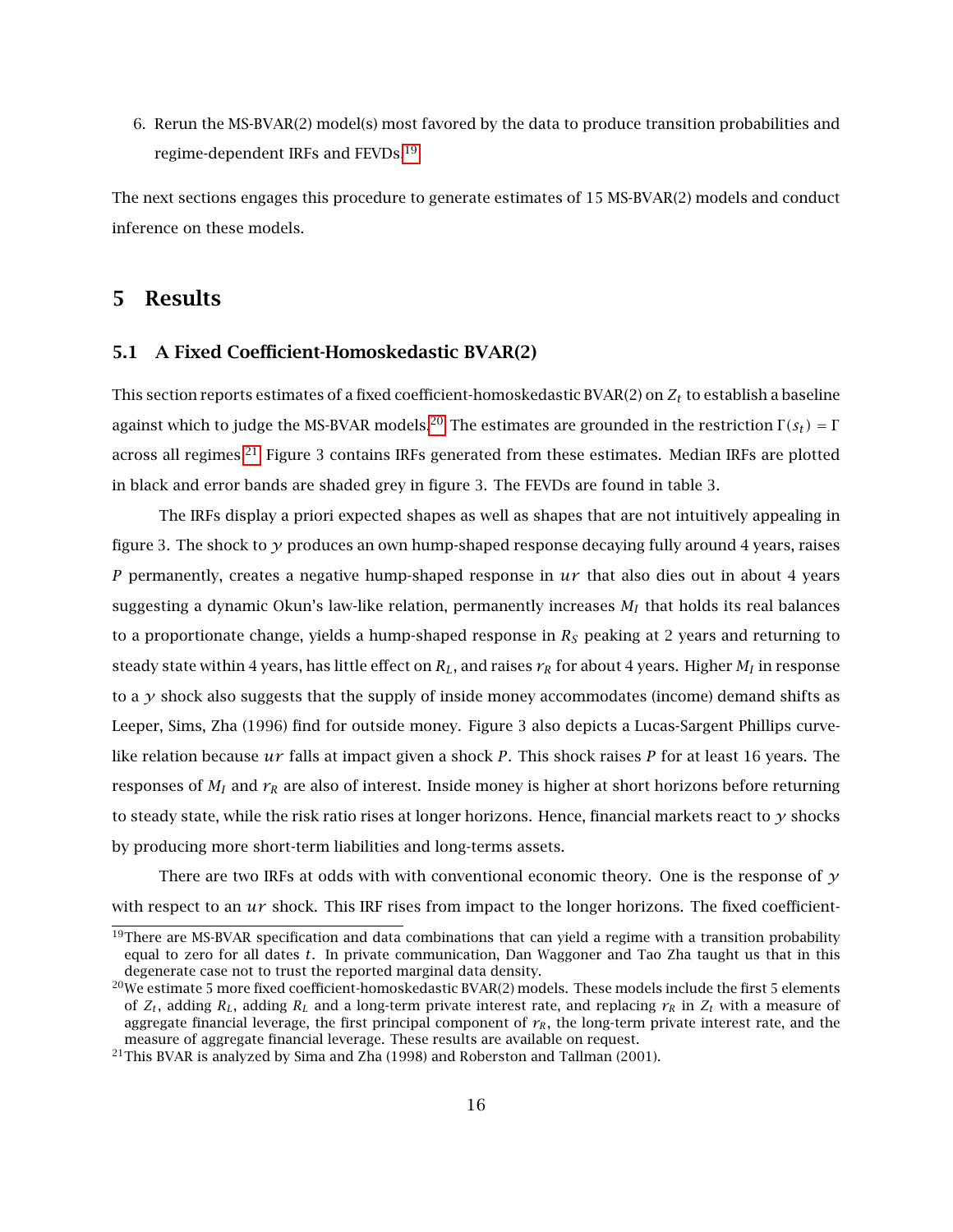6. Rerun the MS-BVAR(2) model(s) most favored by the data to produce transition probabilities and regime-dependent IRFs and FEVDs.[19]

The next sections engages this procedure to generate estimates of 15 MS-BVAR(2) models and conduct inference on these models.

## 5 Results

### 5.1 A Fixed Coefficient-Homoskedastic BVAR(2)

This section reports estimates of a fixed coefficient-homoskedastic BVAR(2) on $Z_t$ to establish a baseline against which to judge the MS-BVAR models.[20] The estimates are grounded in the restriction $\Gamma(s_t) = \Gamma$ across all regimes.[21] Figure 3 contains IRFs generated from these estimates. Median IRFs are plotted in black and error bands are shaded grey in figure 3. The FEVDs are found in table 3.

The IRFs display a priori expected shapes as well as shapes that are not intuitively appealing in figure 3. The shock to $y$ produces an own hump-shaped response decaying fully around 4 years, raises $P$ permanently, creates a negative hump-shaped response in $ur$ that also dies out in about 4 years suggesting a dynamic Okun's law-like relation, permanently increases $M_I$ that holds its real balances to a proportionate change, yields a hump-shaped response in $R_S$ peaking at 2 years and returning to steady state within 4 years, has little effect on $R_L$, and raises $r_R$ for about 4 years. Higher $M_I$ in response to a $y$ shock also suggests that the supply of inside money accommodates (income) demand shifts as Leeper, Sims, Zha (1996) find for outside money. Figure 3 also depicts a Lucas-Sargent Phillips curve-like relation because $ur$ falls at impact given a shock $P$. This shock raises $P$ for at least 16 years. The responses of $M_I$ and $r_R$ are also of interest. Inside money is higher at short horizons before returning to steady state, while the risk ratio rises at longer horizons. Hence, financial markets react to $y$ shocks by producing more short-term liabilities and long-terms assets.

There are two IRFs at odds with with conventional economic theory. One is the response of $y$ with respect to an $ur$ shock. This IRF rises from impact to the longer horizons. The fixed coefficient-

[19] There are MS-BVAR specification and data combinations that can yield a regime with a transition probability equal to zero for all dates $t$. In private communication, Dan Waggoner and Tao Zha taught us that in this degenerate case not to trust the reported marginal data density.

[20] We estimate 5 more fixed coefficient-homoskedastic BVAR(2) models. These models include the first 5 elements of $Z_t$, adding $R_L$, adding $R_L$ and a long-term private interest rate, and replacing $r_R$ in $Z_t$ with a measure of aggregate financial leverage, the first principal component of $r_R$, the long-term private interest rate, and the measure of aggregate financial leverage. These results are available on request.

[21] This BVAR is analyzed by Sima and Zha (1998) and Roberston and Tallman (2001).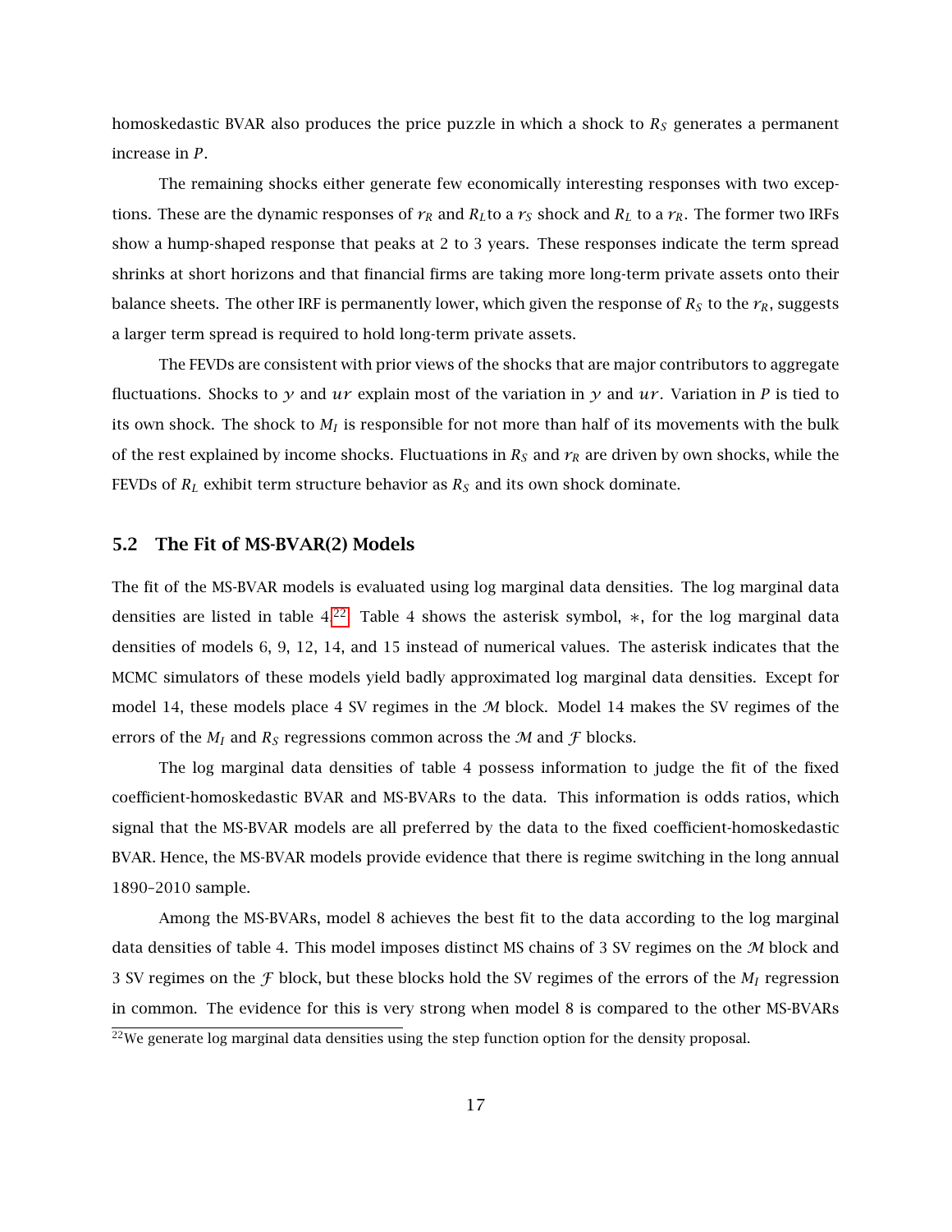homoskedastic BVAR also produces the price puzzle in which a shock to $R_S$ generates a permanent increase in $P$.

The remaining shocks either generate few economically interesting responses with two exceptions. These are the dynamic responses of $r_R$ and $R_L$ to a $r_S$ shock and $R_L$ to a $r_R$. The former two IRFs show a hump-shaped response that peaks at 2 to 3 years. These responses indicate the term spread shrinks at short horizons and that financial firms are taking more long-term private assets onto their balance sheets. The other IRF is permanently lower, which given the response of $R_S$ to the $r_R$, suggests a larger term spread is required to hold long-term private assets.

The FEVDs are consistent with prior views of the shocks that are major contributors to aggregate fluctuations. Shocks to $y$ and $ur$ explain most of the variation in $y$ and $ur$. Variation in $P$ is tied to its own shock. The shock to $M_I$ is responsible for not more than half of its movements with the bulk of the rest explained by income shocks. Fluctuations in $R_S$ and $r_R$ are driven by own shocks, while the FEVDs of $R_L$ exhibit term structure behavior as $R_S$ and its own shock dominate.

## 5.2 The Fit of MS-BVAR(2) Models

The fit of the MS-BVAR models is evaluated using log marginal data densities. The log marginal data densities are listed in table 4.[22] Table 4 shows the asterisk symbol, $*$, for the log marginal data densities of models 6, 9, 12, 14, and 15 instead of numerical values. The asterisk indicates that the MCMC simulators of these models yield badly approximated log marginal data densities. Except for model 14, these models place 4 SV regimes in the $\mathcal{M}$ block. Model 14 makes the SV regimes of the errors of the $M_I$ and $R_S$ regressions common across the $\mathcal{M}$ and $\mathcal{F}$ blocks.

The log marginal data densities of table 4 possess information to judge the fit of the fixed coefficient-homoskedastic BVAR and MS-BVARs to the data. This information is odds ratios, which signal that the MS-BVAR models are all preferred by the data to the fixed coefficient-homoskedastic BVAR. Hence, the MS-BVAR models provide evidence that there is regime switching in the long annual 1890–2010 sample.

Among the MS-BVARs, model 8 achieves the best fit to the data according to the log marginal data densities of table 4. This model imposes distinct MS chains of 3 SV regimes on the $\mathcal{M}$ block and 3 SV regimes on the $\mathcal{F}$ block, but these blocks hold the SV regimes of the errors of the $M_I$ regression in common. The evidence for this is very strong when model 8 is compared to the other MS-BVARs

[22] We generate log marginal data densities using the step function option for the density proposal.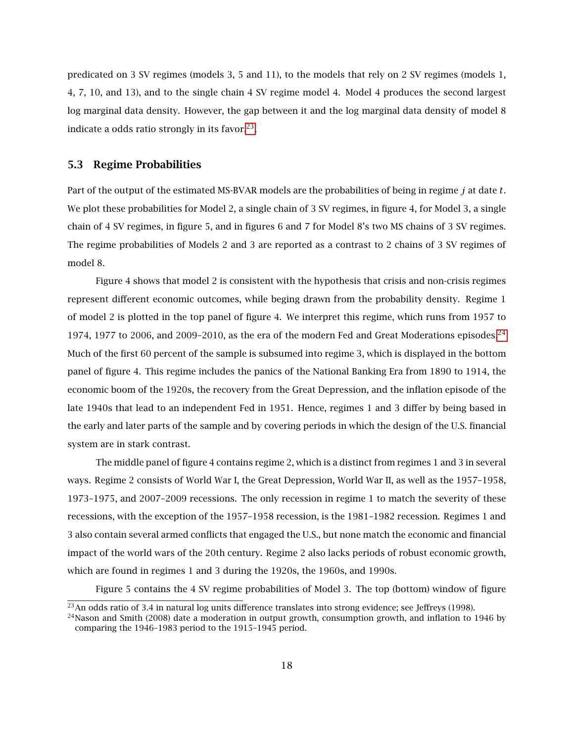predicated on 3 SV regimes (models 3, 5 and 11), to the models that rely on 2 SV regimes (models 1, 4, 7, 10, and 13), and to the single chain 4 SV regime model 4. Model 4 produces the second largest log marginal data density. However, the gap between it and the log marginal data density of model 8 indicate a odds ratio strongly in its favor.[23]

### 5.3 Regime Probabilities

Part of the output of the estimated MS-BVAR models are the probabilities of being in regime $j$ at date $t$. We plot these probabilities for Model 2, a single chain of 3 SV regimes, in figure 4, for Model 3, a single chain of 4 SV regimes, in figure 5, and in figures 6 and 7 for Model 8's two MS chains of 3 SV regimes. The regime probabilities of Models 2 and 3 are reported as a contrast to 2 chains of 3 SV regimes of model 8.

Figure 4 shows that model 2 is consistent with the hypothesis that crisis and non-crisis regimes represent different economic outcomes, while beging drawn from the probability density. Regime 1 of model 2 is plotted in the top panel of figure 4. We interpret this regime, which runs from 1957 to 1974, 1977 to 2006, and 2009–2010, as the era of the modern Fed and Great Moderations episodes.[24] Much of the first 60 percent of the sample is subsumed into regime 3, which is displayed in the bottom panel of figure 4. This regime includes the panics of the National Banking Era from 1890 to 1914, the economic boom of the 1920s, the recovery from the Great Depression, and the inflation episode of the late 1940s that lead to an independent Fed in 1951. Hence, regimes 1 and 3 differ by being based in the early and later parts of the sample and by covering periods in which the design of the U.S. financial system are in stark contrast.

The middle panel of figure 4 contains regime 2, which is a distinct from regimes 1 and 3 in several ways. Regime 2 consists of World War I, the Great Depression, World War II, as well as the 1957–1958, 1973–1975, and 2007–2009 recessions. The only recession in regime 1 to match the severity of these recessions, with the exception of the 1957–1958 recession, is the 1981–1982 recession. Regimes 1 and 3 also contain several armed conflicts that engaged the U.S., but none match the economic and financial impact of the world wars of the 20th century. Regime 2 also lacks periods of robust economic growth, which are found in regimes 1 and 3 during the 1920s, the 1960s, and 1990s.

Figure 5 contains the 4 SV regime probabilities of Model 3. The top (bottom) window of figure

[23] An odds ratio of 3.4 in natural log units difference translates into strong evidence; see Jeffreys (1998).

[24] Nason and Smith (2008) date a moderation in output growth, consumption growth, and inflation to 1946 by comparing the 1946–1983 period to the 1915–1945 period.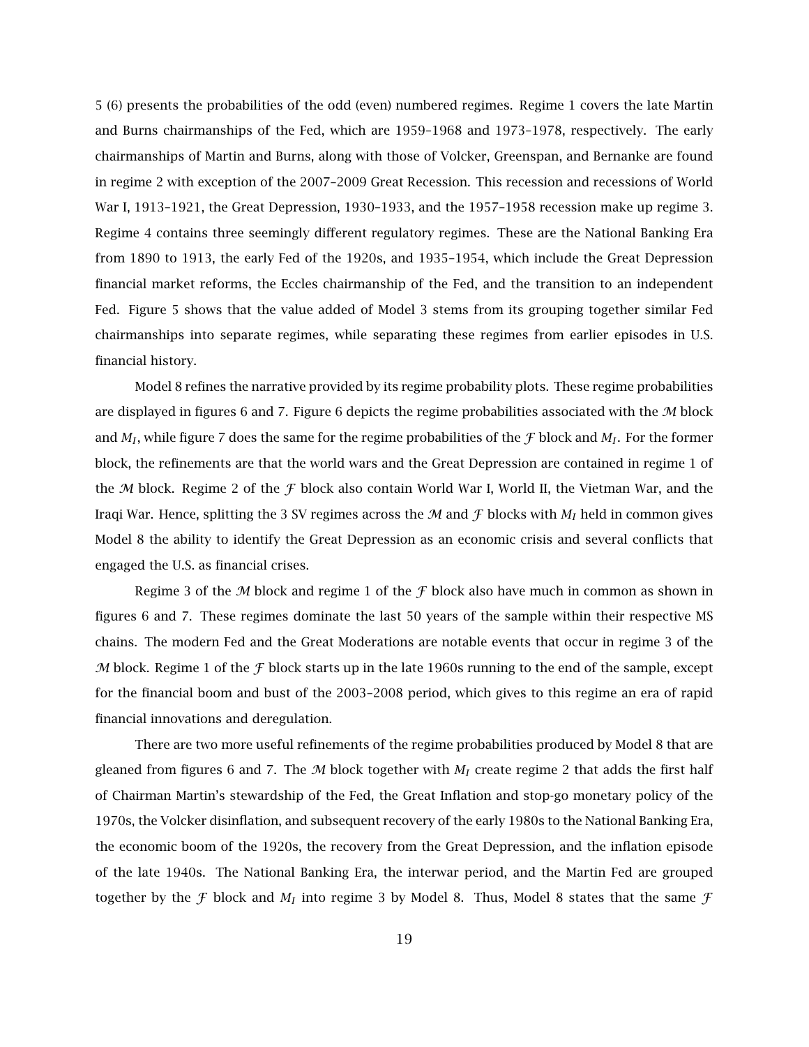5 (6) presents the probabilities of the odd (even) numbered regimes. Regime 1 covers the late Martin and Burns chairmanships of the Fed, which are 1959–1968 and 1973–1978, respectively. The early chairmanships of Martin and Burns, along with those of Volcker, Greenspan, and Bernanke are found in regime 2 with exception of the 2007–2009 Great Recession. This recession and recessions of World War I, 1913–1921, the Great Depression, 1930–1933, and the 1957–1958 recession make up regime 3. Regime 4 contains three seemingly different regulatory regimes. These are the National Banking Era from 1890 to 1913, the early Fed of the 1920s, and 1935–1954, which include the Great Depression financial market reforms, the Eccles chairmanship of the Fed, and the transition to an independent Fed. Figure 5 shows that the value added of Model 3 stems from its grouping together similar Fed chairmanships into separate regimes, while separating these regimes from earlier episodes in U.S. financial history.

Model 8 refines the narrative provided by its regime probability plots. These regime probabilities are displayed in figures 6 and 7. Figure 6 depicts the regime probabilities associated with the $\mathcal{M}$ block and $M_I$, while figure 7 does the same for the regime probabilities of the $\mathcal{F}$ block and $M_I$. For the former block, the refinements are that the world wars and the Great Depression are contained in regime 1 of the $\mathcal{M}$ block. Regime 2 of the $\mathcal{F}$ block also contain World War I, World II, the Vietman War, and the Iraqi War. Hence, splitting the 3 SV regimes across the $\mathcal{M}$ and $\mathcal{F}$ blocks with $M_I$ held in common gives Model 8 the ability to identify the Great Depression as an economic crisis and several conflicts that engaged the U.S. as financial crises.

Regime 3 of the $\mathcal{M}$ block and regime 1 of the $\mathcal{F}$ block also have much in common as shown in figures 6 and 7. These regimes dominate the last 50 years of the sample within their respective MS chains. The modern Fed and the Great Moderations are notable events that occur in regime 3 of the $\mathcal{M}$ block. Regime 1 of the $\mathcal{F}$ block starts up in the late 1960s running to the end of the sample, except for the financial boom and bust of the 2003–2008 period, which gives to this regime an era of rapid financial innovations and deregulation.

There are two more useful refinements of the regime probabilities produced by Model 8 that are gleaned from figures 6 and 7. The $\mathcal{M}$ block together with $M_I$ create regime 2 that adds the first half of Chairman Martin's stewardship of the Fed, the Great Inflation and stop-go monetary policy of the 1970s, the Volcker disinflation, and subsequent recovery of the early 1980s to the National Banking Era, the economic boom of the 1920s, the recovery from the Great Depression, and the inflation episode of the late 1940s. The National Banking Era, the interwar period, and the Martin Fed are grouped together by the $\mathcal{F}$ block and $M_I$ into regime 3 by Model 8. Thus, Model 8 states that the same $\mathcal{F}$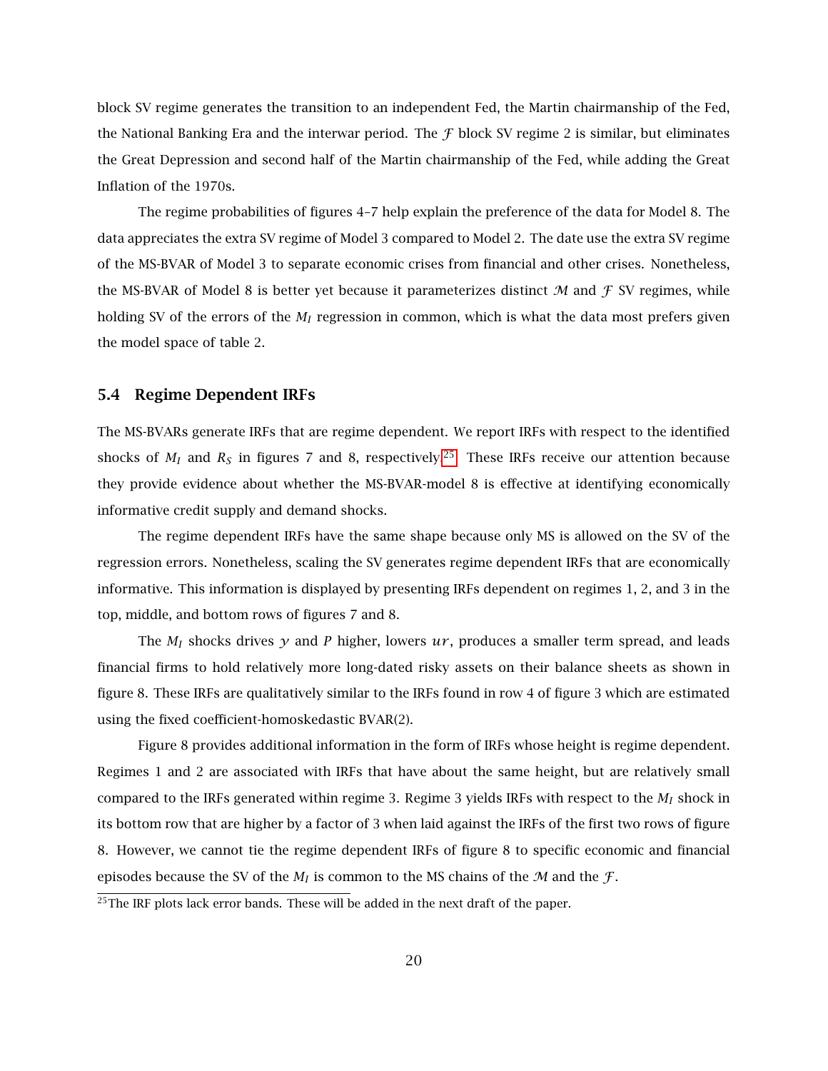block SV regime generates the transition to an independent Fed, the Martin chairmanship of the Fed, the National Banking Era and the interwar period. The $\mathcal{F}$ block SV regime 2 is similar, but eliminates the Great Depression and second half of the Martin chairmanship of the Fed, while adding the Great Inflation of the 1970s.

The regime probabilities of figures 4–7 help explain the preference of the data for Model 8. The data appreciates the extra SV regime of Model 3 compared to Model 2. The date use the extra SV regime of the MS-BVAR of Model 3 to separate economic crises from financial and other crises. Nonetheless, the MS-BVAR of Model 8 is better yet because it parameterizes distinct $\mathcal{M}$ and $\mathcal{F}$ SV regimes, while holding SV of the errors of the $M_I$ regression in common, which is what the data most prefers given the model space of table 2.

### 5.4 Regime Dependent IRFs

The MS-BVARs generate IRFs that are regime dependent. We report IRFs with respect to the identified shocks of $M_I$ and $R_S$ in figures 7 and 8, respectively.[25] These IRFs receive our attention because they provide evidence about whether the MS-BVAR-model 8 is effective at identifying economically informative credit supply and demand shocks.

The regime dependent IRFs have the same shape because only MS is allowed on the SV of the regression errors. Nonetheless, scaling the SV generates regime dependent IRFs that are economically informative. This information is displayed by presenting IRFs dependent on regimes 1, 2, and 3 in the top, middle, and bottom rows of figures 7 and 8.

The $M_I$ shocks drives $y$ and $P$ higher, lowers $ur$, produces a smaller term spread, and leads financial firms to hold relatively more long-dated risky assets on their balance sheets as shown in figure 8. These IRFs are qualitatively similar to the IRFs found in row 4 of figure 3 which are estimated using the fixed coefficient-homoskedastic BVAR(2).

Figure 8 provides additional information in the form of IRFs whose height is regime dependent. Regimes 1 and 2 are associated with IRFs that have about the same height, but are relatively small compared to the IRFs generated within regime 3. Regime 3 yields IRFs with respect to the $M_I$ shock in its bottom row that are higher by a factor of 3 when laid against the IRFs of the first two rows of figure 8. However, we cannot tie the regime dependent IRFs of figure 8 to specific economic and financial episodes because the SV of the $M_I$ is common to the MS chains of the $\mathcal{M}$ and the $\mathcal{F}$.

[25] The IRF plots lack error bands. These will be added in the next draft of the paper.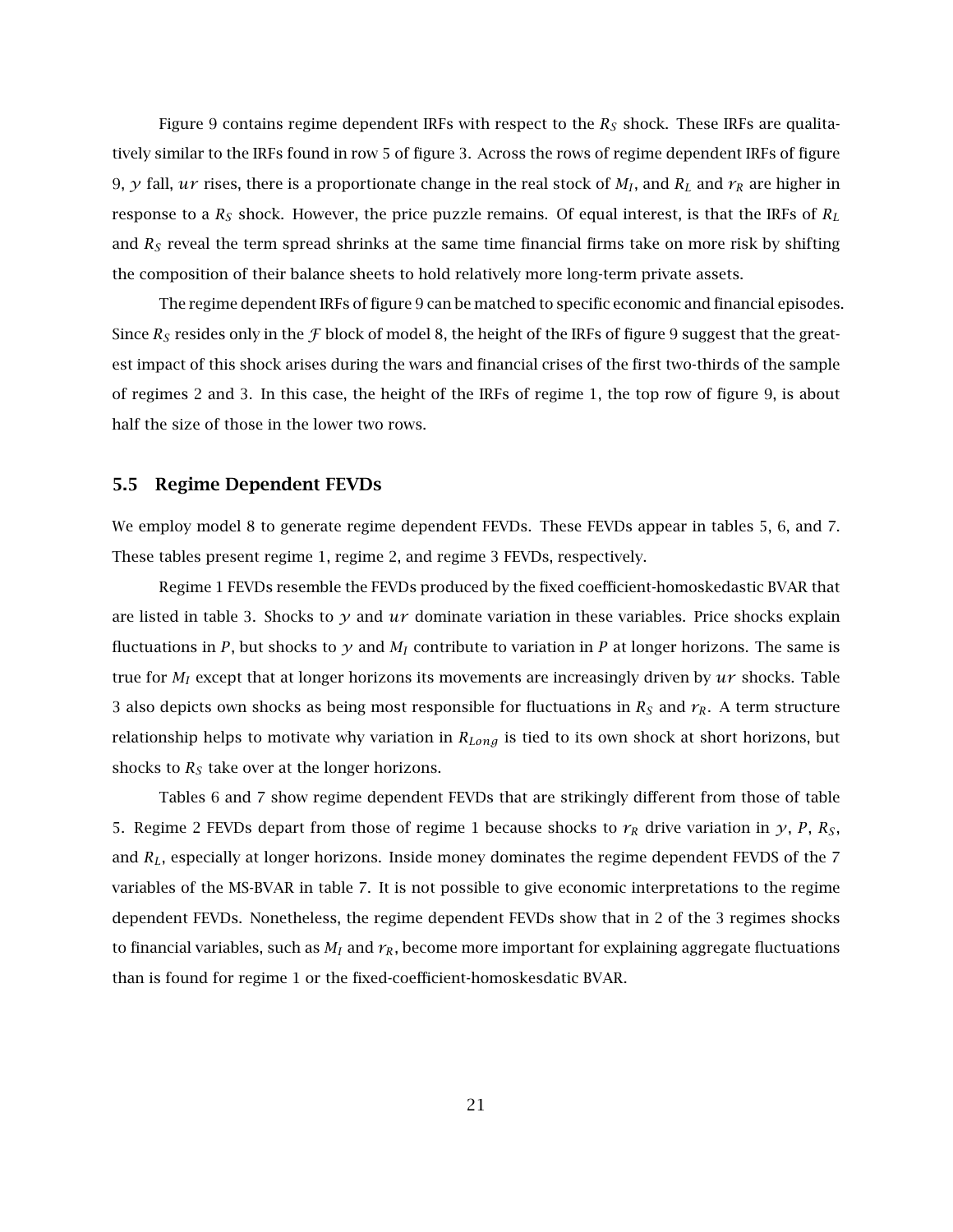Figure 9 contains regime dependent IRFs with respect to the $R_S$ shock. These IRFs are qualitatively similar to the IRFs found in row 5 of figure 3. Across the rows of regime dependent IRFs of figure 9, $y$ fall, $ur$ rises, there is a proportionate change in the real stock of $M_I$, and $R_L$ and $r_R$ are higher in response to a $R_S$ shock. However, the price puzzle remains. Of equal interest, is that the IRFs of $R_L$ and $R_S$ reveal the term spread shrinks at the same time financial firms take on more risk by shifting the composition of their balance sheets to hold relatively more long-term private assets.

The regime dependent IRFs of figure 9 can be matched to specific economic and financial episodes. Since $R_S$ resides only in the $\mathcal{F}$ block of model 8, the height of the IRFs of figure 9 suggest that the greatest impact of this shock arises during the wars and financial crises of the first two-thirds of the sample of regimes 2 and 3. In this case, the height of the IRFs of regime 1, the top row of figure 9, is about half the size of those in the lower two rows.

### 5.5 Regime Dependent FEVDs

We employ model 8 to generate regime dependent FEVDs. These FEVDs appear in tables 5, 6, and 7. These tables present regime 1, regime 2, and regime 3 FEVDs, respectively.

Regime 1 FEVDs resemble the FEVDs produced by the fixed coefficient-homoskedastic BVAR that are listed in table 3. Shocks to $y$ and $ur$ dominate variation in these variables. Price shocks explain fluctuations in $P$, but shocks to $y$ and $M_I$ contribute to variation in $P$ at longer horizons. The same is true for $M_I$ except that at longer horizons its movements are increasingly driven by $ur$ shocks. Table 3 also depicts own shocks as being most responsible for fluctuations in $R_S$ and $r_R$. A term structure relationship helps to motivate why variation in $R_{Long}$ is tied to its own shock at short horizons, but shocks to $R_S$ take over at the longer horizons.

Tables 6 and 7 show regime dependent FEVDs that are strikingly different from those of table 5. Regime 2 FEVDs depart from those of regime 1 because shocks to $r_R$ drive variation in $y$, $P$, $R_S$, and $R_L$, especially at longer horizons. Inside money dominates the regime dependent FEVDS of the 7 variables of the MS-BVAR in table 7. It is not possible to give economic interpretations to the regime dependent FEVDs. Nonetheless, the regime dependent FEVDs show that in 2 of the 3 regimes shocks to financial variables, such as $M_I$ and $r_R$, become more important for explaining aggregate fluctuations than is found for regime 1 or the fixed-coefficient-homoskesdatic BVAR.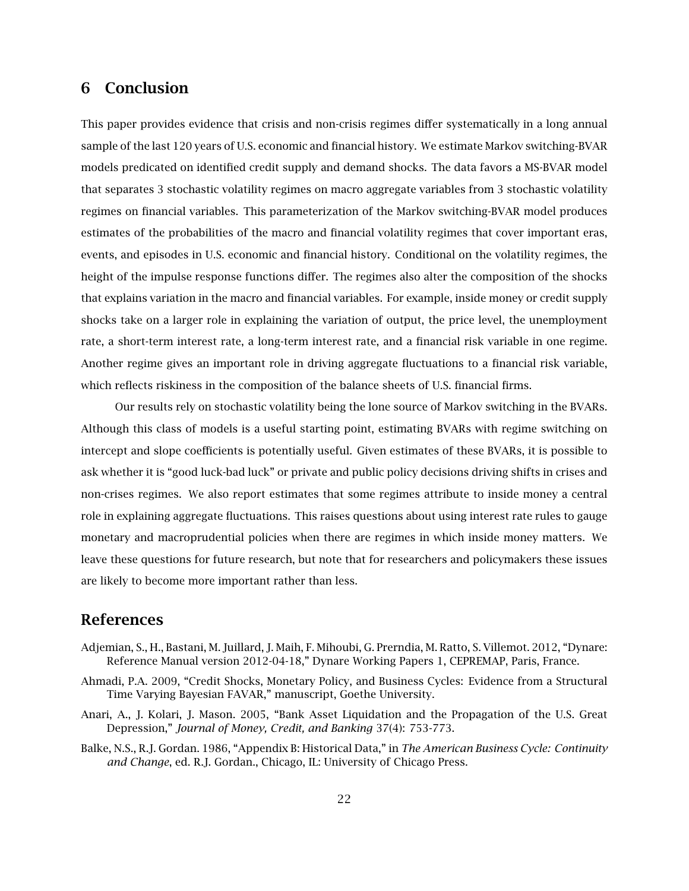## 6 Conclusion

This paper provides evidence that crisis and non-crisis regimes differ systematically in a long annual sample of the last 120 years of U.S. economic and financial history. We estimate Markov switching-BVAR models predicated on identified credit supply and demand shocks. The data favors a MS-BVAR model that separates 3 stochastic volatility regimes on macro aggregate variables from 3 stochastic volatility regimes on financial variables. This parameterization of the Markov switching-BVAR model produces estimates of the probabilities of the macro and financial volatility regimes that cover important eras, events, and episodes in U.S. economic and financial history. Conditional on the volatility regimes, the height of the impulse response functions differ. The regimes also alter the composition of the shocks that explains variation in the macro and financial variables. For example, inside money or credit supply shocks take on a larger role in explaining the variation of output, the price level, the unemployment rate, a short-term interest rate, a long-term interest rate, and a financial risk variable in one regime. Another regime gives an important role in driving aggregate fluctuations to a financial risk variable, which reflects riskiness in the composition of the balance sheets of U.S. financial firms.

Our results rely on stochastic volatility being the lone source of Markov switching in the BVARs. Although this class of models is a useful starting point, estimating BVARs with regime switching on intercept and slope coefficients is potentially useful. Given estimates of these BVARs, it is possible to ask whether it is "good luck-bad luck" or private and public policy decisions driving shifts in crises and non-crises regimes. We also report estimates that some regimes attribute to inside money a central role in explaining aggregate fluctuations. This raises questions about using interest rate rules to gauge monetary and macroprudential policies when there are regimes in which inside money matters. We leave these questions for future research, but note that for researchers and policymakers these issues are likely to become more important rather than less.

## References

Adjemian, S., H., Bastani, M. Juillard, J. Maih, F. Mihoubi, G. Prerndia, M. Ratto, S. Villemot. 2012, "Dynare: Reference Manual version 2012-04-18," Dynare Working Papers 1, CEPREMAP, Paris, France.

Ahmadi, P.A. 2009, "Credit Shocks, Monetary Policy, and Business Cycles: Evidence from a Structural Time Varying Bayesian FAVAR," manuscript, Goethe University.

Anari, A., J. Kolari, J. Mason. 2005, "Bank Asset Liquidation and the Propagation of the U.S. Great Depression," *Journal of Money, Credit, and Banking* 37(4): 753-773.

Balke, N.S., R.J. Gordan. 1986, "Appendix B: Historical Data," in *The American Business Cycle: Continuity and Change*, ed. R.J. Gordan., Chicago, IL: University of Chicago Press.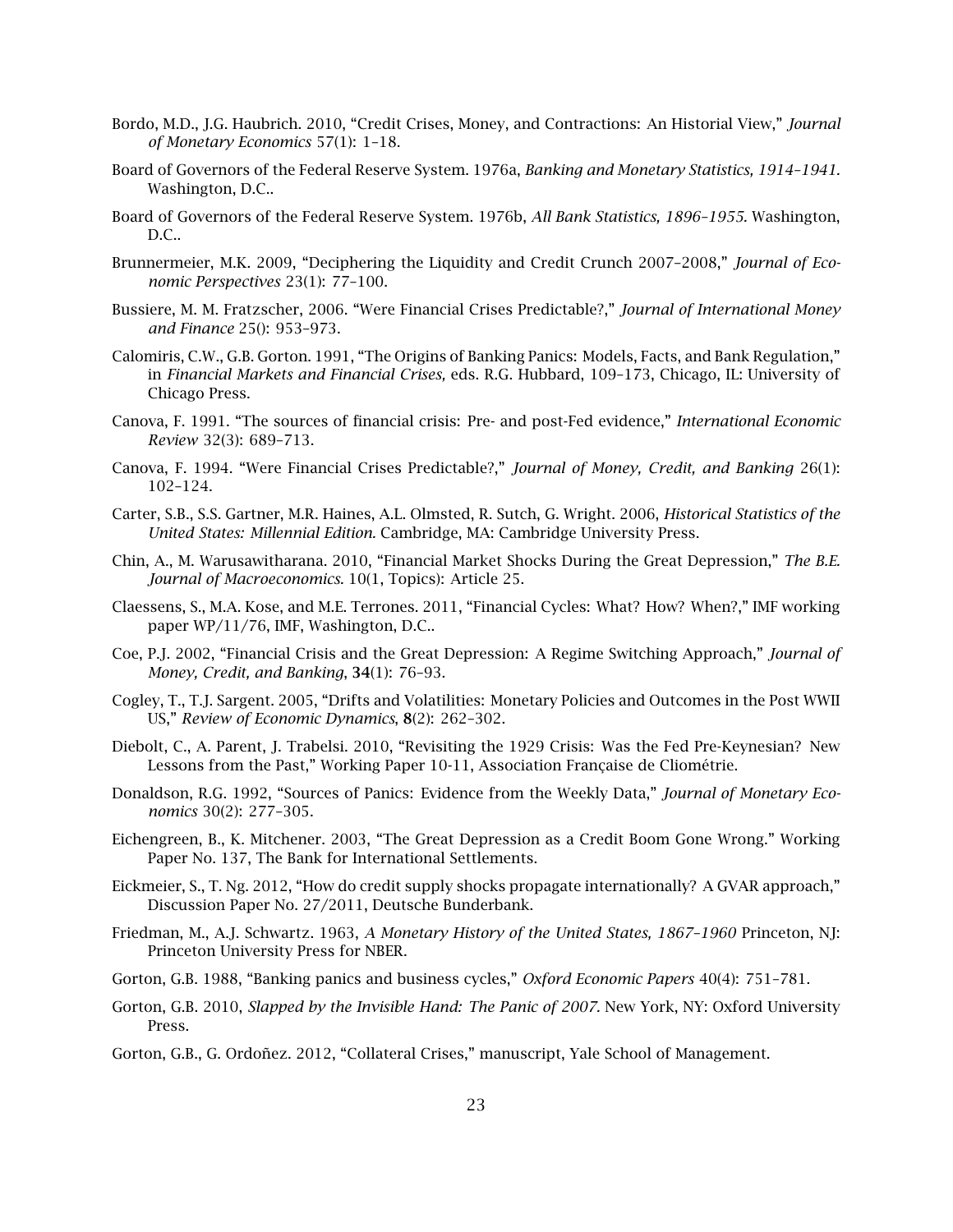Bordo, M.D., J.G. Haubrich. 2010, "Credit Crises, Money, and Contractions: An Historial View," *Journal of Monetary Economics* 57(1): 1–18.

Board of Governors of the Federal Reserve System. 1976a, *Banking and Monetary Statistics, 1914–1941*. Washington, D.C..

Board of Governors of the Federal Reserve System. 1976b, *All Bank Statistics, 1896–1955*. Washington, D.C..

Brunnermeier, M.K. 2009, "Deciphering the Liquidity and Credit Crunch 2007–2008," *Journal of Economic Perspectives* 23(1): 77–100.

Bussiere, M. M. Fratzscher, 2006. "Were Financial Crises Predictable?," *Journal of International Money and Finance* 25(): 953–973.

Calomiris, C.W., G.B. Gorton. 1991, "The Origins of Banking Panics: Models, Facts, and Bank Regulation," in *Financial Markets and Financial Crises,* eds. R.G. Hubbard, 109–173, Chicago, IL: University of Chicago Press.

Canova, F. 1991. "The sources of financial crisis: Pre- and post-Fed evidence," *International Economic Review* 32(3): 689–713.

Canova, F. 1994. "Were Financial Crises Predictable?," *Journal of Money, Credit, and Banking* 26(1): 102–124.

Carter, S.B., S.S. Gartner, M.R. Haines, A.L. Olmsted, R. Sutch, G. Wright. 2006, *Historical Statistics of the United States: Millennial Edition.* Cambridge, MA: Cambridge University Press.

Chin, A., M. Warusawitharana. 2010, "Financial Market Shocks During the Great Depression," *The B.E. Journal of Macroeconomics.* 10(1, Topics): Article 25.

Claessens, S., M.A. Kose, and M.E. Terrones. 2011, "Financial Cycles: What? How? When?," IMF working paper WP/11/76, IMF, Washington, D.C..

Coe, P.J. 2002, "Financial Crisis and the Great Depression: A Regime Switching Approach," *Journal of Money, Credit, and Banking*, **34**(1): 76–93.

Cogley, T., T.J. Sargent. 2005, "Drifts and Volatilities: Monetary Policies and Outcomes in the Post WWII US," *Review of Economic Dynamics*, **8**(2): 262–302.

Diebolt, C., A. Parent, J. Trabelsi. 2010, "Revisiting the 1929 Crisis: Was the Fed Pre-Keynesian? New Lessons from the Past," Working Paper 10-11, Association Française de Cliométrie.

Donaldson, R.G. 1992, "Sources of Panics: Evidence from the Weekly Data," *Journal of Monetary Economics* 30(2): 277–305.

Eichengreen, B., K. Mitchener. 2003, "The Great Depression as a Credit Boom Gone Wrong." Working Paper No. 137, The Bank for International Settlements.

Eickmeier, S., T. Ng. 2012, "How do credit supply shocks propagate internationally? A GVAR approach," Discussion Paper No. 27/2011, Deutsche Bunderbank.

Friedman, M., A.J. Schwartz. 1963, *A Monetary History of the United States, 1867–1960* Princeton, NJ: Princeton University Press for NBER.

Gorton, G.B. 1988, "Banking panics and business cycles," *Oxford Economic Papers* 40(4): 751–781.

Gorton, G.B. 2010, *Slapped by the Invisible Hand: The Panic of 2007.* New York, NY: Oxford University Press.

Gorton, G.B., G. Ordoñez. 2012, "Collateral Crises," manuscript, Yale School of Management.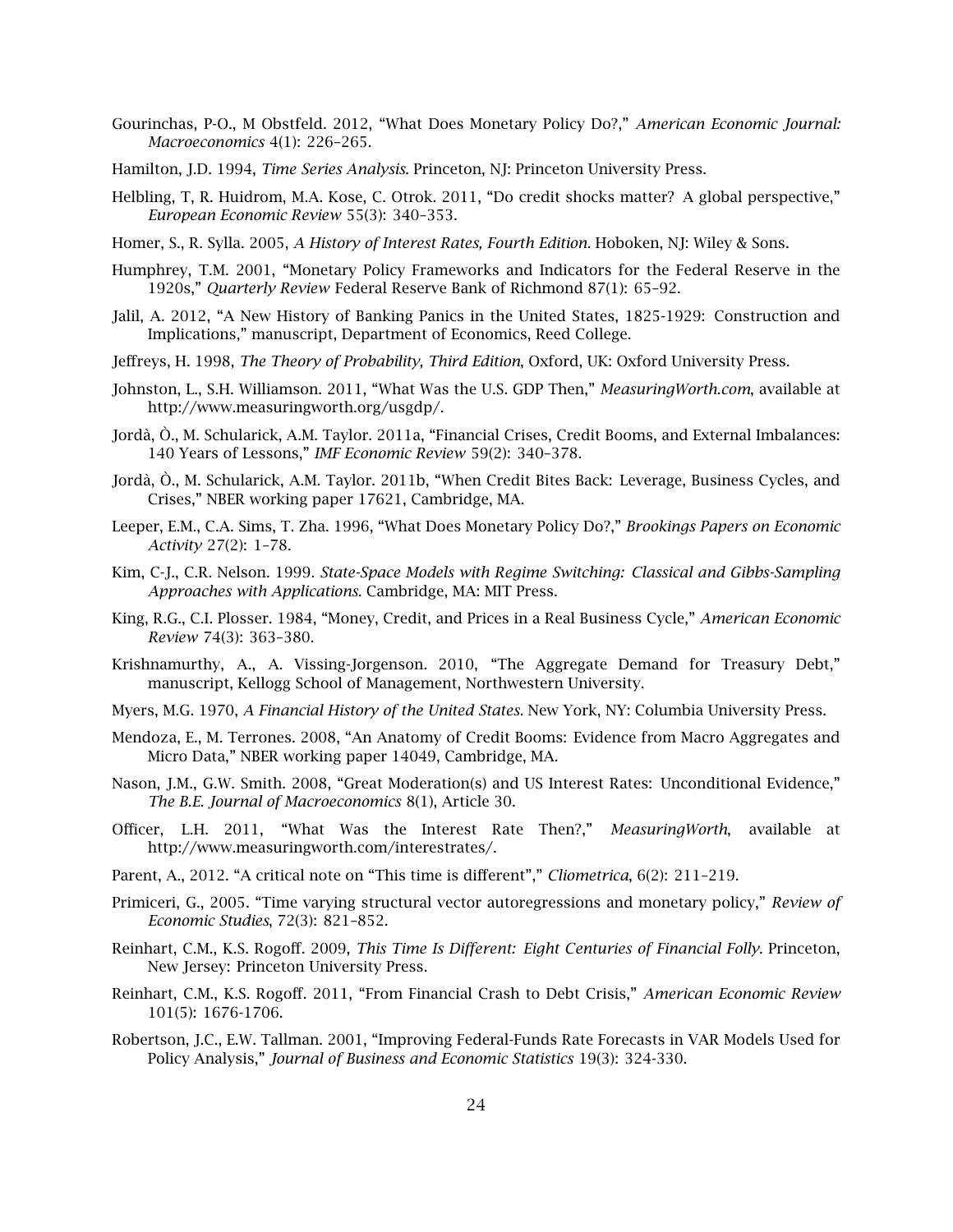Gourinchas, P-O., M Obstfeld. 2012, "What Does Monetary Policy Do?," *American Economic Journal: Macroeconomics* 4(1): 226–265.

Hamilton, J.D. 1994, *Time Series Analysis*. Princeton, NJ: Princeton University Press.

Helbling, T, R. Huidrom, M.A. Kose, C. Otrok. 2011, "Do credit shocks matter? A global perspective," *European Economic Review* 55(3): 340–353.

Homer, S., R. Sylla. 2005, *A History of Interest Rates, Fourth Edition*. Hoboken, NJ: Wiley & Sons.

Humphrey, T.M. 2001, "Monetary Policy Frameworks and Indicators for the Federal Reserve in the 1920s," *Quarterly Review* Federal Reserve Bank of Richmond 87(1): 65–92.

Jalil, A. 2012, "A New History of Banking Panics in the United States, 1825-1929: Construction and Implications," manuscript, Department of Economics, Reed College.

Jeffreys, H. 1998, *The Theory of Probability, Third Edition*, Oxford, UK: Oxford University Press.

Johnston, L., S.H. Williamson. 2011, "What Was the U.S. GDP Then," *MeasuringWorth.com*, available at http://www.measuringworth.org/usgdp/.

Jordà, Ò., M. Schularick, A.M. Taylor. 2011a, "Financial Crises, Credit Booms, and External Imbalances: 140 Years of Lessons," *IMF Economic Review* 59(2): 340–378.

Jordà, Ò., M. Schularick, A.M. Taylor. 2011b, "When Credit Bites Back: Leverage, Business Cycles, and Crises," NBER working paper 17621, Cambridge, MA.

Leeper, E.M., C.A. Sims, T. Zha. 1996, "What Does Monetary Policy Do?," *Brookings Papers on Economic Activity* 27(2): 1–78.

Kim, C-J., C.R. Nelson. 1999. *State-Space Models with Regime Switching: Classical and Gibbs-Sampling Approaches with Applications*. Cambridge, MA: MIT Press.

King, R.G., C.I. Plosser. 1984, "Money, Credit, and Prices in a Real Business Cycle," *American Economic Review* 74(3): 363–380.

Krishnamurthy, A., A. Vissing-Jorgenson. 2010, "The Aggregate Demand for Treasury Debt," manuscript, Kellogg School of Management, Northwestern University.

Myers, M.G. 1970, *A Financial History of the United States*. New York, NY: Columbia University Press.

Mendoza, E., M. Terrones. 2008, "An Anatomy of Credit Booms: Evidence from Macro Aggregates and Micro Data," NBER working paper 14049, Cambridge, MA.

Nason, J.M., G.W. Smith. 2008, "Great Moderation(s) and US Interest Rates: Unconditional Evidence," *The B.E. Journal of Macroeconomics* 8(1), Article 30.

Officer, L.H. 2011, "What Was the Interest Rate Then?," *MeasuringWorth*, available at http://www.measuringworth.com/interestrates/.

Parent, A., 2012. "A critical note on "This time is different"," *Cliometrica*, 6(2): 211–219.

Primiceri, G., 2005. "Time varying structural vector autoregressions and monetary policy," *Review of Economic Studies*, 72(3): 821–852.

Reinhart, C.M., K.S. Rogoff. 2009, *This Time Is Different: Eight Centuries of Financial Folly*. Princeton, New Jersey: Princeton University Press.

Reinhart, C.M., K.S. Rogoff. 2011, "From Financial Crash to Debt Crisis," *American Economic Review* 101(5): 1676-1706.

Robertson, J.C., E.W. Tallman. 2001, "Improving Federal-Funds Rate Forecasts in VAR Models Used for Policy Analysis," *Journal of Business and Economic Statistics* 19(3): 324-330.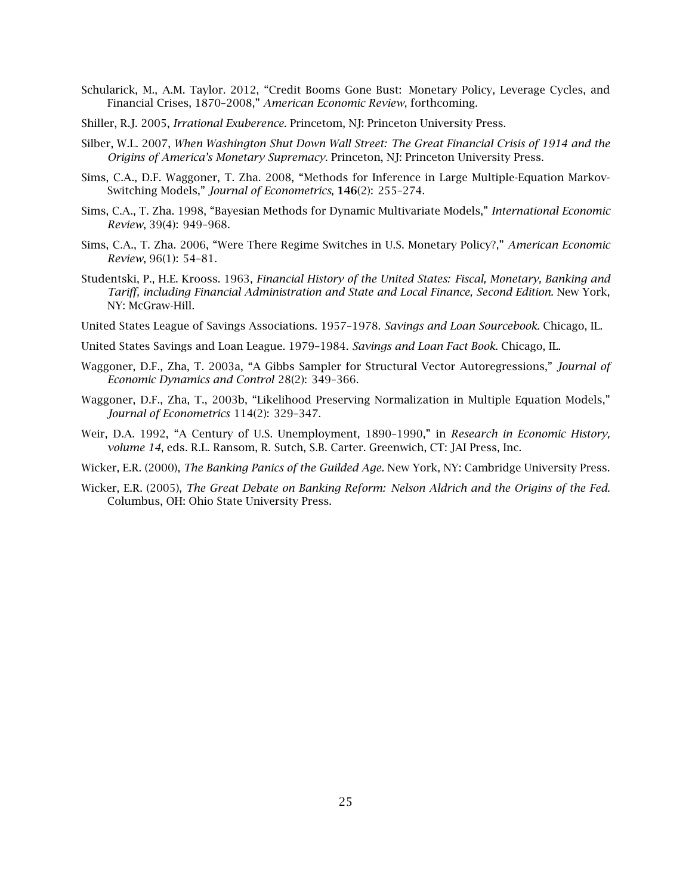Schularick, M., A.M. Taylor. 2012, "Credit Booms Gone Bust: Monetary Policy, Leverage Cycles, and Financial Crises, 1870–2008," *American Economic Review*, forthcoming.

Shiller, R.J. 2005, *Irrational Exuberence.* Princetom, NJ: Princeton University Press.

Silber, W.L. 2007, *When Washington Shut Down Wall Street: The Great Financial Crisis of 1914 and the Origins of America's Monetary Supremacy.* Princeton, NJ: Princeton University Press.

Sims, C.A., D.F. Waggoner, T. Zha. 2008, "Methods for Inference in Large Multiple-Equation Markov-Switching Models," *Journal of Econometrics*, **146**(2): 255–274.

Sims, C.A., T. Zha. 1998, "Bayesian Methods for Dynamic Multivariate Models," *International Economic Review*, 39(4): 949–968.

Sims, C.A., T. Zha. 2006, "Were There Regime Switches in U.S. Monetary Policy?," *American Economic Review*, 96(1): 54–81.

Studentski, P., H.E. Krooss. 1963, *Financial History of the United States: Fiscal, Monetary, Banking and Tariff, including Financial Administration and State and Local Finance, Second Edition.* New York, NY: McGraw-Hill.

United States League of Savings Associations. 1957–1978. *Savings and Loan Sourcebook.* Chicago, IL.

United States Savings and Loan League. 1979–1984. *Savings and Loan Fact Book.* Chicago, IL.

Waggoner, D.F., Zha, T. 2003a, "A Gibbs Sampler for Structural Vector Autoregressions," *Journal of Economic Dynamics and Control* 28(2): 349–366.

Waggoner, D.F., Zha, T., 2003b, "Likelihood Preserving Normalization in Multiple Equation Models," *Journal of Econometrics* 114(2): 329–347.

Weir, D.A. 1992, "A Century of U.S. Unemployment, 1890–1990," in *Research in Economic History, volume 14*, eds. R.L. Ransom, R. Sutch, S.B. Carter. Greenwich, CT: JAI Press, Inc.

Wicker, E.R. (2000), *The Banking Panics of the Guilded Age.* New York, NY: Cambridge University Press.

Wicker, E.R. (2005), *The Great Debate on Banking Reform: Nelson Aldrich and the Origins of the Fed.* Columbus, OH: Ohio State University Press.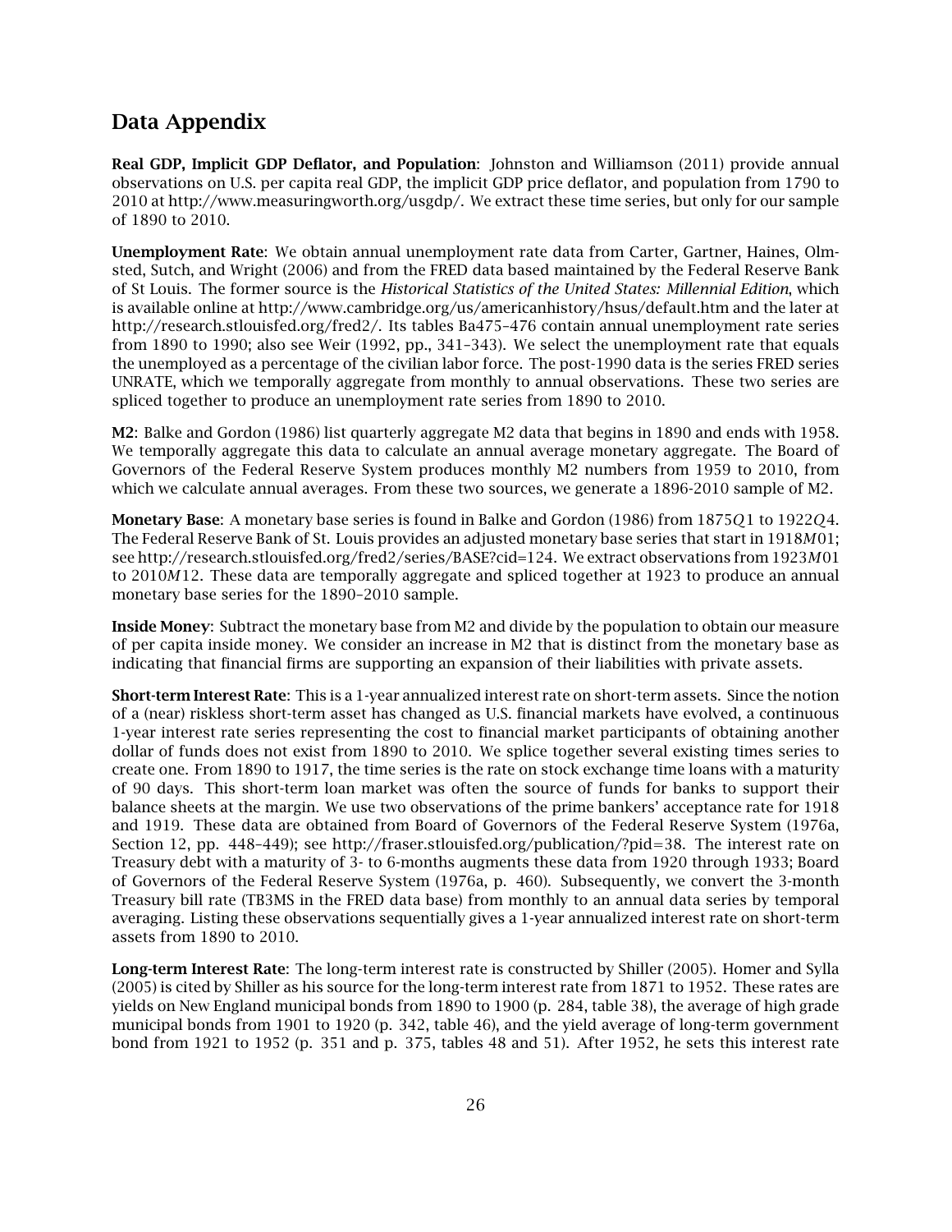## Data Appendix

**Real GDP, Implicit GDP Deflator, and Population**: Johnston and Williamson (2011) provide annual observations on U.S. per capita real GDP, the implicit GDP price deflator, and population from 1790 to 2010 at http://www.measuringworth.org/usgdp/. We extract these time series, but only for our sample of 1890 to 2010.

**Unemployment Rate**: We obtain annual unemployment rate data from Carter, Gartner, Haines, Olmsted, Sutch, and Wright (2006) and from the FRED data based maintained by the Federal Reserve Bank of St Louis. The former source is the *Historical Statistics of the United States: Millennial Edition*, which is available online at http://www.cambridge.org/us/americanhistory/hsus/default.htm and the later at http://research.stlouisfed.org/fred2/. Its tables Ba475–476 contain annual unemployment rate series from 1890 to 1990; also see Weir (1992, pp., 341–343). We select the unemployment rate that equals the unemployed as a percentage of the civilian labor force. The post-1990 data is the series FRED series UNRATE, which we temporally aggregate from monthly to annual observations. These two series are spliced together to produce an unemployment rate series from 1890 to 2010.

**M2**: Balke and Gordon (1986) list quarterly aggregate M2 data that begins in 1890 and ends with 1958. We temporally aggregate this data to calculate an annual average monetary aggregate. The Board of Governors of the Federal Reserve System produces monthly M2 numbers from 1959 to 2010, from which we calculate annual averages. From these two sources, we generate a 1896-2010 sample of M2.

**Monetary Base**: A monetary base series is found in Balke and Gordon (1986) from 1875$Q$1 to 1922$Q$4. The Federal Reserve Bank of St. Louis provides an adjusted monetary base series that start in 1918$M$01; see http://research.stlouisfed.org/fred2/series/BASE?cid=124. We extract observations from 1923$M$01 to 2010$M$12. These data are temporally aggregate and spliced together at 1923 to produce an annual monetary base series for the 1890–2010 sample.

**Inside Money**: Subtract the monetary base from M2 and divide by the population to obtain our measure of per capita inside money. We consider an increase in M2 that is distinct from the monetary base as indicating that financial firms are supporting an expansion of their liabilities with private assets.

**Short-term Interest Rate**: This is a 1-year annualized interest rate on short-term assets. Since the notion of a (near) riskless short-term asset has changed as U.S. financial markets have evolved, a continuous 1-year interest rate series representing the cost to financial market participants of obtaining another dollar of funds does not exist from 1890 to 2010. We splice together several existing times series to create one. From 1890 to 1917, the time series is the rate on stock exchange time loans with a maturity of 90 days. This short-term loan market was often the source of funds for banks to support their balance sheets at the margin. We use two observations of the prime bankers' acceptance rate for 1918 and 1919. These data are obtained from Board of Governors of the Federal Reserve System (1976a, Section 12, pp. 448–449); see http://fraser.stlouisfed.org/publication/?pid=38. The interest rate on Treasury debt with a maturity of 3- to 6-months augments these data from 1920 through 1933; Board of Governors of the Federal Reserve System (1976a, p. 460). Subsequently, we convert the 3-month Treasury bill rate (TB3MS in the FRED data base) from monthly to an annual data series by temporal averaging. Listing these observations sequentially gives a 1-year annualized interest rate on short-term assets from 1890 to 2010.

**Long-term Interest Rate**: The long-term interest rate is constructed by Shiller (2005). Homer and Sylla (2005) is cited by Shiller as his source for the long-term interest rate from 1871 to 1952. These rates are yields on New England municipal bonds from 1890 to 1900 (p. 284, table 38), the average of high grade municipal bonds from 1901 to 1920 (p. 342, table 46), and the yield average of long-term government bond from 1921 to 1952 (p. 351 and p. 375, tables 48 and 51). After 1952, he sets this interest rate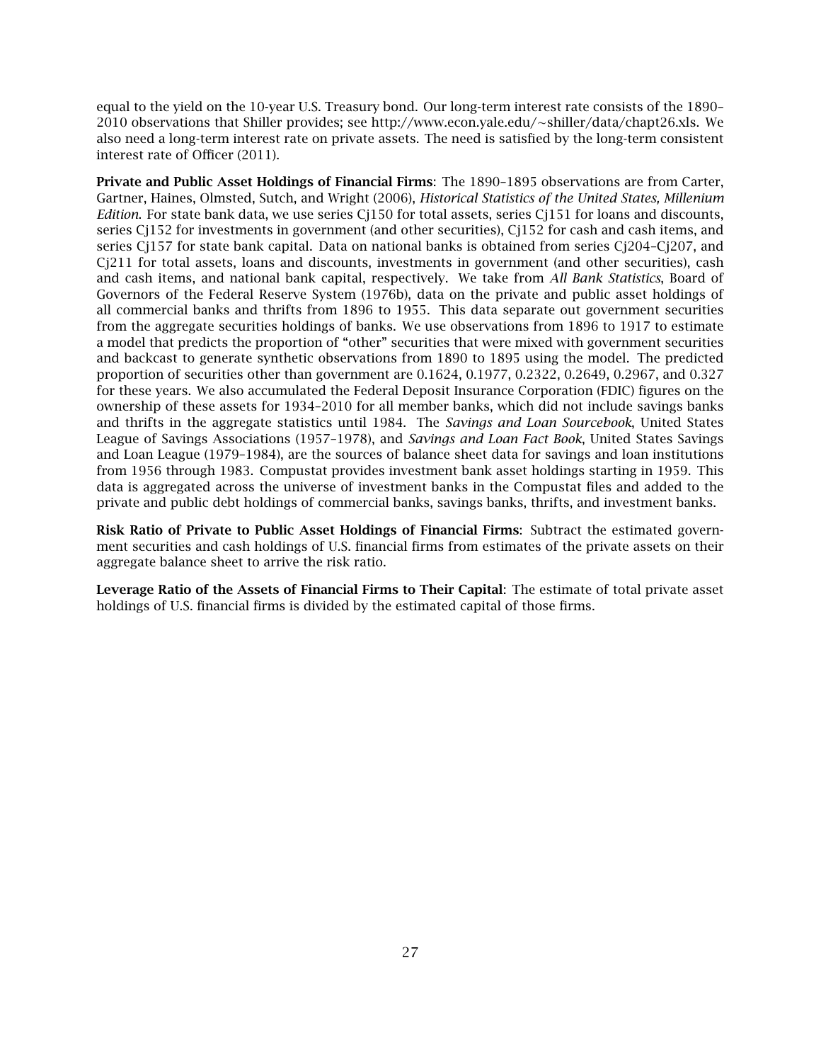equal to the yield on the 10-year U.S. Treasury bond. Our long-term interest rate consists of the 1890–2010 observations that Shiller provides; see http://www.econ.yale.edu/~shiller/data/chapt26.xls. We also need a long-term interest rate on private assets. The need is satisfied by the long-term consistent interest rate of Officer (2011).

**Private and Public Asset Holdings of Financial Firms**: The 1890–1895 observations are from Carter, Gartner, Haines, Olmsted, Sutch, and Wright (2006), *Historical Statistics of the United States, Millenium Edition.* For state bank data, we use series Cj150 for total assets, series Cj151 for loans and discounts, series Cj152 for investments in government (and other securities), Cj152 for cash and cash items, and series Cj157 for state bank capital. Data on national banks is obtained from series Cj204–Cj207, and Cj211 for total assets, loans and discounts, investments in government (and other securities), cash and cash items, and national bank capital, respectively. We take from *All Bank Statistics*, Board of Governors of the Federal Reserve System (1976b), data on the private and public asset holdings of all commercial banks and thrifts from 1896 to 1955. This data separate out government securities from the aggregate securities holdings of banks. We use observations from 1896 to 1917 to estimate a model that predicts the proportion of "other" securities that were mixed with government securities and backcast to generate synthetic observations from 1890 to 1895 using the model. The predicted proportion of securities other than government are 0.1624, 0.1977, 0.2322, 0.2649, 0.2967, and 0.327 for these years. We also accumulated the Federal Deposit Insurance Corporation (FDIC) figures on the ownership of these assets for 1934–2010 for all member banks, which did not include savings banks and thrifts in the aggregate statistics until 1984. The *Savings and Loan Sourcebook*, United States League of Savings Associations (1957–1978), and *Savings and Loan Fact Book*, United States Savings and Loan League (1979–1984), are the sources of balance sheet data for savings and loan institutions from 1956 through 1983. Compustat provides investment bank asset holdings starting in 1959. This data is aggregated across the universe of investment banks in the Compustat files and added to the private and public debt holdings of commercial banks, savings banks, thrifts, and investment banks.

**Risk Ratio of Private to Public Asset Holdings of Financial Firms**: Subtract the estimated government securities and cash holdings of U.S. financial firms from estimates of the private assets on their aggregate balance sheet to arrive the risk ratio.

**Leverage Ratio of the Assets of Financial Firms to Their Capital**: The estimate of total private asset holdings of U.S. financial firms is divided by the estimated capital of those firms.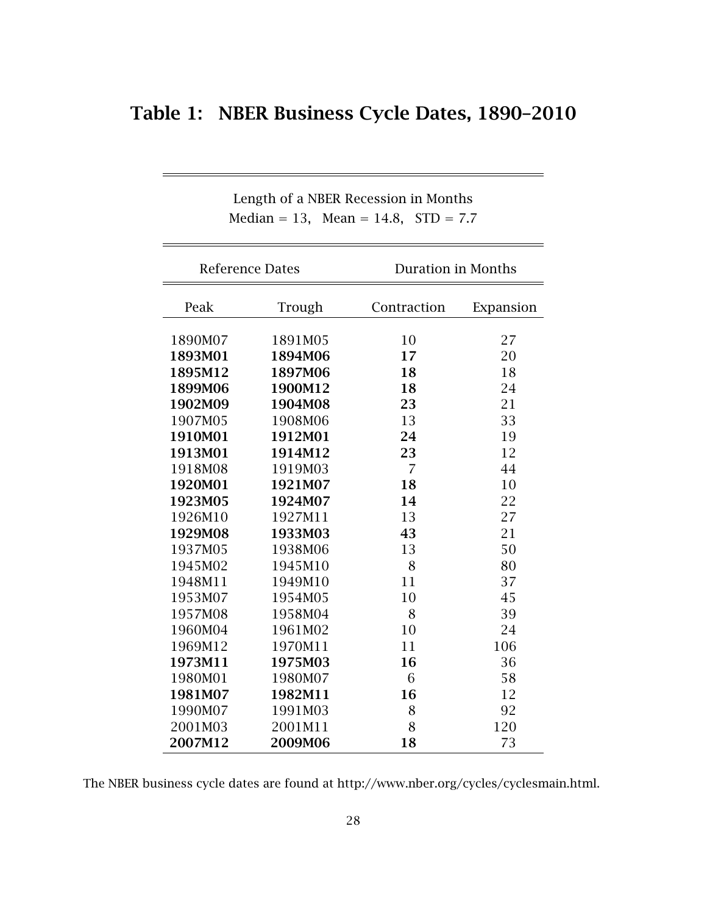## Table 1: NBER Business Cycle Dates, 1890–2010

Length of a NBER Recession in Months
Median = 13, Mean = 14.8, STD = 7.7

| Reference Dates | | Duration in Months | |
|---|---|---|---|
| Peak | Trough | Contraction | Expansion |
| 1890M07 | 1891M05 | 10 | 27 |
| **1893M01** | **1894M06** | **17** | 20 |
| **1895M12** | **1897M06** | **18** | 18 |
| **1899M06** | **1900M12** | **18** | 24 |
| **1902M09** | **1904M08** | **23** | 21 |
| 1907M05 | 1908M06 | 13 | 33 |
| **1910M01** | **1912M01** | **24** | 19 |
| **1913M01** | **1914M12** | **23** | 12 |
| 1918M08 | 1919M03 | 7 | 44 |
| **1920M01** | **1921M07** | **18** | 10 |
| **1923M05** | **1924M07** | **14** | 22 |
| 1926M10 | 1927M11 | 13 | 27 |
| **1929M08** | **1933M03** | **43** | 21 |
| 1937M05 | 1938M06 | 13 | 50 |
| 1945M02 | 1945M10 | 8 | 80 |
| 1948M11 | 1949M10 | 11 | 37 |
| 1953M07 | 1954M05 | 10 | 45 |
| 1957M08 | 1958M04 | 8 | 39 |
| 1960M04 | 1961M02 | 10 | 24 |
| 1969M12 | 1970M11 | 11 | 106 |
| **1973M11** | **1975M03** | **16** | 36 |
| 1980M01 | 1980M07 | 6 | 58 |
| **1981M07** | **1982M11** | **16** | 12 |
| 1990M07 | 1991M03 | 8 | 92 |
| 2001M03 | 2001M11 | 8 | 120 |
| **2007M12** | **2009M06** | **18** | 73 |

The NBER business cycle dates are found at http://www.nber.org/cycles/cyclesmain.html.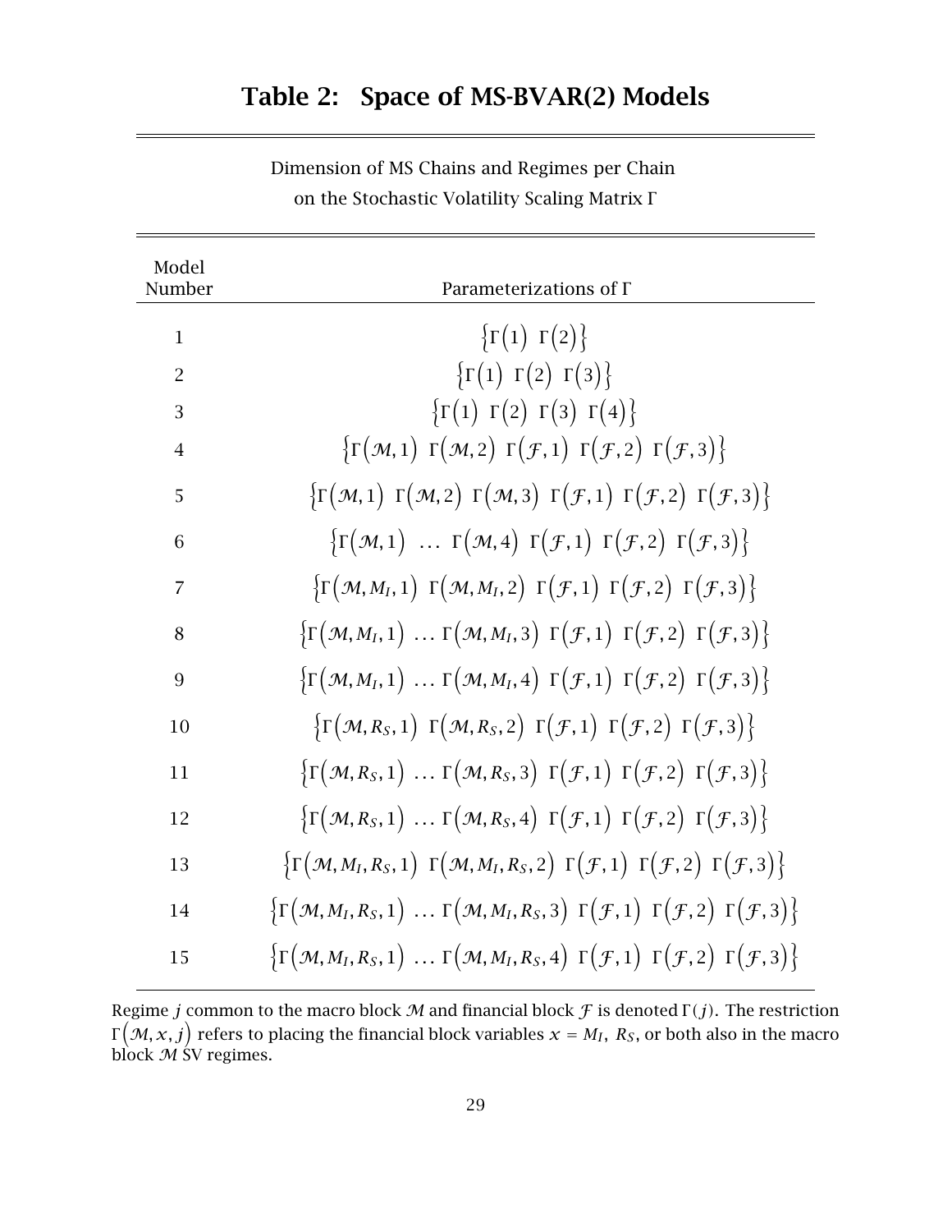# Table 2: Space of MS-BVAR(2) Models

Dimension of MS Chains and Regimes per Chain on the Stochastic Volatility Scaling Matrix $\Gamma$

| Model Number | Parameterizations of $\Gamma$ |
|---|---|
| 1 | $\left\{\Gamma(1)\ \Gamma(2)\right\}$ |
| 2 | $\left\{\Gamma(1)\ \Gamma(2)\ \Gamma(3)\right\}$ |
| 3 | $\left\{\Gamma(1)\ \Gamma(2)\ \Gamma(3)\ \Gamma(4)\right\}$ |
| 4 | $\left\{\Gamma(\mathcal{M},1)\ \Gamma(\mathcal{M},2)\ \Gamma(\mathcal{F},1)\ \Gamma(\mathcal{F},2)\ \Gamma(\mathcal{F},3)\right\}$ |
| 5 | $\left\{\Gamma(\mathcal{M},1)\ \Gamma(\mathcal{M},2)\ \Gamma(\mathcal{M},3)\ \Gamma(\mathcal{F},1)\ \Gamma(\mathcal{F},2)\ \Gamma(\mathcal{F},3)\right\}$ |
| 6 | $\left\{\Gamma(\mathcal{M},1)\ \ldots\ \Gamma(\mathcal{M},4)\ \Gamma(\mathcal{F},1)\ \Gamma(\mathcal{F},2)\ \Gamma(\mathcal{F},3)\right\}$ |
| 7 | $\left\{\Gamma(\mathcal{M},M_I,1)\ \Gamma(\mathcal{M},M_I,2)\ \Gamma(\mathcal{F},1)\ \Gamma(\mathcal{F},2)\ \Gamma(\mathcal{F},3)\right\}$ |
| 8 | $\left\{\Gamma(\mathcal{M},M_I,1)\ \ldots\ \Gamma(\mathcal{M},M_I,3)\ \Gamma(\mathcal{F},1)\ \Gamma(\mathcal{F},2)\ \Gamma(\mathcal{F},3)\right\}$ |
| 9 | $\left\{\Gamma(\mathcal{M},M_I,1)\ \ldots\ \Gamma(\mathcal{M},M_I,4)\ \Gamma(\mathcal{F},1)\ \Gamma(\mathcal{F},2)\ \Gamma(\mathcal{F},3)\right\}$ |
| 10 | $\left\{\Gamma(\mathcal{M},R_S,1)\ \Gamma(\mathcal{M},R_S,2)\ \Gamma(\mathcal{F},1)\ \Gamma(\mathcal{F},2)\ \Gamma(\mathcal{F},3)\right\}$ |
| 11 | $\left\{\Gamma(\mathcal{M},R_S,1)\ \ldots\ \Gamma(\mathcal{M},R_S,3)\ \Gamma(\mathcal{F},1)\ \Gamma(\mathcal{F},2)\ \Gamma(\mathcal{F},3)\right\}$ |
| 12 | $\left\{\Gamma(\mathcal{M},R_S,1)\ \ldots\ \Gamma(\mathcal{M},R_S,4)\ \Gamma(\mathcal{F},1)\ \Gamma(\mathcal{F},2)\ \Gamma(\mathcal{F},3)\right\}$ |
| 13 | $\left\{\Gamma(\mathcal{M},M_I,R_S,1)\ \Gamma(\mathcal{M},M_I,R_S,2)\ \Gamma(\mathcal{F},1)\ \Gamma(\mathcal{F},2)\ \Gamma(\mathcal{F},3)\right\}$ |
| 14 | $\left\{\Gamma(\mathcal{M},M_I,R_S,1)\ \ldots\ \Gamma(\mathcal{M},M_I,R_S,3)\ \Gamma(\mathcal{F},1)\ \Gamma(\mathcal{F},2)\ \Gamma(\mathcal{F},3)\right\}$ |
| 15 | $\left\{\Gamma(\mathcal{M},M_I,R_S,1)\ \ldots\ \Gamma(\mathcal{M},M_I,R_S,4)\ \Gamma(\mathcal{F},1)\ \Gamma(\mathcal{F},2)\ \Gamma(\mathcal{F},3)\right\}$ |

Regime $j$ common to the macro block $\mathcal{M}$ and financial block $\mathcal{F}$ is denoted $\Gamma(j)$. The restriction $\Gamma(\mathcal{M}, x, j)$ refers to placing the financial block variables $x = M_I,\ R_S$, or both also in the macro block $\mathcal{M}$ SV regimes.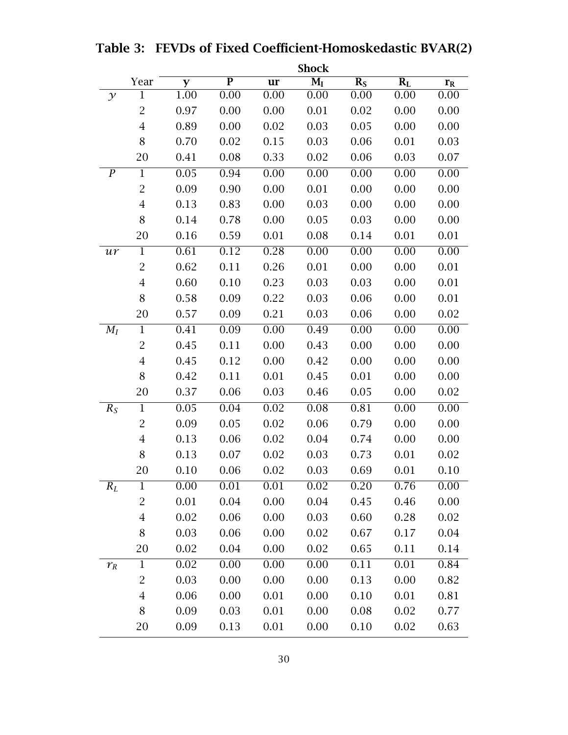**Table 3: FEVDs of Fixed Coefficient-Homoskedastic BVAR(2)**

| | | Shock | | | | | | |
|---|---|---|---|---|---|---|---|---|
| | Year | **y** | **P** | **ur** | $\mathbf{M_I}$ | $\mathbf{R_S}$ | $\mathbf{R_L}$ | $\mathbf{r_R}$ |
| $y$ | 1 | 1.00 | 0.00 | 0.00 | 0.00 | 0.00 | 0.00 | 0.00 |
| | 2 | 0.97 | 0.00 | 0.00 | 0.01 | 0.02 | 0.00 | 0.00 |
| | 4 | 0.89 | 0.00 | 0.02 | 0.03 | 0.05 | 0.00 | 0.00 |
| | 8 | 0.70 | 0.02 | 0.15 | 0.03 | 0.06 | 0.01 | 0.03 |
| | 20 | 0.41 | 0.08 | 0.33 | 0.02 | 0.06 | 0.03 | 0.07 |
| $P$ | 1 | 0.05 | 0.94 | 0.00 | 0.00 | 0.00 | 0.00 | 0.00 |
| | 2 | 0.09 | 0.90 | 0.00 | 0.01 | 0.00 | 0.00 | 0.00 |
| | 4 | 0.13 | 0.83 | 0.00 | 0.03 | 0.00 | 0.00 | 0.00 |
| | 8 | 0.14 | 0.78 | 0.00 | 0.05 | 0.03 | 0.00 | 0.00 |
| | 20 | 0.16 | 0.59 | 0.01 | 0.08 | 0.14 | 0.01 | 0.01 |
| $ur$ | 1 | 0.61 | 0.12 | 0.28 | 0.00 | 0.00 | 0.00 | 0.00 |
| | 2 | 0.62 | 0.11 | 0.26 | 0.01 | 0.00 | 0.00 | 0.01 |
| | 4 | 0.60 | 0.10 | 0.23 | 0.03 | 0.03 | 0.00 | 0.01 |
| | 8 | 0.58 | 0.09 | 0.22 | 0.03 | 0.06 | 0.00 | 0.01 |
| | 20 | 0.57 | 0.09 | 0.21 | 0.03 | 0.06 | 0.00 | 0.02 |
| $M_I$ | 1 | 0.41 | 0.09 | 0.00 | 0.49 | 0.00 | 0.00 | 0.00 |
| | 2 | 0.45 | 0.11 | 0.00 | 0.43 | 0.00 | 0.00 | 0.00 |
| | 4 | 0.45 | 0.12 | 0.00 | 0.42 | 0.00 | 0.00 | 0.00 |
| | 8 | 0.42 | 0.11 | 0.01 | 0.45 | 0.01 | 0.00 | 0.00 |
| | 20 | 0.37 | 0.06 | 0.03 | 0.46 | 0.05 | 0.00 | 0.02 |
| $R_S$ | 1 | 0.05 | 0.04 | 0.02 | 0.08 | 0.81 | 0.00 | 0.00 |
| | 2 | 0.09 | 0.05 | 0.02 | 0.06 | 0.79 | 0.00 | 0.00 |
| | 4 | 0.13 | 0.06 | 0.02 | 0.04 | 0.74 | 0.00 | 0.00 |
| | 8 | 0.13 | 0.07 | 0.02 | 0.03 | 0.73 | 0.01 | 0.02 |
| | 20 | 0.10 | 0.06 | 0.02 | 0.03 | 0.69 | 0.01 | 0.10 |
| $R_L$ | 1 | 0.00 | 0.01 | 0.01 | 0.02 | 0.20 | 0.76 | 0.00 |
| | 2 | 0.01 | 0.04 | 0.00 | 0.04 | 0.45 | 0.46 | 0.00 |
| | 4 | 0.02 | 0.06 | 0.00 | 0.03 | 0.60 | 0.28 | 0.02 |
| | 8 | 0.03 | 0.06 | 0.00 | 0.02 | 0.67 | 0.17 | 0.04 |
| | 20 | 0.02 | 0.04 | 0.00 | 0.02 | 0.65 | 0.11 | 0.14 |
| $r_R$ | 1 | 0.02 | 0.00 | 0.00 | 0.00 | 0.11 | 0.01 | 0.84 |
| | 2 | 0.03 | 0.00 | 0.00 | 0.00 | 0.13 | 0.00 | 0.82 |
| | 4 | 0.06 | 0.00 | 0.01 | 0.00 | 0.10 | 0.01 | 0.81 |
| | 8 | 0.09 | 0.03 | 0.01 | 0.00 | 0.08 | 0.02 | 0.77 |
| | 20 | 0.09 | 0.13 | 0.01 | 0.00 | 0.10 | 0.02 | 0.63 |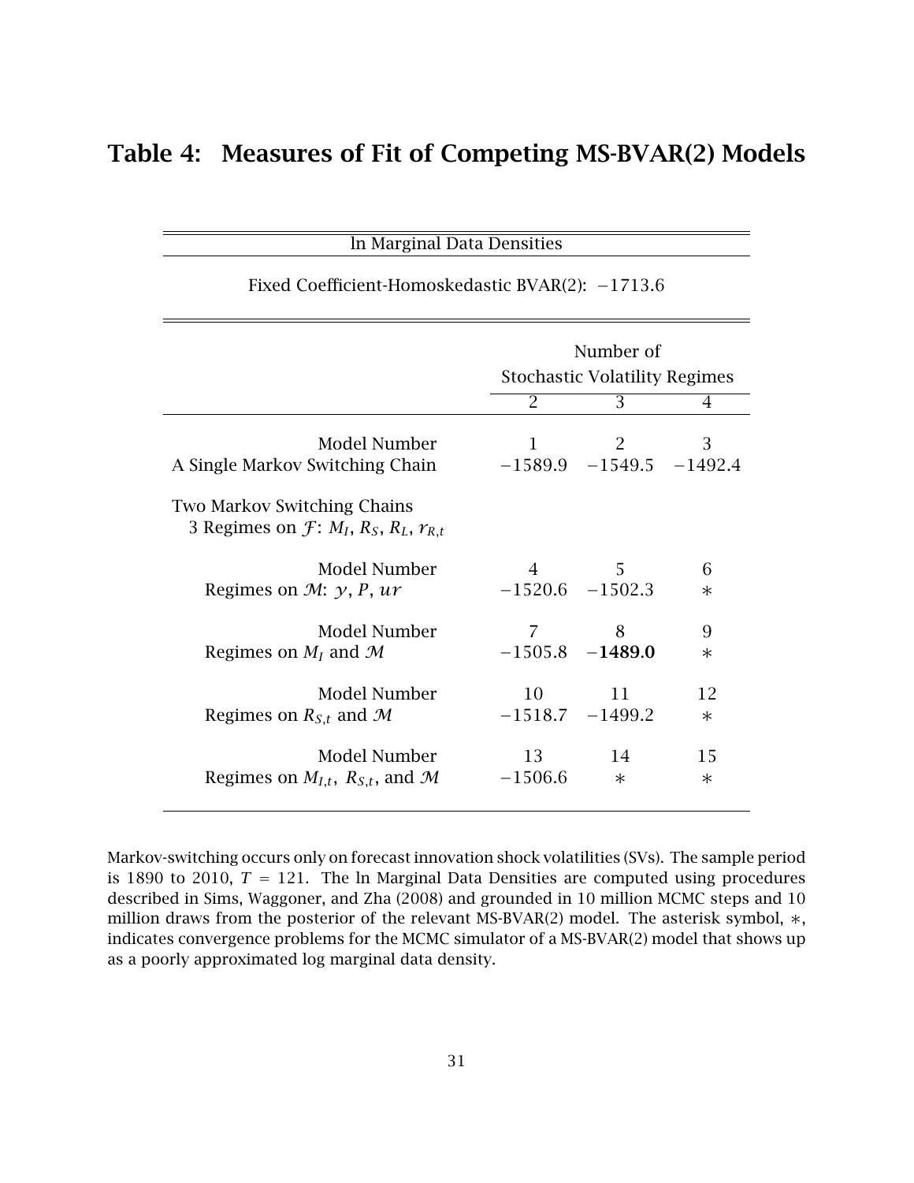## Table 4: Measures of Fit of Competing MS-BVAR(2) Models

ln Marginal Data Densities

Fixed Coefficient-Homoskedastic BVAR(2): −1713.6

| | Number of Stochastic Volatility Regimes | | |
|---|---|---|---|
| | 2 | 3 | 4 |
| Model Number | 1 | 2 | 3 |
| A Single Markov Switching Chain | −1589.9 | −1549.5 | −1492.4 |
| Two Markov Switching Chains<br>3 Regimes on $\mathcal{F}$: $M_I$, $R_S$, $R_L$, $r_{R,t}$ | | | |
| Model Number | 4 | 5 | 6 |
| Regimes on $\mathcal{M}$: $y$, $P$, $ur$ | −1520.6 | −1502.3 | ∗ |
| Model Number | 7 | 8 | 9 |
| Regimes on $M_I$ and $\mathcal{M}$ | −1505.8 | **−1489.0** | ∗ |
| Model Number | 10 | 11 | 12 |
| Regimes on $R_{S,t}$ and $\mathcal{M}$ | −1518.7 | −1499.2 | ∗ |
| Model Number | 13 | 14 | 15 |
| Regimes on $M_{I,t}$, $R_{S,t}$, and $\mathcal{M}$ | −1506.6 | ∗ | ∗ |

Markov-switching occurs only on forecast innovation shock volatilities (SVs). The sample period is 1890 to 2010, $T = 121$. The ln Marginal Data Densities are computed using procedures described in Sims, Waggoner, and Zha (2008) and grounded in 10 million MCMC steps and 10 million draws from the posterior of the relevant MS-BVAR(2) model. The asterisk symbol, ∗, indicates convergence problems for the MCMC simulator of a MS-BVAR(2) model that shows up as a poorly approximated log marginal data density.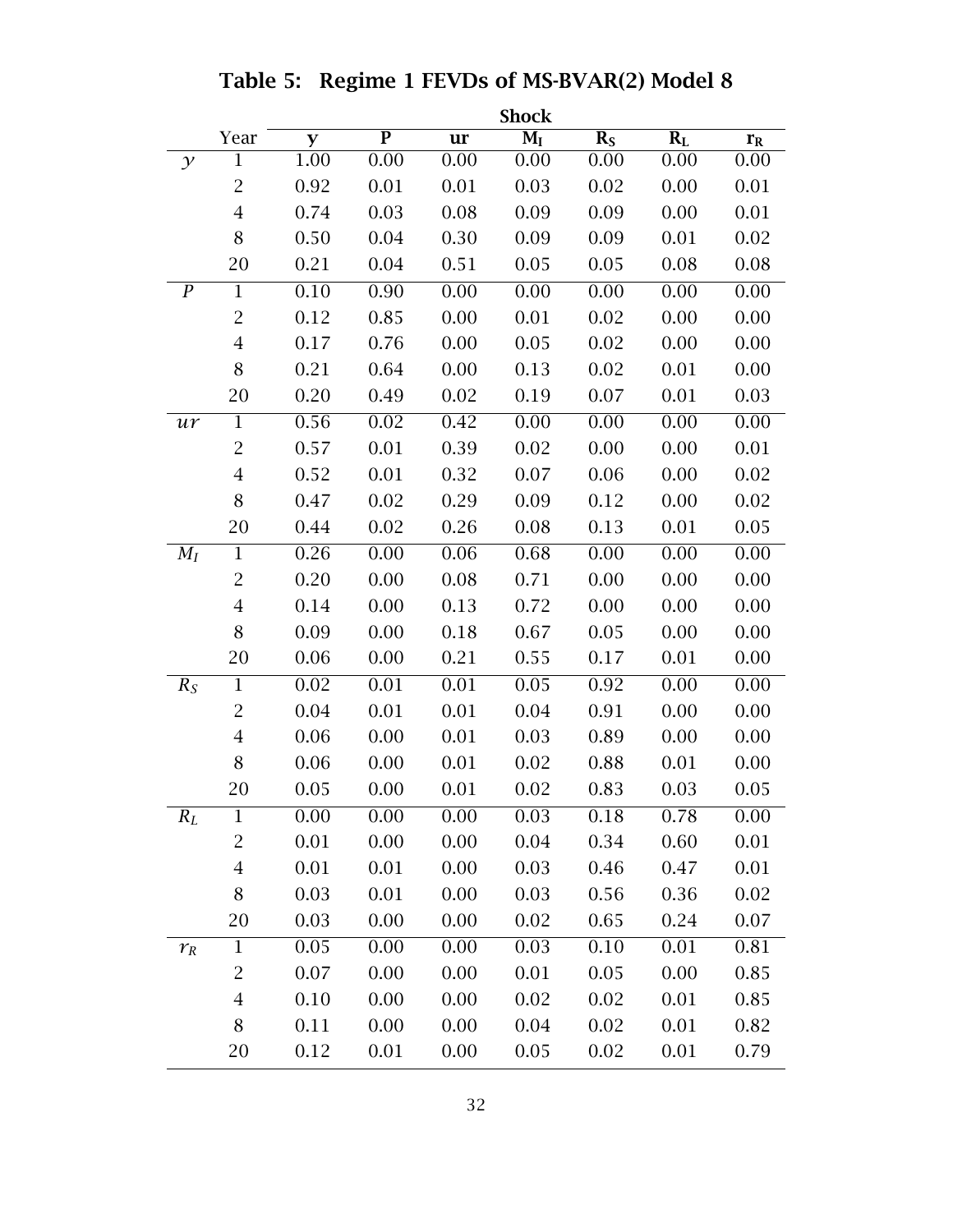# Table 5: Regime 1 FEVDs of MS-BVAR(2) Model 8

| | Year | Shock | | | | | | |
|---|---|---|---|---|---|---|---|---|
| | | **y** | **P** | **ur** | $\mathbf{M_I}$ | $\mathbf{R_S}$ | $\mathbf{R_L}$ | $\mathbf{r_R}$ |
| $y$ | 1 | 1.00 | 0.00 | 0.00 | 0.00 | 0.00 | 0.00 | 0.00 |
| | 2 | 0.92 | 0.01 | 0.01 | 0.03 | 0.02 | 0.00 | 0.01 |
| | 4 | 0.74 | 0.03 | 0.08 | 0.09 | 0.09 | 0.00 | 0.01 |
| | 8 | 0.50 | 0.04 | 0.30 | 0.09 | 0.09 | 0.01 | 0.02 |
| | 20 | 0.21 | 0.04 | 0.51 | 0.05 | 0.05 | 0.08 | 0.08 |
| $P$ | 1 | 0.10 | 0.90 | 0.00 | 0.00 | 0.00 | 0.00 | 0.00 |
| | 2 | 0.12 | 0.85 | 0.00 | 0.01 | 0.02 | 0.00 | 0.00 |
| | 4 | 0.17 | 0.76 | 0.00 | 0.05 | 0.02 | 0.00 | 0.00 |
| | 8 | 0.21 | 0.64 | 0.00 | 0.13 | 0.02 | 0.01 | 0.00 |
| | 20 | 0.20 | 0.49 | 0.02 | 0.19 | 0.07 | 0.01 | 0.03 |
| $ur$ | 1 | 0.56 | 0.02 | 0.42 | 0.00 | 0.00 | 0.00 | 0.00 |
| | 2 | 0.57 | 0.01 | 0.39 | 0.02 | 0.00 | 0.00 | 0.01 |
| | 4 | 0.52 | 0.01 | 0.32 | 0.07 | 0.06 | 0.00 | 0.02 |
| | 8 | 0.47 | 0.02 | 0.29 | 0.09 | 0.12 | 0.00 | 0.02 |
| | 20 | 0.44 | 0.02 | 0.26 | 0.08 | 0.13 | 0.01 | 0.05 |
| $M_I$ | 1 | 0.26 | 0.00 | 0.06 | 0.68 | 0.00 | 0.00 | 0.00 |
| | 2 | 0.20 | 0.00 | 0.08 | 0.71 | 0.00 | 0.00 | 0.00 |
| | 4 | 0.14 | 0.00 | 0.13 | 0.72 | 0.00 | 0.00 | 0.00 |
| | 8 | 0.09 | 0.00 | 0.18 | 0.67 | 0.05 | 0.00 | 0.00 |
| | 20 | 0.06 | 0.00 | 0.21 | 0.55 | 0.17 | 0.01 | 0.00 |
| $R_S$ | 1 | 0.02 | 0.01 | 0.01 | 0.05 | 0.92 | 0.00 | 0.00 |
| | 2 | 0.04 | 0.01 | 0.01 | 0.04 | 0.91 | 0.00 | 0.00 |
| | 4 | 0.06 | 0.00 | 0.01 | 0.03 | 0.89 | 0.00 | 0.00 |
| | 8 | 0.06 | 0.00 | 0.01 | 0.02 | 0.88 | 0.01 | 0.00 |
| | 20 | 0.05 | 0.00 | 0.01 | 0.02 | 0.83 | 0.03 | 0.05 |
| $R_L$ | 1 | 0.00 | 0.00 | 0.00 | 0.03 | 0.18 | 0.78 | 0.00 |
| | 2 | 0.01 | 0.00 | 0.00 | 0.04 | 0.34 | 0.60 | 0.01 |
| | 4 | 0.01 | 0.01 | 0.00 | 0.03 | 0.46 | 0.47 | 0.01 |
| | 8 | 0.03 | 0.01 | 0.00 | 0.03 | 0.56 | 0.36 | 0.02 |
| | 20 | 0.03 | 0.00 | 0.00 | 0.02 | 0.65 | 0.24 | 0.07 |
| $r_R$ | 1 | 0.05 | 0.00 | 0.00 | 0.03 | 0.10 | 0.01 | 0.81 |
| | 2 | 0.07 | 0.00 | 0.00 | 0.01 | 0.05 | 0.00 | 0.85 |
| | 4 | 0.10 | 0.00 | 0.00 | 0.02 | 0.02 | 0.01 | 0.85 |
| | 8 | 0.11 | 0.00 | 0.00 | 0.04 | 0.02 | 0.01 | 0.82 |
| | 20 | 0.12 | 0.01 | 0.00 | 0.05 | 0.02 | 0.01 | 0.79 |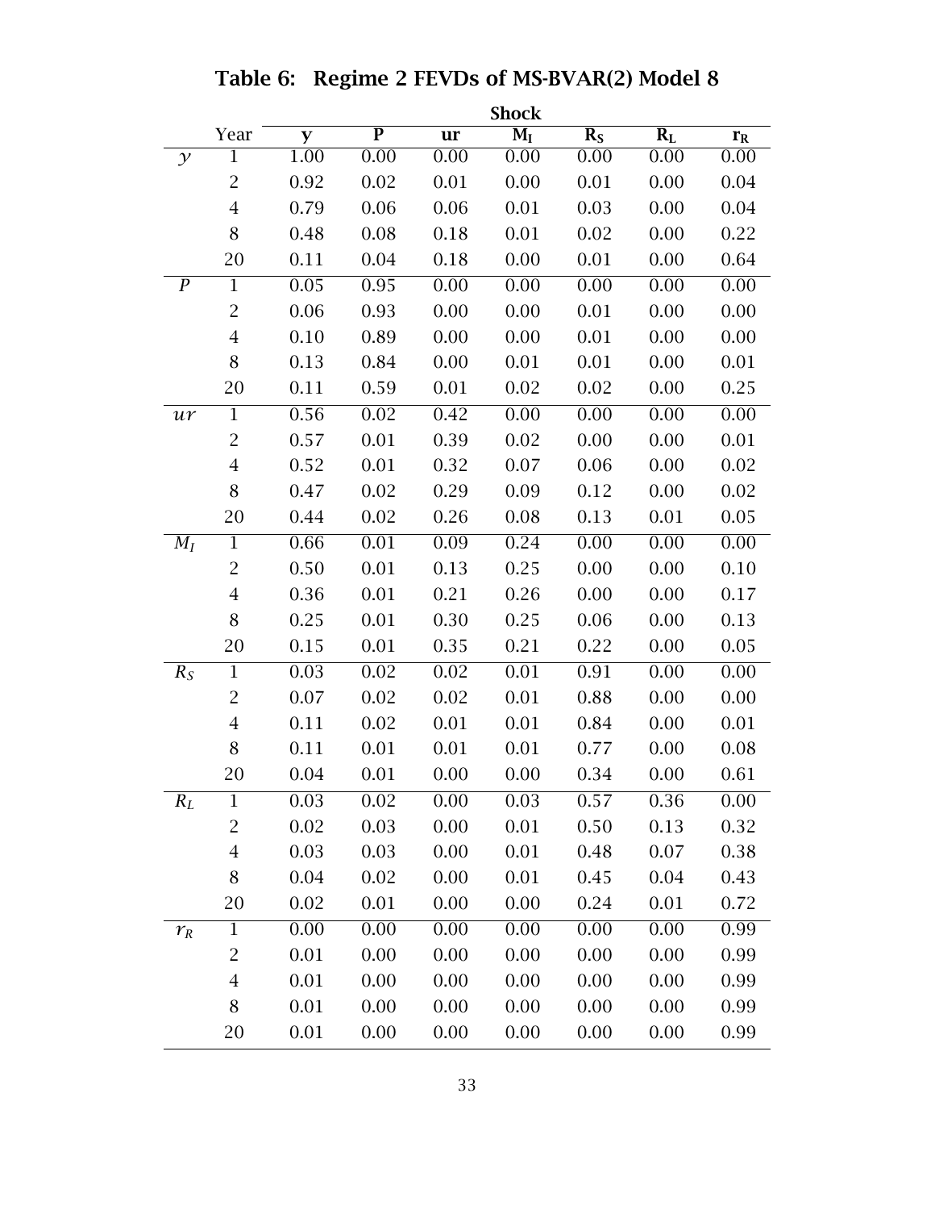# Table 6: Regime 2 FEVDs of MS-BVAR(2) Model 8

| | Year | Shock | | | | | | |
|---|---|---|---|---|---|---|---|---|
| | | **y** | **P** | **ur** | $\mathbf{M_I}$ | $\mathbf{R_S}$ | $\mathbf{R_L}$ | $\mathbf{r_R}$ |
| $y$ | 1 | 1.00 | 0.00 | 0.00 | 0.00 | 0.00 | 0.00 | 0.00 |
| | 2 | 0.92 | 0.02 | 0.01 | 0.00 | 0.01 | 0.00 | 0.04 |
| | 4 | 0.79 | 0.06 | 0.06 | 0.01 | 0.03 | 0.00 | 0.04 |
| | 8 | 0.48 | 0.08 | 0.18 | 0.01 | 0.02 | 0.00 | 0.22 |
| | 20 | 0.11 | 0.04 | 0.18 | 0.00 | 0.01 | 0.00 | 0.64 |
| $P$ | 1 | 0.05 | 0.95 | 0.00 | 0.00 | 0.00 | 0.00 | 0.00 |
| | 2 | 0.06 | 0.93 | 0.00 | 0.00 | 0.01 | 0.00 | 0.00 |
| | 4 | 0.10 | 0.89 | 0.00 | 0.00 | 0.01 | 0.00 | 0.00 |
| | 8 | 0.13 | 0.84 | 0.00 | 0.01 | 0.01 | 0.00 | 0.01 |
| | 20 | 0.11 | 0.59 | 0.01 | 0.02 | 0.02 | 0.00 | 0.25 |
| $ur$ | 1 | 0.56 | 0.02 | 0.42 | 0.00 | 0.00 | 0.00 | 0.00 |
| | 2 | 0.57 | 0.01 | 0.39 | 0.02 | 0.00 | 0.00 | 0.01 |
| | 4 | 0.52 | 0.01 | 0.32 | 0.07 | 0.06 | 0.00 | 0.02 |
| | 8 | 0.47 | 0.02 | 0.29 | 0.09 | 0.12 | 0.00 | 0.02 |
| | 20 | 0.44 | 0.02 | 0.26 | 0.08 | 0.13 | 0.01 | 0.05 |
| $M_I$ | 1 | 0.66 | 0.01 | 0.09 | 0.24 | 0.00 | 0.00 | 0.00 |
| | 2 | 0.50 | 0.01 | 0.13 | 0.25 | 0.00 | 0.00 | 0.10 |
| | 4 | 0.36 | 0.01 | 0.21 | 0.26 | 0.00 | 0.00 | 0.17 |
| | 8 | 0.25 | 0.01 | 0.30 | 0.25 | 0.06 | 0.00 | 0.13 |
| | 20 | 0.15 | 0.01 | 0.35 | 0.21 | 0.22 | 0.00 | 0.05 |
| $R_S$ | 1 | 0.03 | 0.02 | 0.02 | 0.01 | 0.91 | 0.00 | 0.00 |
| | 2 | 0.07 | 0.02 | 0.02 | 0.01 | 0.88 | 0.00 | 0.00 |
| | 4 | 0.11 | 0.02 | 0.01 | 0.01 | 0.84 | 0.00 | 0.01 |
| | 8 | 0.11 | 0.01 | 0.01 | 0.01 | 0.77 | 0.00 | 0.08 |
| | 20 | 0.04 | 0.01 | 0.00 | 0.00 | 0.34 | 0.00 | 0.61 |
| $R_L$ | 1 | 0.03 | 0.02 | 0.00 | 0.03 | 0.57 | 0.36 | 0.00 |
| | 2 | 0.02 | 0.03 | 0.00 | 0.01 | 0.50 | 0.13 | 0.32 |
| | 4 | 0.03 | 0.03 | 0.00 | 0.01 | 0.48 | 0.07 | 0.38 |
| | 8 | 0.04 | 0.02 | 0.00 | 0.01 | 0.45 | 0.04 | 0.43 |
| | 20 | 0.02 | 0.01 | 0.00 | 0.00 | 0.24 | 0.01 | 0.72 |
| $r_R$ | 1 | 0.00 | 0.00 | 0.00 | 0.00 | 0.00 | 0.00 | 0.99 |
| | 2 | 0.01 | 0.00 | 0.00 | 0.00 | 0.00 | 0.00 | 0.99 |
| | 4 | 0.01 | 0.00 | 0.00 | 0.00 | 0.00 | 0.00 | 0.99 |
| | 8 | 0.01 | 0.00 | 0.00 | 0.00 | 0.00 | 0.00 | 0.99 |
| | 20 | 0.01 | 0.00 | 0.00 | 0.00 | 0.00 | 0.00 | 0.99 |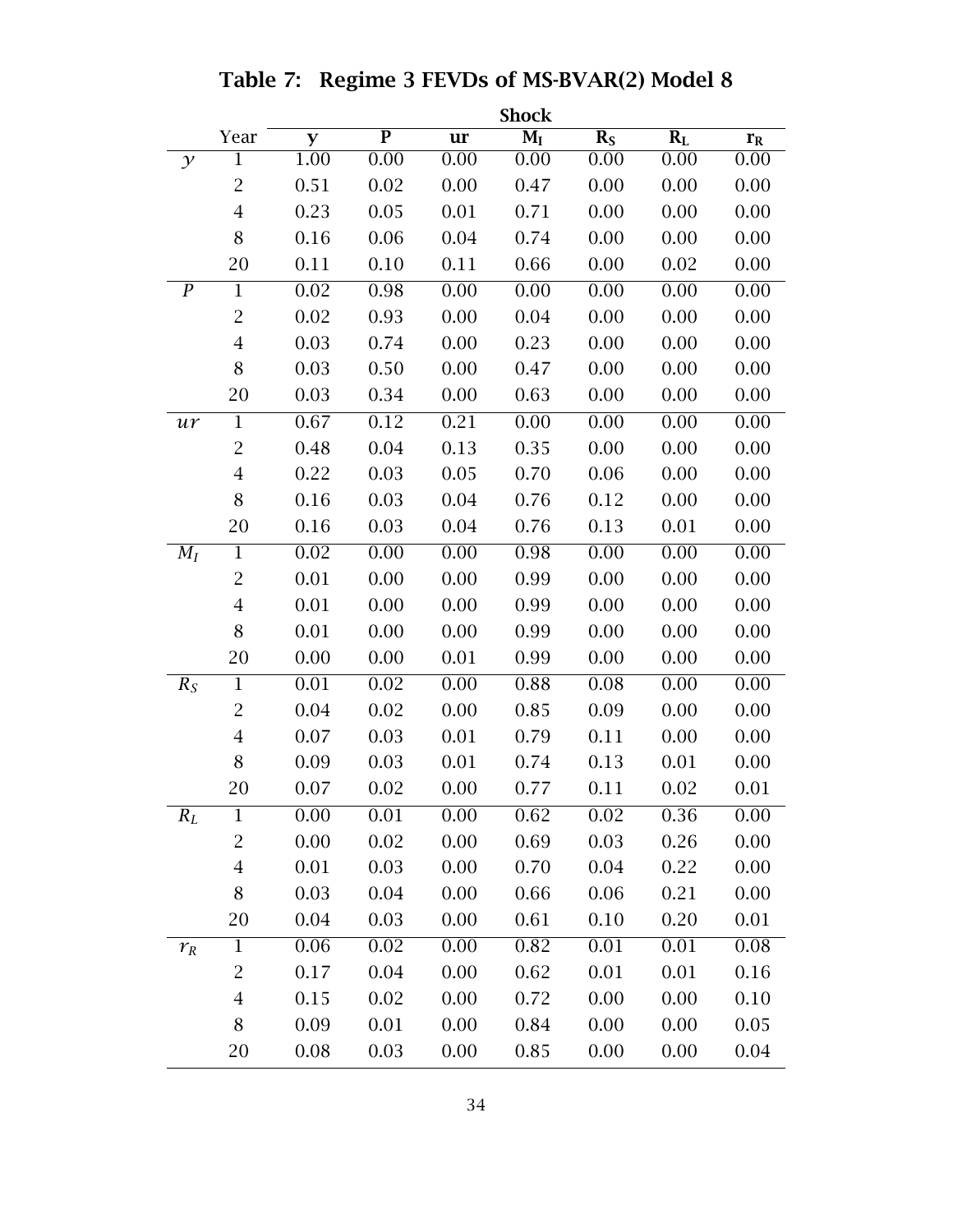# Table 7: Regime 3 FEVDs of MS-BVAR(2) Model 8

| | | Shock | | | | | | |
|---|---|---|---|---|---|---|---|---|
| | Year | **y** | **P** | **ur** | $\mathbf{M_I}$ | $\mathbf{R_S}$ | $\mathbf{R_L}$ | $\mathbf{r_R}$ |
| $y$ | 1 | 1.00 | 0.00 | 0.00 | 0.00 | 0.00 | 0.00 | 0.00 |
| | 2 | 0.51 | 0.02 | 0.00 | 0.47 | 0.00 | 0.00 | 0.00 |
| | 4 | 0.23 | 0.05 | 0.01 | 0.71 | 0.00 | 0.00 | 0.00 |
| | 8 | 0.16 | 0.06 | 0.04 | 0.74 | 0.00 | 0.00 | 0.00 |
| | 20 | 0.11 | 0.10 | 0.11 | 0.66 | 0.00 | 0.02 | 0.00 |
| $P$ | 1 | 0.02 | 0.98 | 0.00 | 0.00 | 0.00 | 0.00 | 0.00 |
| | 2 | 0.02 | 0.93 | 0.00 | 0.04 | 0.00 | 0.00 | 0.00 |
| | 4 | 0.03 | 0.74 | 0.00 | 0.23 | 0.00 | 0.00 | 0.00 |
| | 8 | 0.03 | 0.50 | 0.00 | 0.47 | 0.00 | 0.00 | 0.00 |
| | 20 | 0.03 | 0.34 | 0.00 | 0.63 | 0.00 | 0.00 | 0.00 |
| $ur$ | 1 | 0.67 | 0.12 | 0.21 | 0.00 | 0.00 | 0.00 | 0.00 |
| | 2 | 0.48 | 0.04 | 0.13 | 0.35 | 0.00 | 0.00 | 0.00 |
| | 4 | 0.22 | 0.03 | 0.05 | 0.70 | 0.06 | 0.00 | 0.00 |
| | 8 | 0.16 | 0.03 | 0.04 | 0.76 | 0.12 | 0.00 | 0.00 |
| | 20 | 0.16 | 0.03 | 0.04 | 0.76 | 0.13 | 0.01 | 0.00 |
| $M_I$ | 1 | 0.02 | 0.00 | 0.00 | 0.98 | 0.00 | 0.00 | 0.00 |
| | 2 | 0.01 | 0.00 | 0.00 | 0.99 | 0.00 | 0.00 | 0.00 |
| | 4 | 0.01 | 0.00 | 0.00 | 0.99 | 0.00 | 0.00 | 0.00 |
| | 8 | 0.01 | 0.00 | 0.00 | 0.99 | 0.00 | 0.00 | 0.00 |
| | 20 | 0.00 | 0.00 | 0.01 | 0.99 | 0.00 | 0.00 | 0.00 |
| $R_S$ | 1 | 0.01 | 0.02 | 0.00 | 0.88 | 0.08 | 0.00 | 0.00 |
| | 2 | 0.04 | 0.02 | 0.00 | 0.85 | 0.09 | 0.00 | 0.00 |
| | 4 | 0.07 | 0.03 | 0.01 | 0.79 | 0.11 | 0.00 | 0.00 |
| | 8 | 0.09 | 0.03 | 0.01 | 0.74 | 0.13 | 0.01 | 0.00 |
| | 20 | 0.07 | 0.02 | 0.00 | 0.77 | 0.11 | 0.02 | 0.01 |
| $R_L$ | 1 | 0.00 | 0.01 | 0.00 | 0.62 | 0.02 | 0.36 | 0.00 |
| | 2 | 0.00 | 0.02 | 0.00 | 0.69 | 0.03 | 0.26 | 0.00 |
| | 4 | 0.01 | 0.03 | 0.00 | 0.70 | 0.04 | 0.22 | 0.00 |
| | 8 | 0.03 | 0.04 | 0.00 | 0.66 | 0.06 | 0.21 | 0.00 |
| | 20 | 0.04 | 0.03 | 0.00 | 0.61 | 0.10 | 0.20 | 0.01 |
| $r_R$ | 1 | 0.06 | 0.02 | 0.00 | 0.82 | 0.01 | 0.01 | 0.08 |
| | 2 | 0.17 | 0.04 | 0.00 | 0.62 | 0.01 | 0.01 | 0.16 |
| | 4 | 0.15 | 0.02 | 0.00 | 0.72 | 0.00 | 0.00 | 0.10 |
| | 8 | 0.09 | 0.01 | 0.00 | 0.84 | 0.00 | 0.00 | 0.05 |
| | 20 | 0.08 | 0.03 | 0.00 | 0.85 | 0.00 | 0.00 | 0.04 |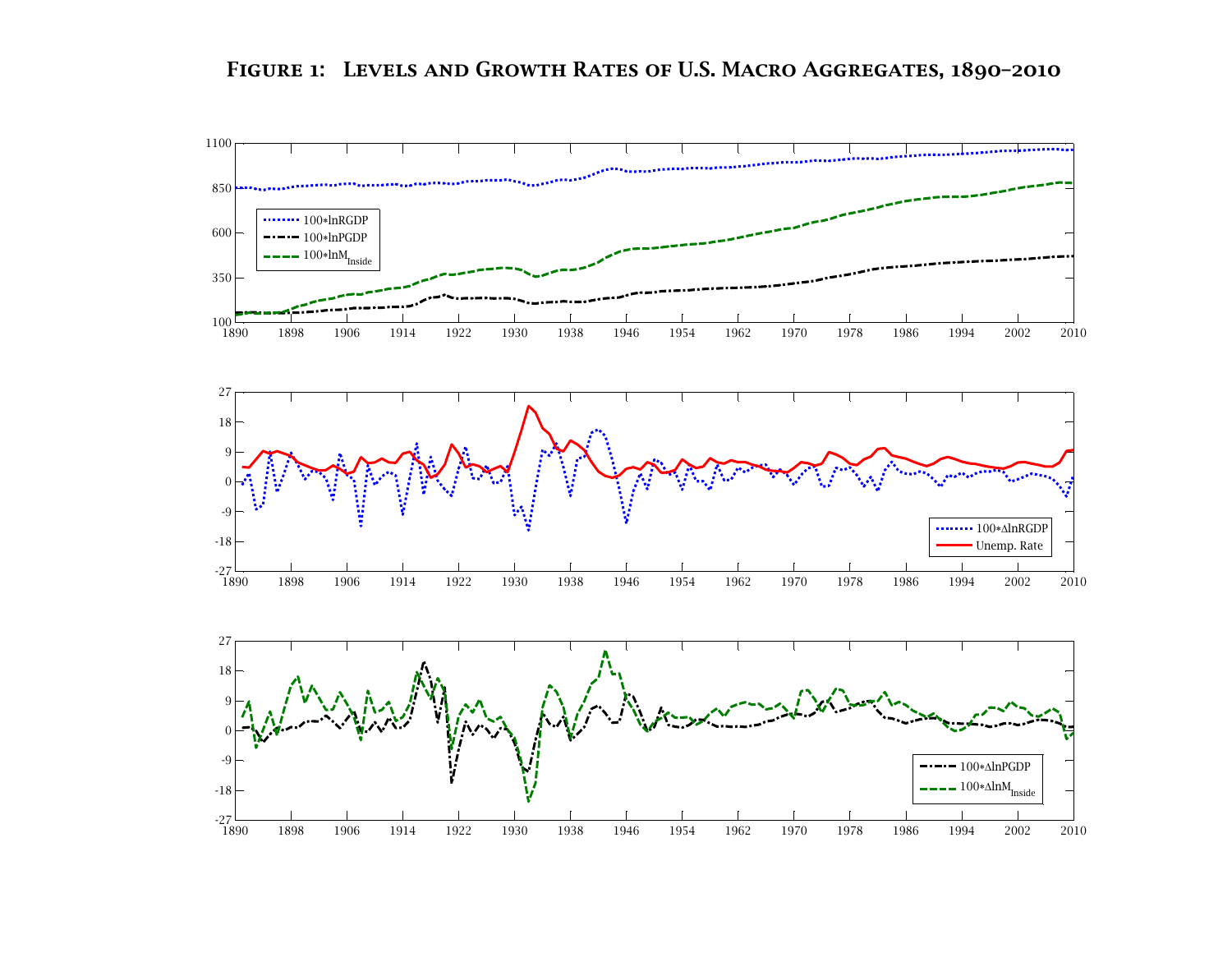**Figure 1: Levels and Growth Rates of U.S. Macro Aggregates, 1890–2010**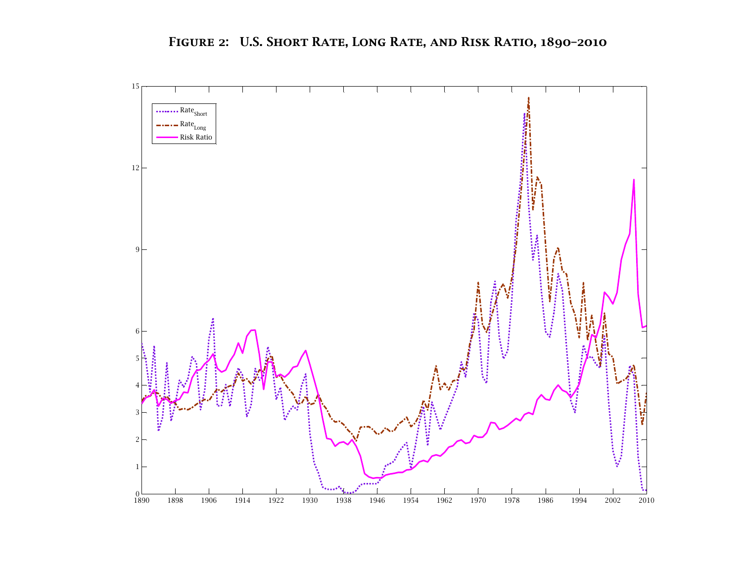# Figure 2: U.S. Short Rate, Long Rate, and Risk Ratio, 1890–2010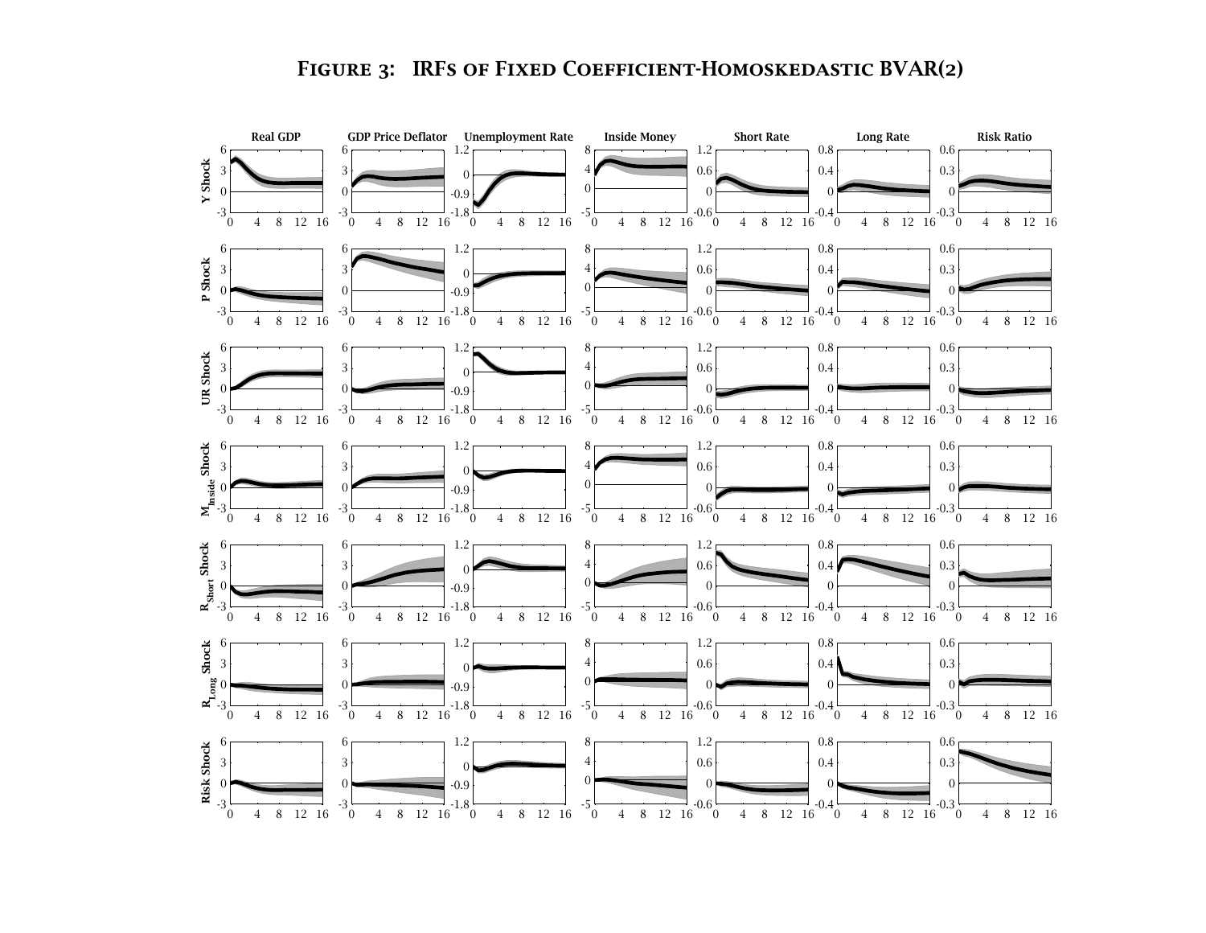# Figure 3: IRFs of Fixed Coefficient-Homoskedastic BVAR(2)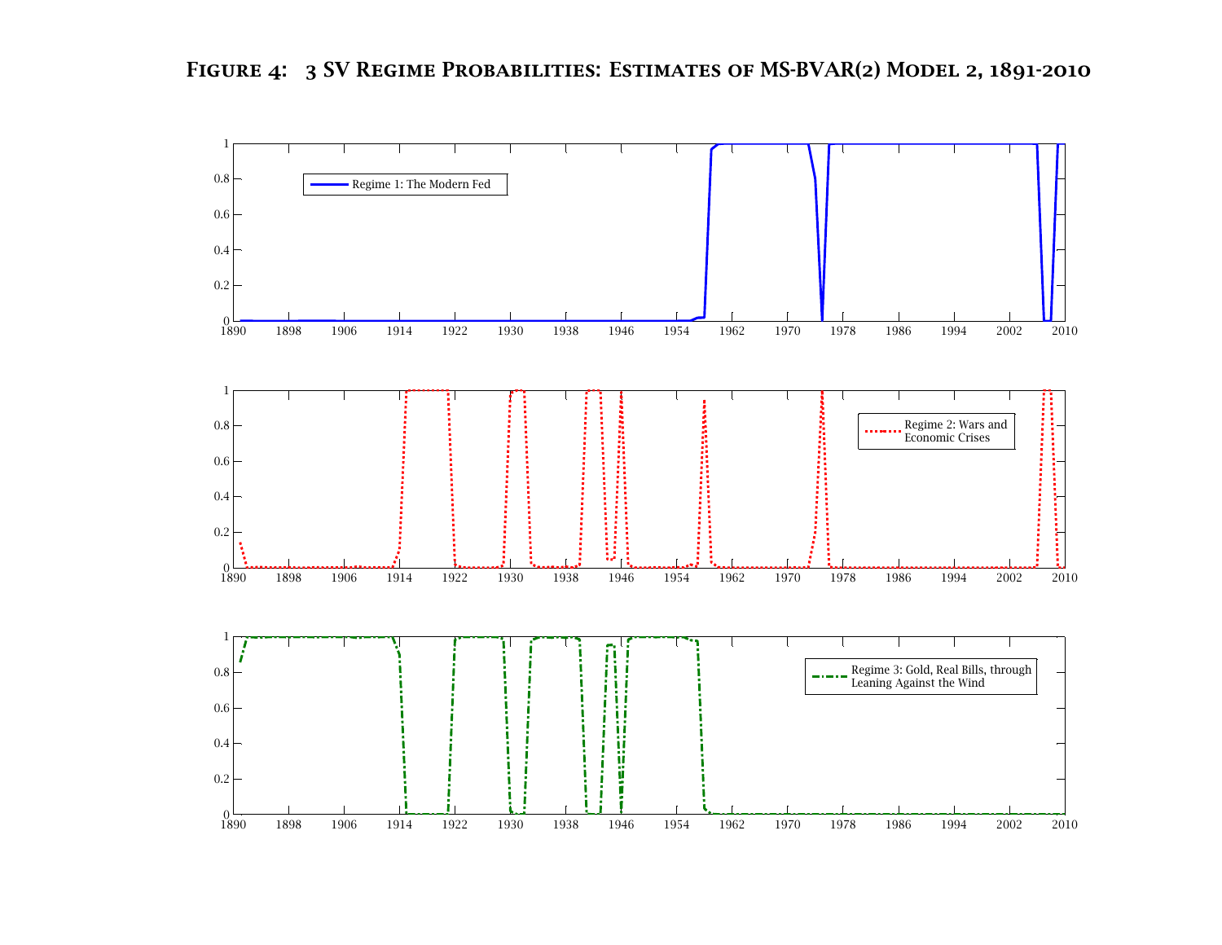# Figure 4: 3 SV Regime Probabilities: Estimates of MS-BVAR(2) Model 2, 1891-2010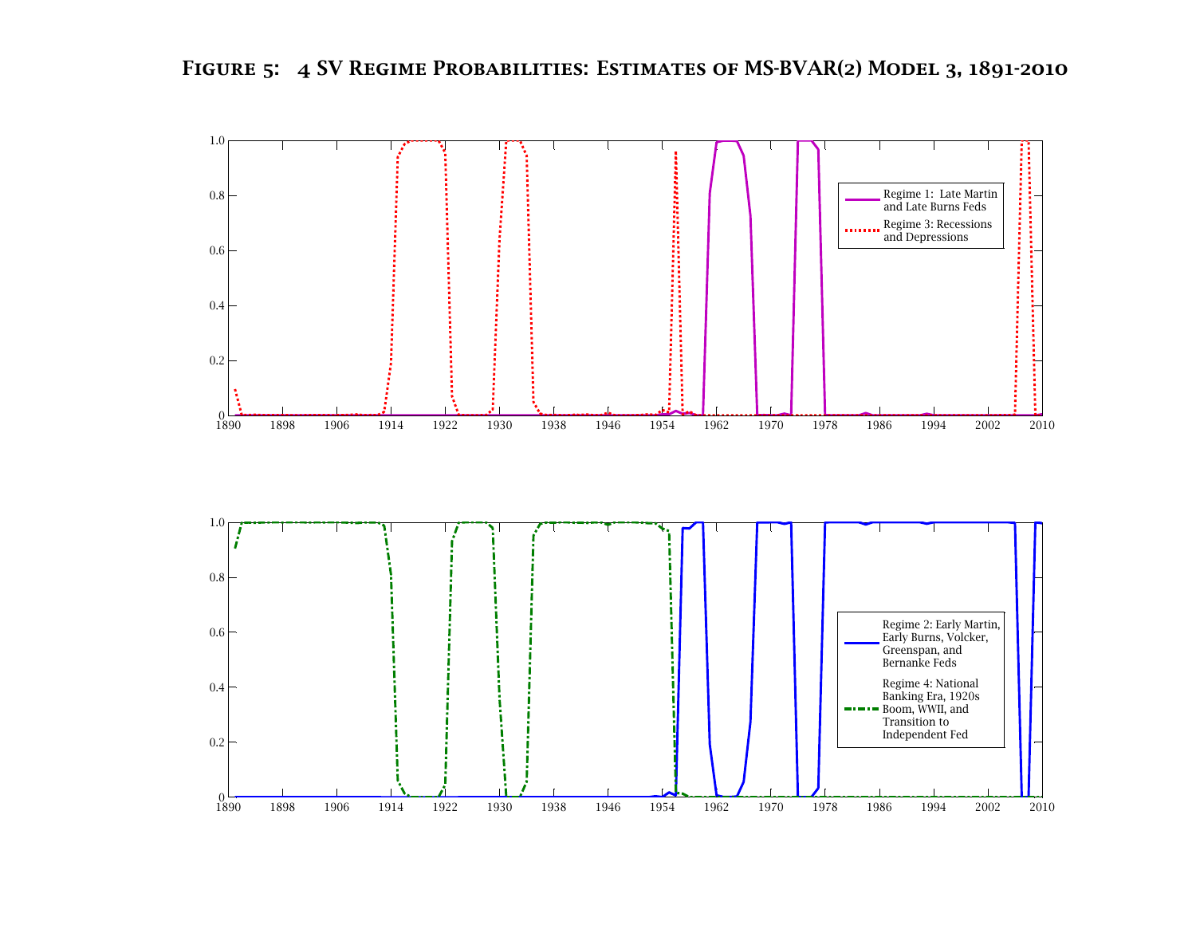**Figure 5: 4 SV Regime Probabilities: Estimates of MS-BVAR(2) Model 3, 1891-2010**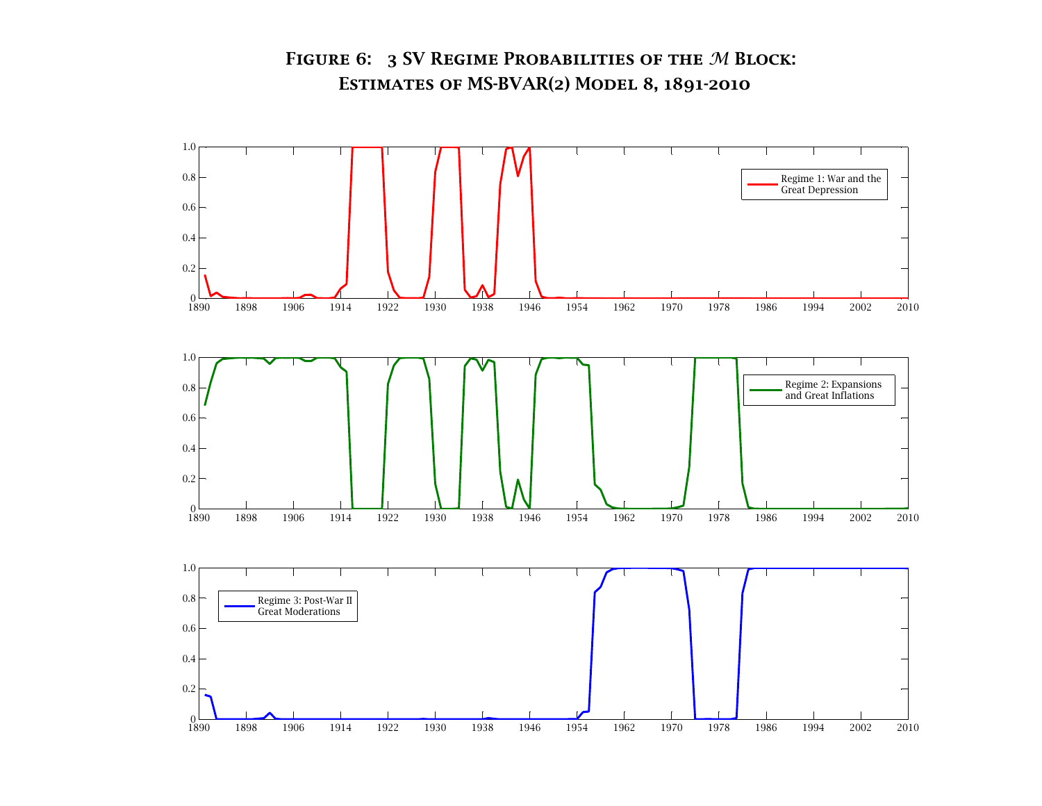# Figure 6: 3 SV Regime Probabilities of the $\mathcal{M}$ Block: Estimates of MS-BVAR(2) Model 8, 1891-2010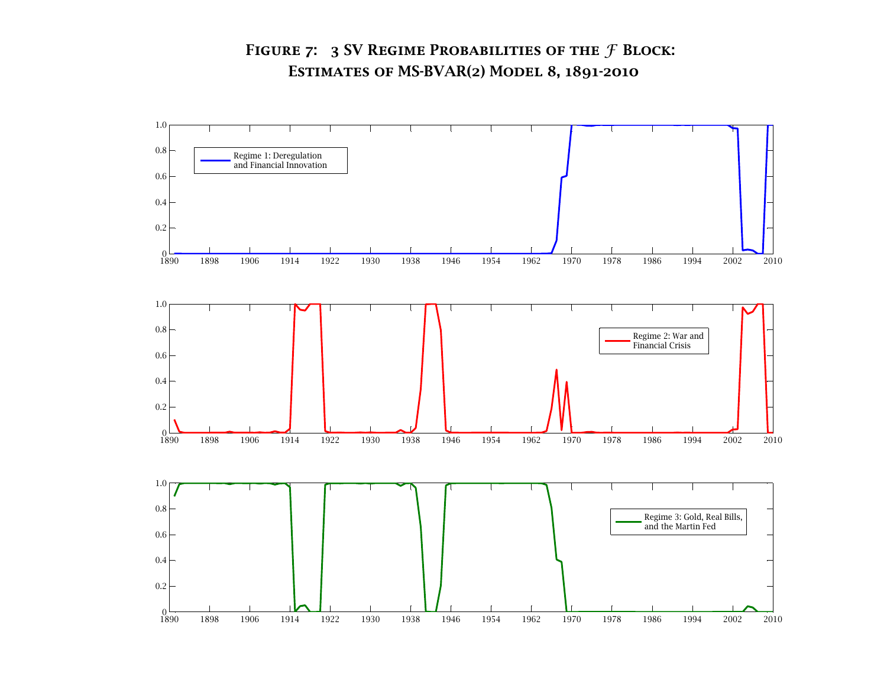**Figure 7: 3 SV Regime Probabilities of the $\mathcal{F}$ Block: Estimates of MS-BVAR(2) Model 8, 1891-2010**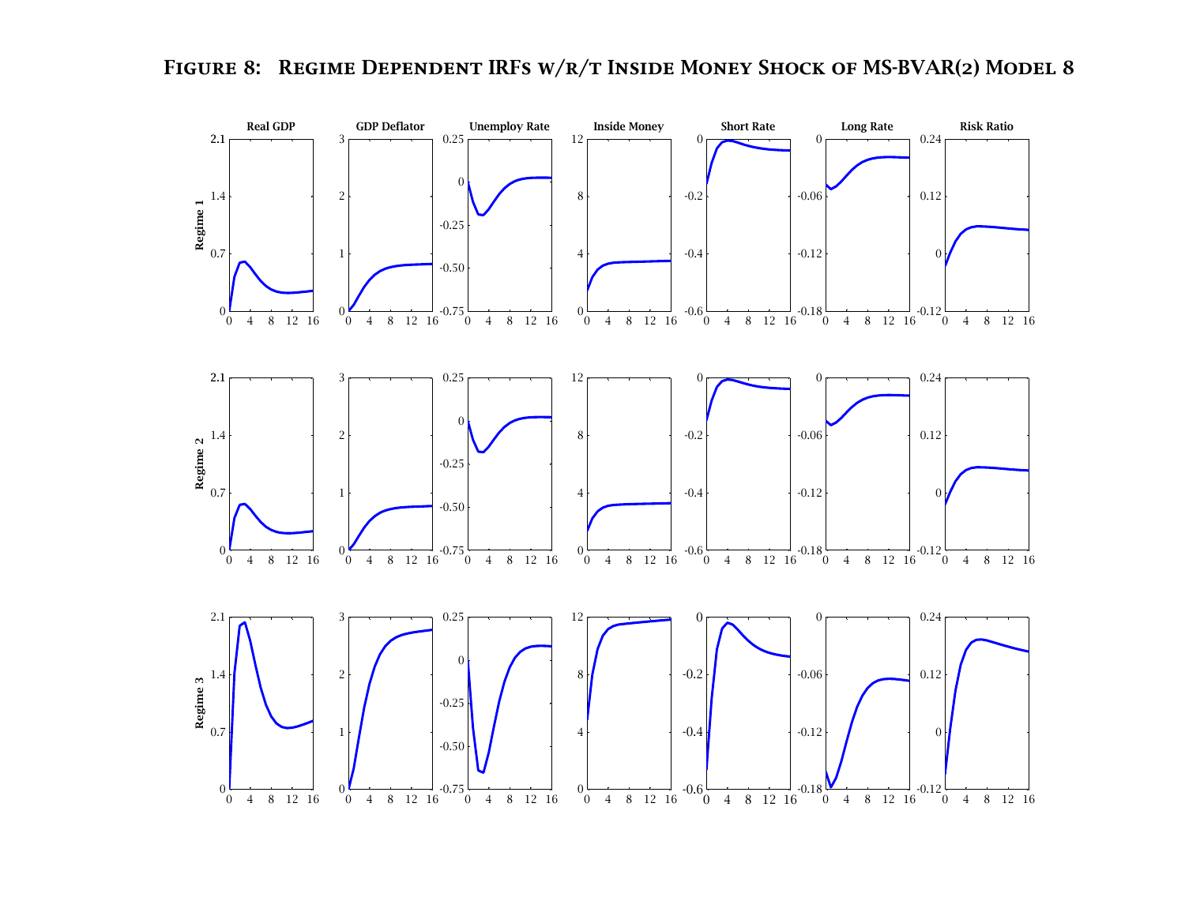# Figure 8: Regime Dependent IRFs w/r/t Inside Money Shock of MS-BVAR(2) Model 8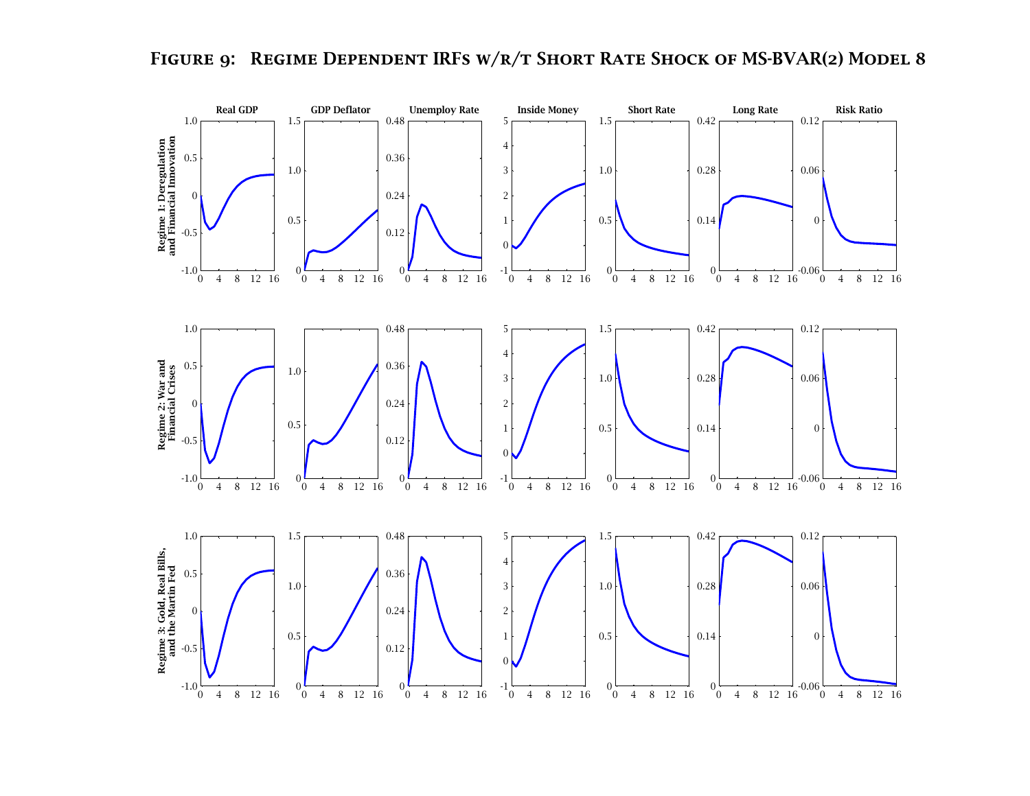# Figure 9: Regime Dependent IRFs w/r/t Short Rate Shock of MS-BVAR(2) Model 8

Real GDP

GDP Deflator

Unemploy Rate

Inside Money

Short Rate

Long Rate

Risk Ratio

Regime 1: Deregulation and Financial Innovation

Regime 2: War and Financial Crises

Regime 3: Gold, Real Bills, and the Martin Fed

1.0 0.5 0 -0.5 -1.0

1.5 1.0 0.5 0

0.48 0.36 0.24 0.12 0

5 4 3 2 1 0 -1

1.5 1.0 0.5 0

0.42 0.28 0.14 0

0.12 0.06 0 -0.06

0 4 8 12 16